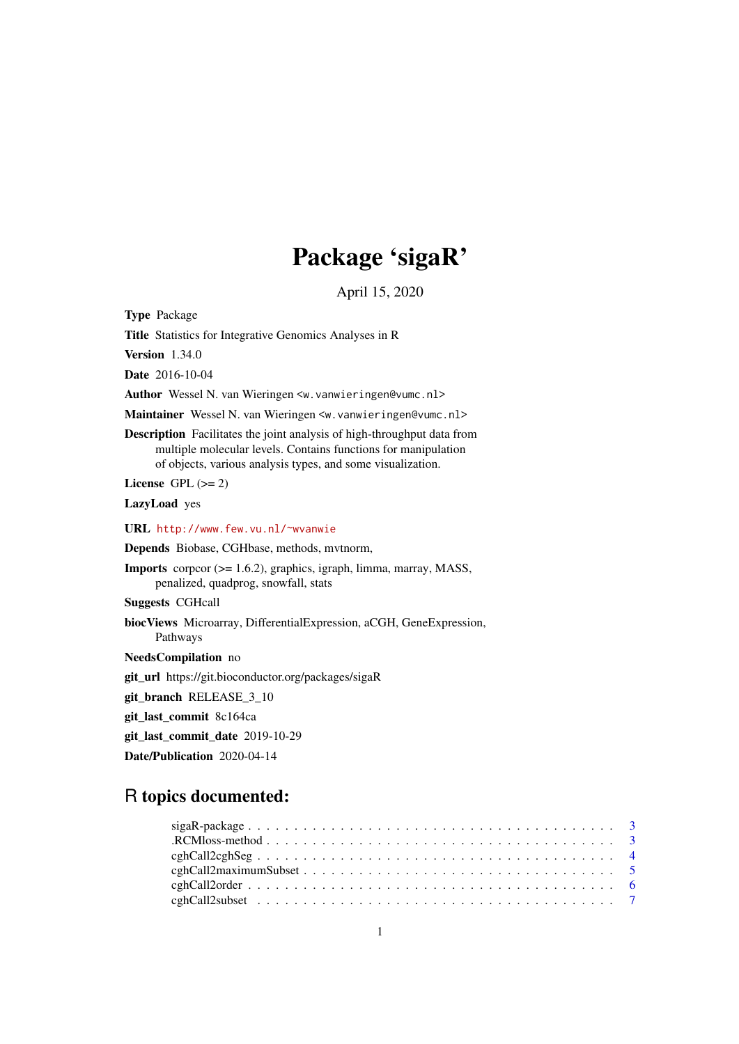# Package 'sigaR'

April 15, 2020

**Type** Package

**Title** Statistics for Integrative Genomics Analyses in R

**Version** 1.34.0

**Date** 2016-10-04

**Author** Wessel N. van Wieringen <w.vanwieringen@vumc.nl>

**Maintainer** Wessel N. van Wieringen <w.vanwieringen@vumc.nl>

**Description** Facilitates the joint analysis of high-throughput data from multiple molecular levels. Contains functions for manipulation of objects, various analysis types, and some visualization.

**License** GPL (>= 2)

**LazyLoad** yes

**URL** http://www.few.vu.nl/~wvanwie

**Depends** Biobase, CGHbase, methods, mvtnorm,

**Imports** corpcor (>= 1.6.2), graphics, igraph, limma, marray, MASS, penalized, quadprog, snowfall, stats

**Suggests** CGHcall

**biocViews** Microarray, DifferentialExpression, aCGH, GeneExpression, Pathways

**NeedsCompilation** no

**git_url** https://git.bioconductor.org/packages/sigaR

**git_branch** RELEASE_3_10

**git_last_commit** 8c164ca

**git_last_commit_date** 2019-10-29

**Date/Publication** 2020-04-14

## R topics documented:

- sigaR-package . . . . . . . . . . 3
- .RCMloss-method . . . . . . . . . . 3
- cghCall2cghSeg . . . . . . . . . . 4
- cghCall2maximumSubset . . . . . . . . . . 5
- cghCall2order . . . . . . . . . . 6
- cghCall2subset . . . . . . . . . . 7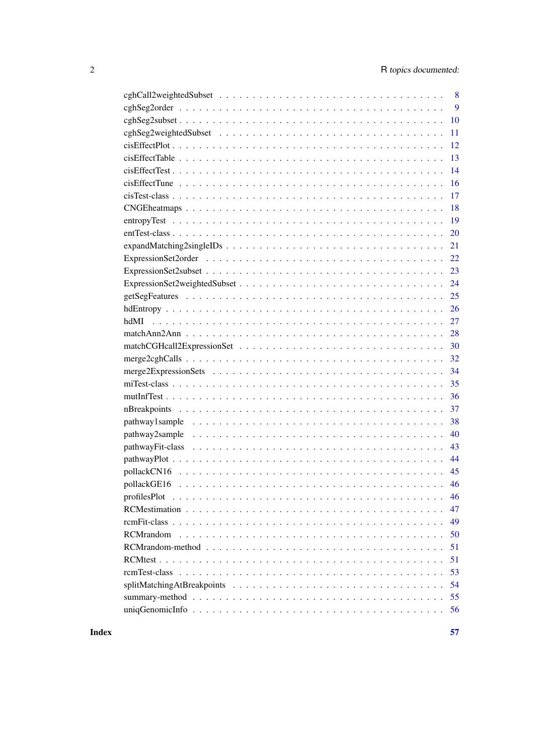cghCall2weightedSubset . . . . . . . . . . . . . . . . . . . . . . . . . . . . . . . . . 8
cghSeg2order . . . . . . . . . . . . . . . . . . . . . . . . . . . . . . . . . . . . . . 9
cghSeg2subset . . . . . . . . . . . . . . . . . . . . . . . . . . . . . . . . . . . . . 10
cghSeg2weightedSubset . . . . . . . . . . . . . . . . . . . . . . . . . . . . . . . . 11
cisEffectPlot . . . . . . . . . . . . . . . . . . . . . . . . . . . . . . . . . . . . . 12
cisEffectTable . . . . . . . . . . . . . . . . . . . . . . . . . . . . . . . . . . . . 13
cisEffectTest . . . . . . . . . . . . . . . . . . . . . . . . . . . . . . . . . . . . . 14
cisEffectTune . . . . . . . . . . . . . . . . . . . . . . . . . . . . . . . . . . . . . 16
cisTest-class . . . . . . . . . . . . . . . . . . . . . . . . . . . . . . . . . . . . . 17
CNGEheatmaps . . . . . . . . . . . . . . . . . . . . . . . . . . . . . . . . . . . . . 18
entropyTest . . . . . . . . . . . . . . . . . . . . . . . . . . . . . . . . . . . . . . 19
entTest-class . . . . . . . . . . . . . . . . . . . . . . . . . . . . . . . . . . . . . 20
expandMatching2singleIDs . . . . . . . . . . . . . . . . . . . . . . . . . . . . . . . 21
ExpressionSet2order . . . . . . . . . . . . . . . . . . . . . . . . . . . . . . . . . . 22
ExpressionSet2subset . . . . . . . . . . . . . . . . . . . . . . . . . . . . . . . . . 23
ExpressionSet2weightedSubset . . . . . . . . . . . . . . . . . . . . . . . . . . . . 24
getSegFeatures . . . . . . . . . . . . . . . . . . . . . . . . . . . . . . . . . . . . 25
hdEntropy . . . . . . . . . . . . . . . . . . . . . . . . . . . . . . . . . . . . . . . 26
hdMI . . . . . . . . . . . . . . . . . . . . . . . . . . . . . . . . . . . . . . . . . . 27
matchAnn2Ann . . . . . . . . . . . . . . . . . . . . . . . . . . . . . . . . . . . . . 28
matchCGHcall2ExpressionSet . . . . . . . . . . . . . . . . . . . . . . . . . . . . . 30
merge2cghCalls . . . . . . . . . . . . . . . . . . . . . . . . . . . . . . . . . . . . 32
merge2ExpressionSets . . . . . . . . . . . . . . . . . . . . . . . . . . . . . . . . . 34
miTest-class . . . . . . . . . . . . . . . . . . . . . . . . . . . . . . . . . . . . . . 35
mutInfTest . . . . . . . . . . . . . . . . . . . . . . . . . . . . . . . . . . . . . . . 36
nBreakpoints . . . . . . . . . . . . . . . . . . . . . . . . . . . . . . . . . . . . . 37
pathway1sample . . . . . . . . . . . . . . . . . . . . . . . . . . . . . . . . . . . . 38
pathway2sample . . . . . . . . . . . . . . . . . . . . . . . . . . . . . . . . . . . . 40
pathwayFit-class . . . . . . . . . . . . . . . . . . . . . . . . . . . . . . . . . . . . 43
pathwayPlot . . . . . . . . . . . . . . . . . . . . . . . . . . . . . . . . . . . . . . 44
pollackCN16 . . . . . . . . . . . . . . . . . . . . . . . . . . . . . . . . . . . . . . 45
pollackGE16 . . . . . . . . . . . . . . . . . . . . . . . . . . . . . . . . . . . . . . 46
profilesPlot . . . . . . . . . . . . . . . . . . . . . . . . . . . . . . . . . . . . . . 46
RCMestimation . . . . . . . . . . . . . . . . . . . . . . . . . . . . . . . . . . . . . 47
rcmFit-class . . . . . . . . . . . . . . . . . . . . . . . . . . . . . . . . . . . . . . 49
RCMrandom . . . . . . . . . . . . . . . . . . . . . . . . . . . . . . . . . . . . . . . 50
RCMrandom-method . . . . . . . . . . . . . . . . . . . . . . . . . . . . . . . . . . . 51
RCMtest . . . . . . . . . . . . . . . . . . . . . . . . . . . . . . . . . . . . . . . . 51
rcmTest-class . . . . . . . . . . . . . . . . . . . . . . . . . . . . . . . . . . . . . 53
splitMatchingAtBreakpoints . . . . . . . . . . . . . . . . . . . . . . . . . . . . . 54
summary-method . . . . . . . . . . . . . . . . . . . . . . . . . . . . . . . . . . . . 55
uniqGenomicInfo . . . . . . . . . . . . . . . . . . . . . . . . . . . . . . . . . . . . 56

**Index** **57**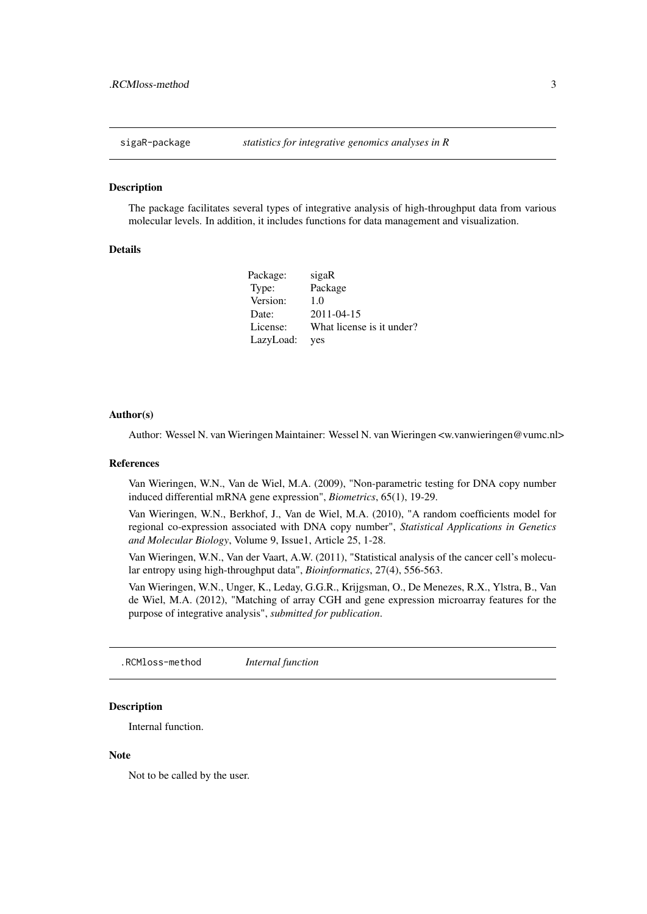## sigaR-package    *statistics for integrative genomics analyses in R*

### Description

The package facilitates several types of integrative analysis of high-throughput data from various molecular levels. In addition, it includes functions for data management and visualization.

### Details

| | |
|---|---|
| Package: | sigaR |
| Type: | Package |
| Version: | 1.0 |
| Date: | 2011-04-15 |
| License: | What license is it under? |
| LazyLoad: | yes |

### Author(s)

Author: Wessel N. van Wieringen Maintainer: Wessel N. van Wieringen <w.vanwieringen@vumc.nl>

### References

Van Wieringen, W.N., Van de Wiel, M.A. (2009), "Non-parametric testing for DNA copy number induced differential mRNA gene expression", *Biometrics*, 65(1), 19-29.

Van Wieringen, W.N., Berkhof, J., Van de Wiel, M.A. (2010), "A random coefficients model for regional co-expression associated with DNA copy number", *Statistical Applications in Genetics and Molecular Biology*, Volume 9, Issue1, Article 25, 1-28.

Van Wieringen, W.N., Van der Vaart, A.W. (2011), "Statistical analysis of the cancer cell's molecular entropy using high-throughput data", *Bioinformatics*, 27(4), 556-563.

Van Wieringen, W.N., Unger, K., Leday, G.G.R., Krijgsman, O., De Menezes, R.X., Ylstra, B., Van de Wiel, M.A. (2012), "Matching of array CGH and gene expression microarray features for the purpose of integrative analysis", *submitted for publication*.

## .RCMloss-method    *Internal function*

### Description

Internal function.

### Note

Not to be called by the user.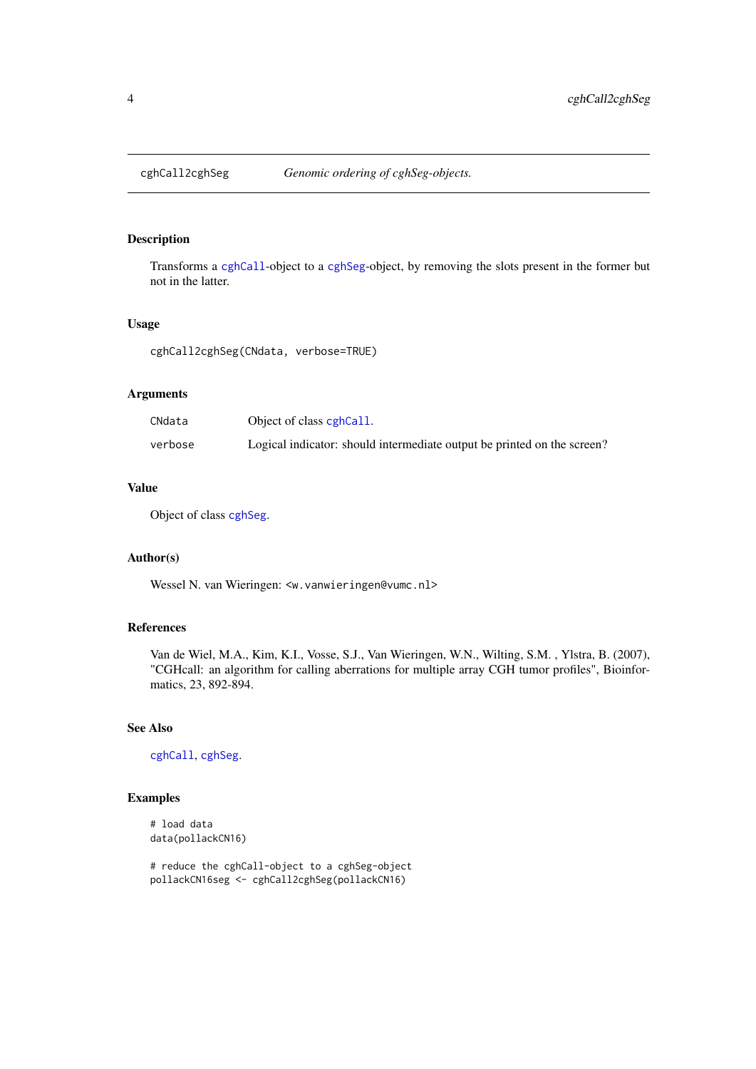cghCall2cghSeg *Genomic ordering of cghSeg-objects.*

## Description

Transforms a cghCall-object to a cghSeg-object, by removing the slots present in the former but not in the latter.

## Usage

```
cghCall2cghSeg(CNdata, verbose=TRUE)
```

## Arguments

| | |
|---|---|
| CNdata | Object of class cghCall. |
| verbose | Logical indicator: should intermediate output be printed on the screen? |

## Value

Object of class cghSeg.

## Author(s)

Wessel N. van Wieringen: <w.vanwieringen@vumc.nl>

## References

Van de Wiel, M.A., Kim, K.I., Vosse, S.J., Van Wieringen, W.N., Wilting, S.M. , Ylstra, B. (2007), "CGHcall: an algorithm for calling aberrations for multiple array CGH tumor profiles", Bioinformatics, 23, 892-894.

## See Also

cghCall, cghSeg.

## Examples

```
# load data
data(pollackCN16)

# reduce the cghCall-object to a cghSeg-object
pollackCN16seg <- cghCall2cghSeg(pollackCN16)
```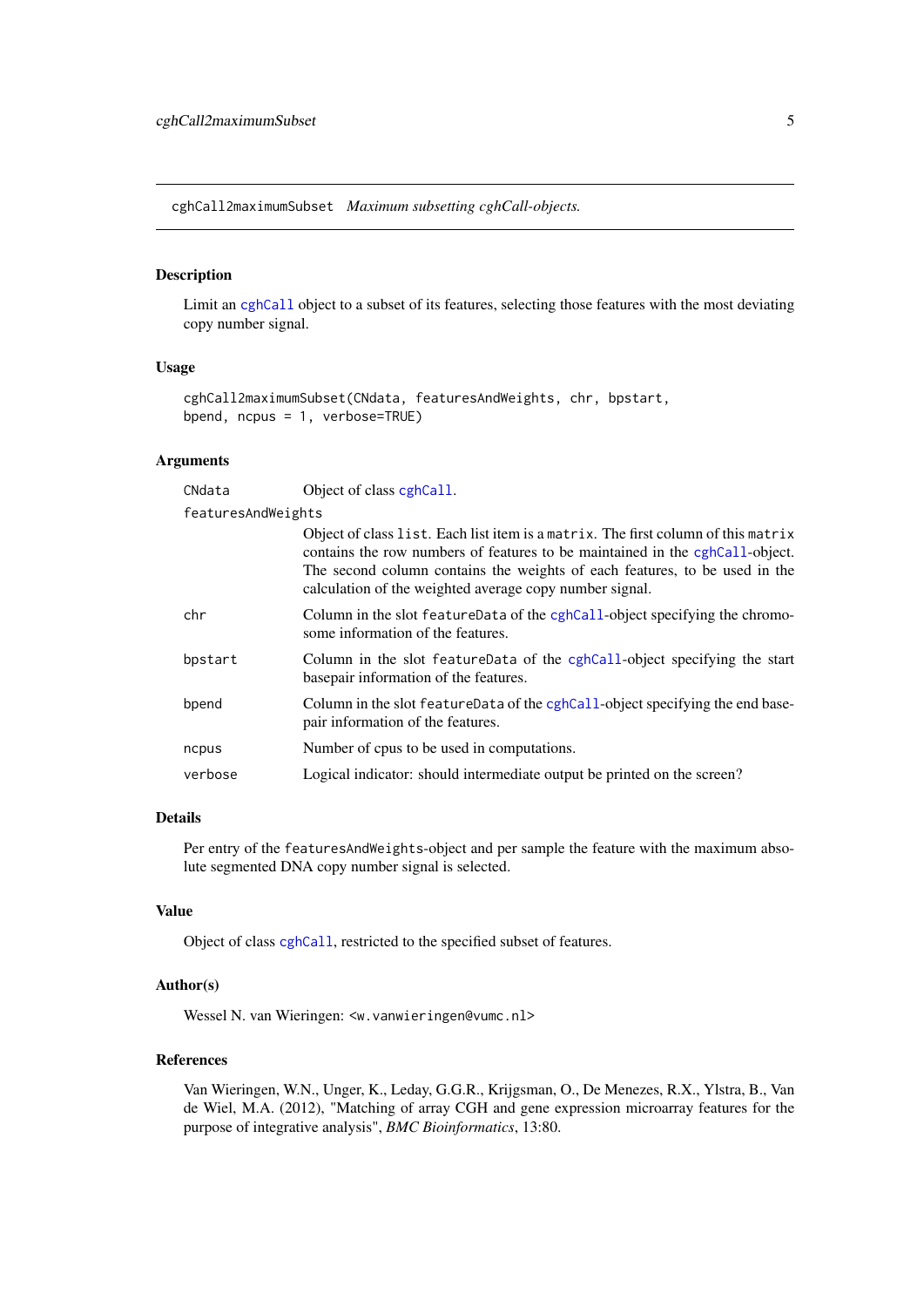## cghCall2maximumSubset *Maximum subsetting cghCall-objects.*

### Description

Limit an cghCall object to a subset of its features, selecting those features with the most deviating copy number signal.

### Usage

```
cghCall2maximumSubset(CNdata, featuresAndWeights, chr, bpstart,
bpend, ncpus = 1, verbose=TRUE)
```

### Arguments

| | |
|---|---|
| CNdata | Object of class cghCall. |
| featuresAndWeights | Object of class list. Each list item is a matrix. The first column of this matrix contains the row numbers of features to be maintained in the cghCall-object. The second column contains the weights of each features, to be used in the calculation of the weighted average copy number signal. |
| chr | Column in the slot featureData of the cghCall-object specifying the chromosome information of the features. |
| bpstart | Column in the slot featureData of the cghCall-object specifying the start basepair information of the features. |
| bpend | Column in the slot featureData of the cghCall-object specifying the end basepair information of the features. |
| ncpus | Number of cpus to be used in computations. |
| verbose | Logical indicator: should intermediate output be printed on the screen? |

### Details

Per entry of the featuresAndWeights-object and per sample the feature with the maximum absolute segmented DNA copy number signal is selected.

### Value

Object of class cghCall, restricted to the specified subset of features.

### Author(s)

Wessel N. van Wieringen: <w.vanwieringen@vumc.nl>

### References

Van Wieringen, W.N., Unger, K., Leday, G.G.R., Krijgsman, O., De Menezes, R.X., Ylstra, B., Van de Wiel, M.A. (2012), "Matching of array CGH and gene expression microarray features for the purpose of integrative analysis", *BMC Bioinformatics*, 13:80.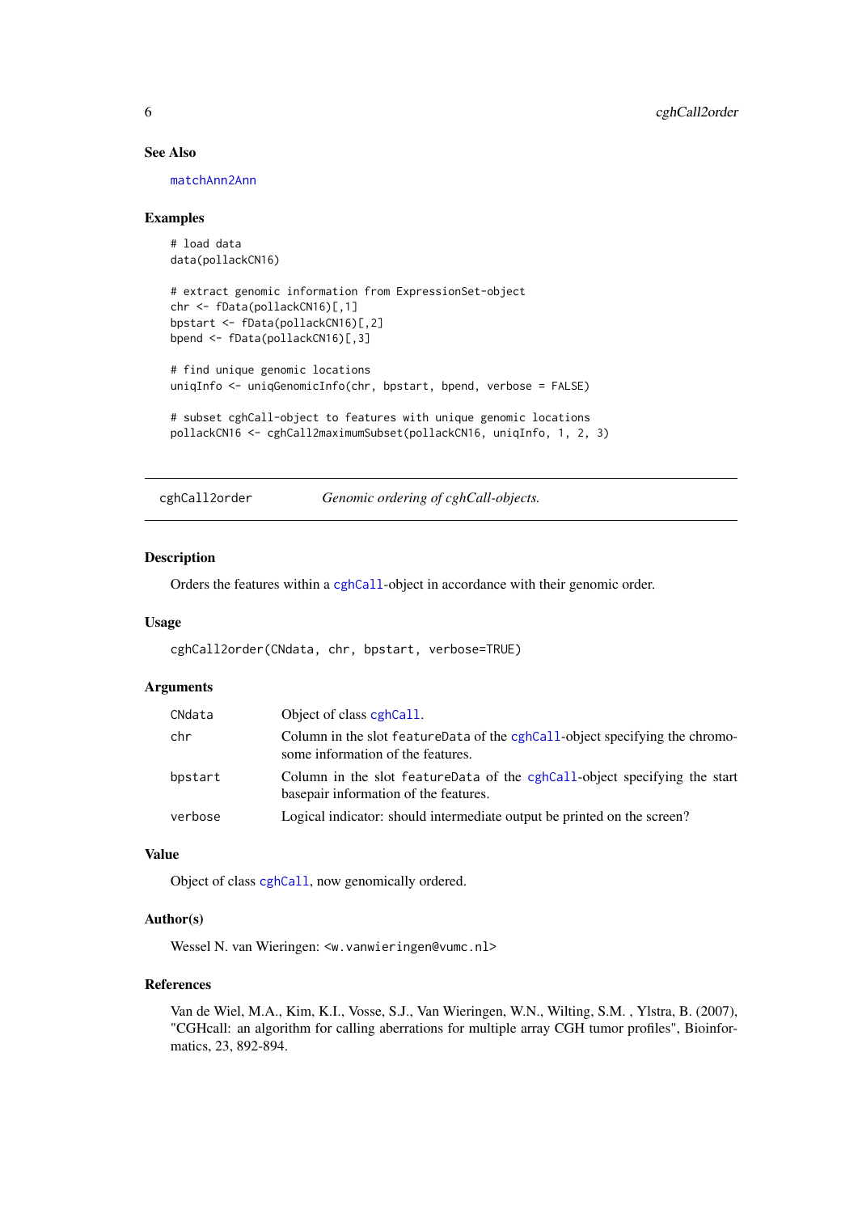### See Also

matchAnn2Ann

### Examples

```
# load data
data(pollackCN16)

# extract genomic information from ExpressionSet-object
chr <- fData(pollackCN16)[,1]
bpstart <- fData(pollackCN16)[,2]
bpend <- fData(pollackCN16)[,3]

# find unique genomic locations
uniqInfo <- uniqGenomicInfo(chr, bpstart, bpend, verbose = FALSE)

# subset cghCall-object to features with unique genomic locations
pollackCN16 <- cghCall2maximumSubset(pollackCN16, uniqInfo, 1, 2, 3)
```

---

## cghCall2order — *Genomic ordering of cghCall-objects.*

### Description

Orders the features within a cghCall-object in accordance with their genomic order.

### Usage

```
cghCall2order(CNdata, chr, bpstart, verbose=TRUE)
```

### Arguments

| | |
|---|---|
| CNdata | Object of class cghCall. |
| chr | Column in the slot featureData of the cghCall-object specifying the chromosome information of the features. |
| bpstart | Column in the slot featureData of the cghCall-object specifying the start basepair information of the features. |
| verbose | Logical indicator: should intermediate output be printed on the screen? |

### Value

Object of class cghCall, now genomically ordered.

### Author(s)

Wessel N. van Wieringen: <w.vanwieringen@vumc.nl>

### References

Van de Wiel, M.A., Kim, K.I., Vosse, S.J., Van Wieringen, W.N., Wilting, S.M. , Ylstra, B. (2007), "CGHcall: an algorithm for calling aberrations for multiple array CGH tumor profiles", Bioinformatics, 23, 892-894.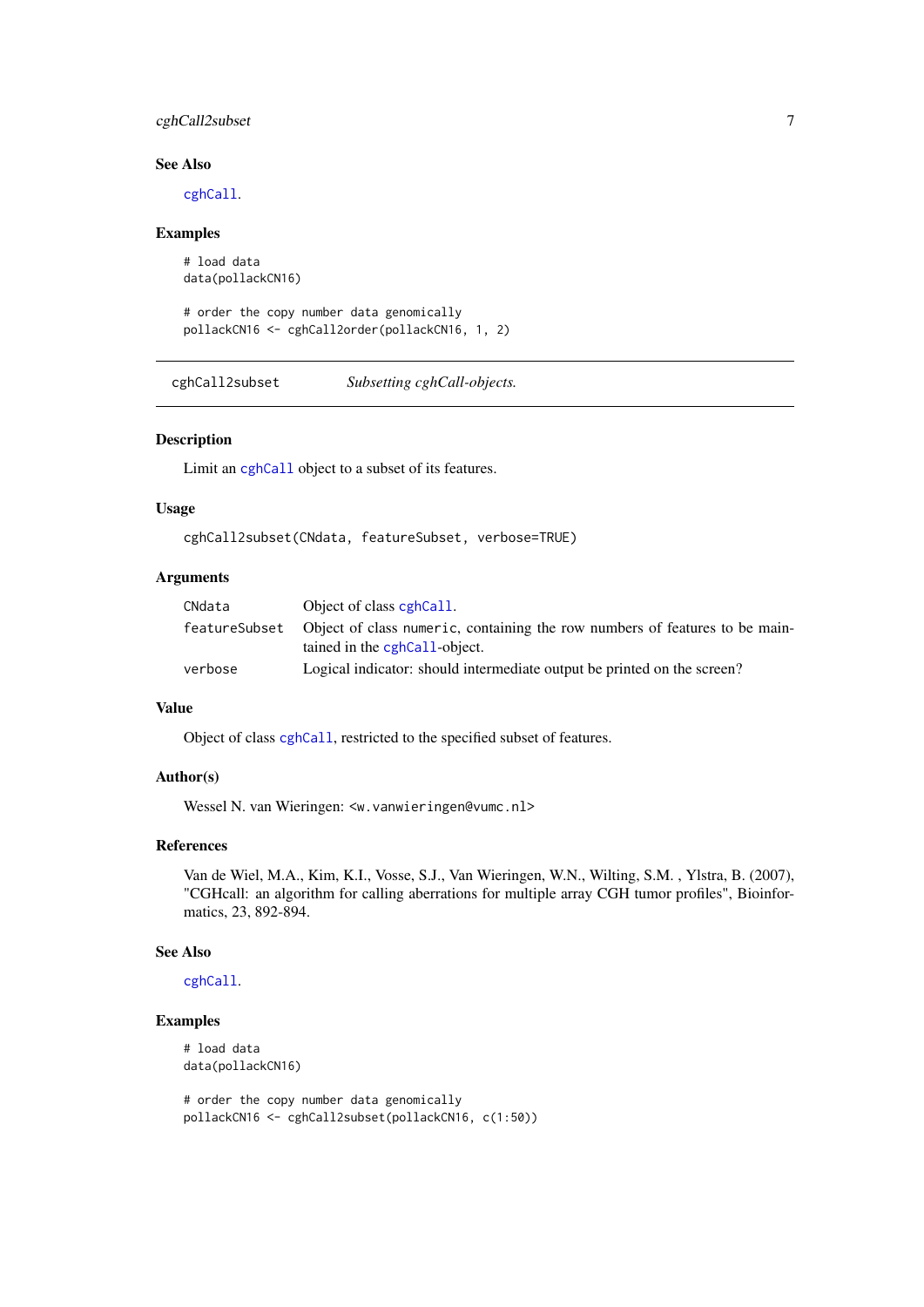### See Also

cghCall.

### Examples

```
# load data
data(pollackCN16)

# order the copy number data genomically
pollackCN16 <- cghCall2order(pollackCN16, 1, 2)
```

---

## cghCall2subset — *Subsetting cghCall-objects.*

---

### Description

Limit an cghCall object to a subset of its features.

### Usage

```
cghCall2subset(CNdata, featureSubset, verbose=TRUE)
```

### Arguments

| | |
|---|---|
| CNdata | Object of class cghCall. |
| featureSubset | Object of class numeric, containing the row numbers of features to be maintained in the cghCall-object. |
| verbose | Logical indicator: should intermediate output be printed on the screen? |

### Value

Object of class cghCall, restricted to the specified subset of features.

### Author(s)

Wessel N. van Wieringen: <w.vanwieringen@vumc.nl>

### References

Van de Wiel, M.A., Kim, K.I., Vosse, S.J., Van Wieringen, W.N., Wilting, S.M. , Ylstra, B. (2007), "CGHcall: an algorithm for calling aberrations for multiple array CGH tumor profiles", Bioinformatics, 23, 892-894.

### See Also

cghCall.

### Examples

```
# load data
data(pollackCN16)

# order the copy number data genomically
pollackCN16 <- cghCall2subset(pollackCN16, c(1:50))
```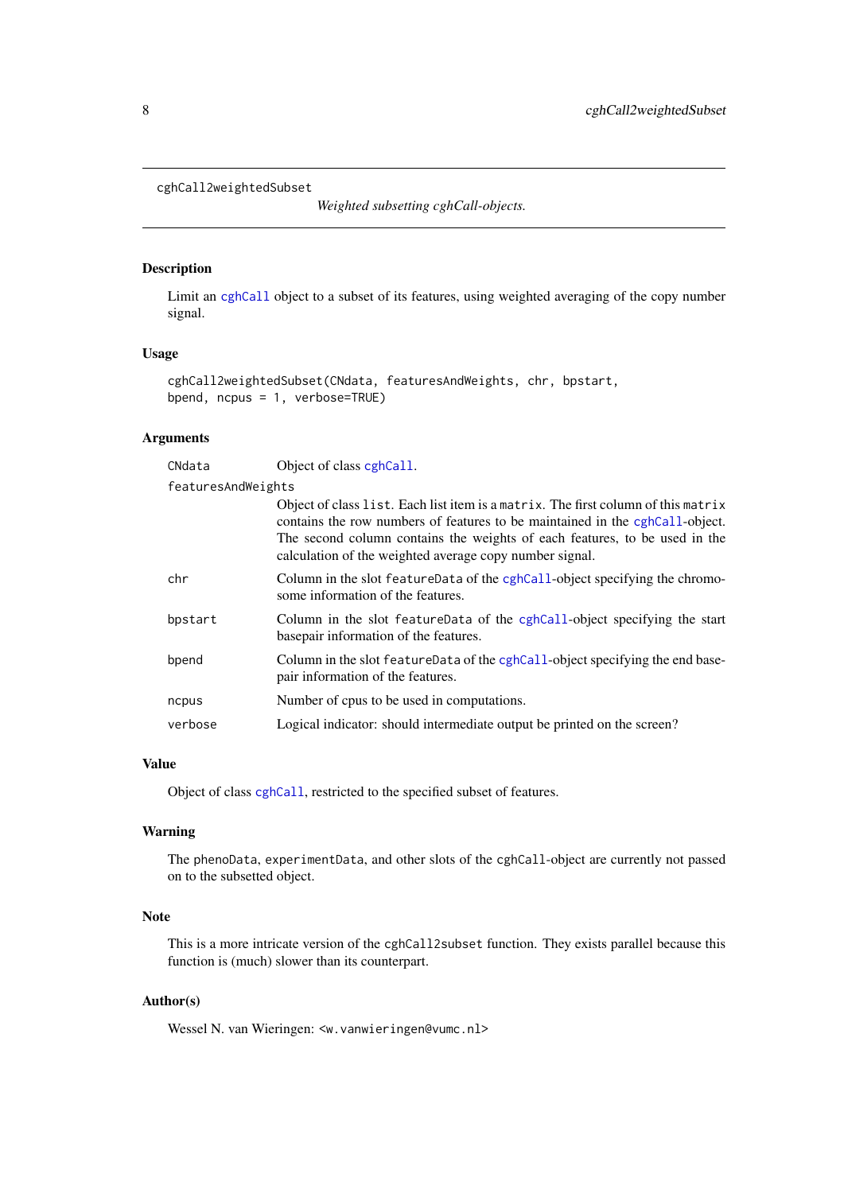# cghCall2weightedSubset

*Weighted subsetting cghCall-objects.*

## Description

Limit an cghCall object to a subset of its features, using weighted averaging of the copy number signal.

## Usage

```
cghCall2weightedSubset(CNdata, featuresAndWeights, chr, bpstart,
bpend, ncpus = 1, verbose=TRUE)
```

## Arguments

| | |
|---|---|
| CNdata | Object of class cghCall. |
| featuresAndWeights | Object of class list. Each list item is a matrix. The first column of this matrix contains the row numbers of features to be maintained in the cghCall-object. The second column contains the weights of each features, to be used in the calculation of the weighted average copy number signal. |
| chr | Column in the slot featureData of the cghCall-object specifying the chromosome information of the features. |
| bpstart | Column in the slot featureData of the cghCall-object specifying the start basepair information of the features. |
| bpend | Column in the slot featureData of the cghCall-object specifying the end basepair information of the features. |
| ncpus | Number of cpus to be used in computations. |
| verbose | Logical indicator: should intermediate output be printed on the screen? |

## Value

Object of class cghCall, restricted to the specified subset of features.

## Warning

The phenoData, experimentData, and other slots of the cghCall-object are currently not passed on to the subsetted object.

## Note

This is a more intricate version of the cghCall2subset function. They exists parallel because this function is (much) slower than its counterpart.

## Author(s)

Wessel N. van Wieringen: <w.vanwieringen@vumc.nl>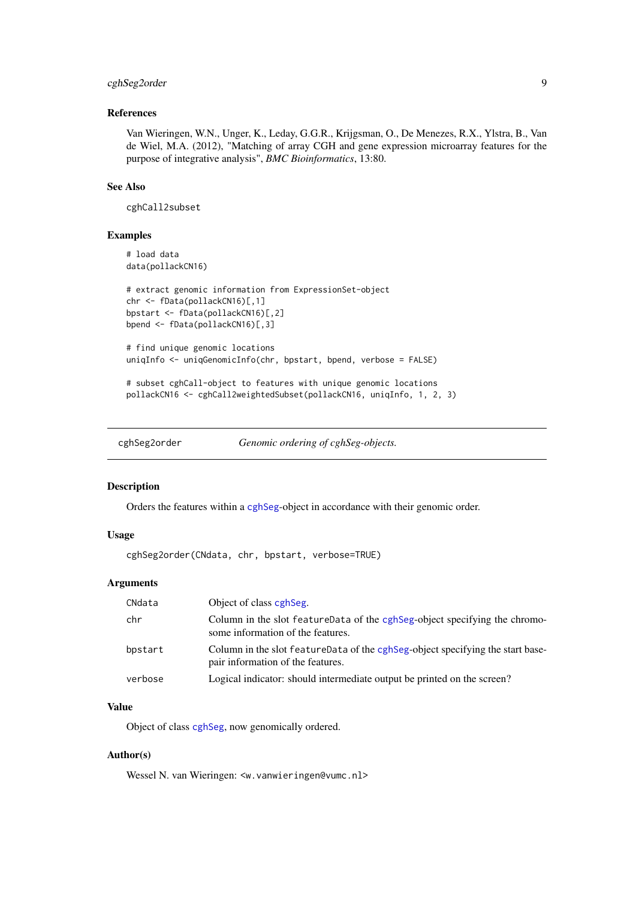### References

Van Wieringen, W.N., Unger, K., Leday, G.G.R., Krijgsman, O., De Menezes, R.X., Ylstra, B., Van de Wiel, M.A. (2012), "Matching of array CGH and gene expression microarray features for the purpose of integrative analysis", *BMC Bioinformatics*, 13:80.

### See Also

`cghCall2subset`

### Examples

```
# load data
data(pollackCN16)

# extract genomic information from ExpressionSet-object
chr <- fData(pollackCN16)[,1]
bpstart <- fData(pollackCN16)[,2]
bpend <- fData(pollackCN16)[,3]

# find unique genomic locations
uniqInfo <- uniqGenomicInfo(chr, bpstart, bpend, verbose = FALSE)

# subset cghCall-object to features with unique genomic locations
pollackCN16 <- cghCall2weightedSubset(pollackCN16, uniqInfo, 1, 2, 3)
```

---

## cghSeg2order — *Genomic ordering of cghSeg-objects.*

---

### Description

Orders the features within a cghSeg-object in accordance with their genomic order.

### Usage

```
cghSeg2order(CNdata, chr, bpstart, verbose=TRUE)
```

### Arguments

| | |
|---|---|
| CNdata | Object of class cghSeg. |
| chr | Column in the slot featureData of the cghSeg-object specifying the chromosome information of the features. |
| bpstart | Column in the slot featureData of the cghSeg-object specifying the start base-pair information of the features. |
| verbose | Logical indicator: should intermediate output be printed on the screen? |

### Value

Object of class cghSeg, now genomically ordered.

### Author(s)

Wessel N. van Wieringen: <w.vanwieringen@vumc.nl>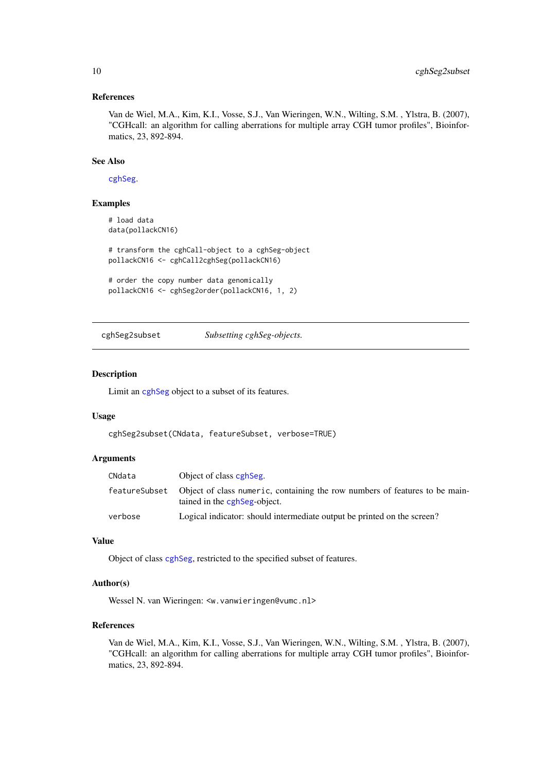### References

Van de Wiel, M.A., Kim, K.I., Vosse, S.J., Van Wieringen, W.N., Wilting, S.M. , Ylstra, B. (2007), "CGHcall: an algorithm for calling aberrations for multiple array CGH tumor profiles", Bioinformatics, 23, 892-894.

### See Also

cghSeg.

### Examples

```
# load data
data(pollackCN16)

# transform the cghCall-object to a cghSeg-object
pollackCN16 <- cghCall2cghSeg(pollackCN16)

# order the copy number data genomically
pollackCN16 <- cghSeg2order(pollackCN16, 1, 2)
```

---

## cghSeg2subset — *Subsetting cghSeg-objects.*

### Description

Limit an cghSeg object to a subset of its features.

### Usage

```
cghSeg2subset(CNdata, featureSubset, verbose=TRUE)
```

### Arguments

| | |
|---|---|
| CNdata | Object of class cghSeg. |
| featureSubset | Object of class numeric, containing the row numbers of features to be maintained in the cghSeg-object. |
| verbose | Logical indicator: should intermediate output be printed on the screen? |

### Value

Object of class cghSeg, restricted to the specified subset of features.

### Author(s)

Wessel N. van Wieringen: <w.vanwieringen@vumc.nl>

### References

Van de Wiel, M.A., Kim, K.I., Vosse, S.J., Van Wieringen, W.N., Wilting, S.M. , Ylstra, B. (2007), "CGHcall: an algorithm for calling aberrations for multiple array CGH tumor profiles", Bioinformatics, 23, 892-894.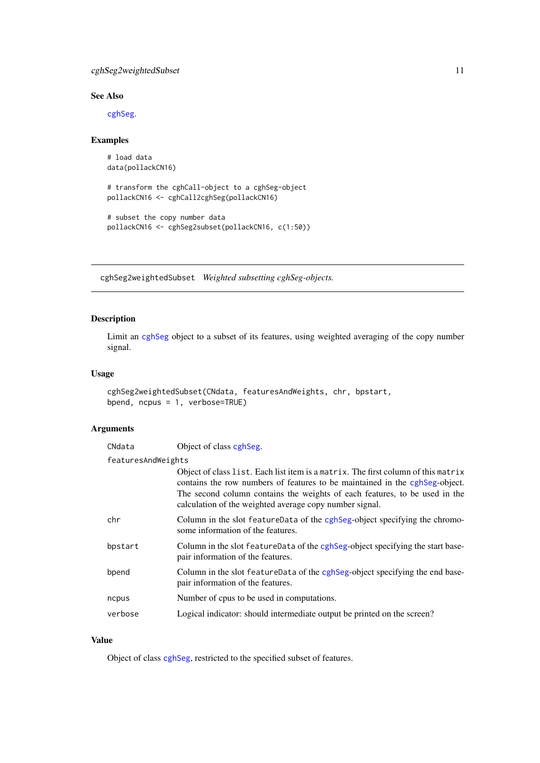### See Also

cghSeg.

### Examples

```
# load data
data(pollackCN16)

# transform the cghCall-object to a cghSeg-object
pollackCN16 <- cghCall2cghSeg(pollackCN16)

# subset the copy number data
pollackCN16 <- cghSeg2subset(pollackCN16, c(1:50))
```

---

## cghSeg2weightedSubset *Weighted subsetting cghSeg-objects.*

---

### Description

Limit an cghSeg object to a subset of its features, using weighted averaging of the copy number signal.

### Usage

```
cghSeg2weightedSubset(CNdata, featuresAndWeights, chr, bpstart,
bpend, ncpus = 1, verbose=TRUE)
```

### Arguments

| | |
|---|---|
| CNdata | Object of class cghSeg. |
| featuresAndWeights | Object of class list. Each list item is a matrix. The first column of this matrix contains the row numbers of features to be maintained in the cghSeg-object. The second column contains the weights of each features, to be used in the calculation of the weighted average copy number signal. |
| chr | Column in the slot featureData of the cghSeg-object specifying the chromosome information of the features. |
| bpstart | Column in the slot featureData of the cghSeg-object specifying the start basepair information of the features. |
| bpend | Column in the slot featureData of the cghSeg-object specifying the end basepair information of the features. |
| ncpus | Number of cpus to be used in computations. |
| verbose | Logical indicator: should intermediate output be printed on the screen? |

### Value

Object of class cghSeg, restricted to the specified subset of features.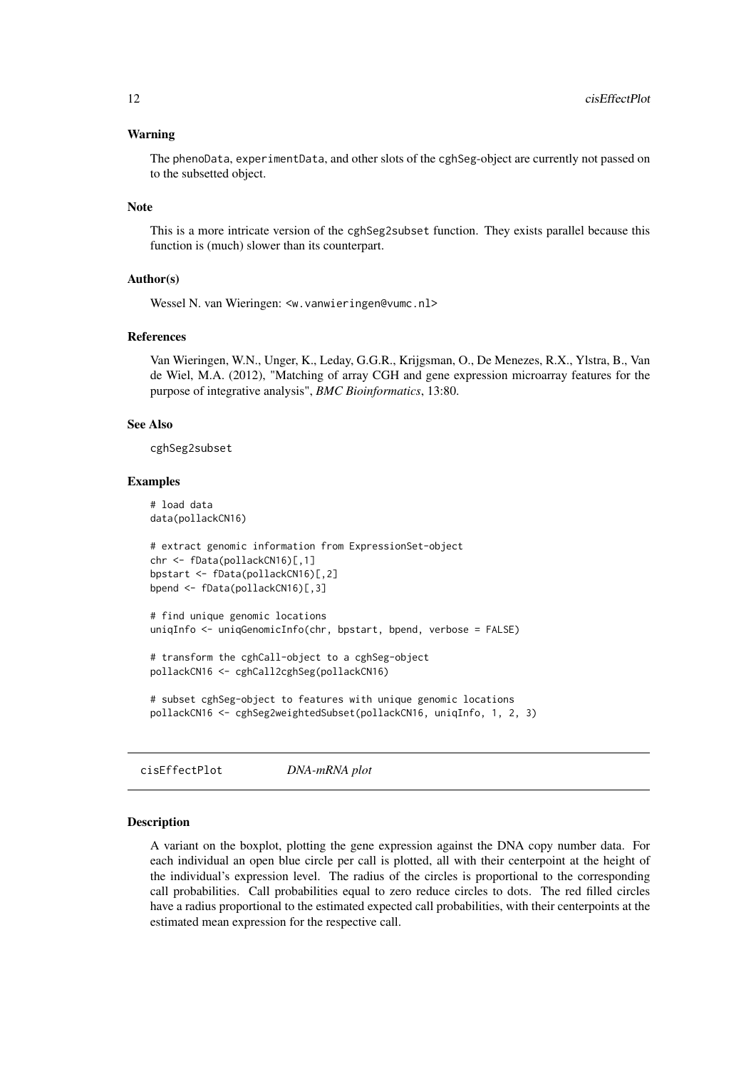### Warning

The phenoData, experimentData, and other slots of the cghSeg-object are currently not passed on to the subsetted object.

### Note

This is a more intricate version of the cghSeg2subset function. They exists parallel because this function is (much) slower than its counterpart.

### Author(s)

Wessel N. van Wieringen: <w.vanwieringen@vumc.nl>

### References

Van Wieringen, W.N., Unger, K., Leday, G.G.R., Krijgsman, O., De Menezes, R.X., Ylstra, B., Van de Wiel, M.A. (2012), "Matching of array CGH and gene expression microarray features for the purpose of integrative analysis", *BMC Bioinformatics*, 13:80.

### See Also

cghSeg2subset

### Examples

```
# load data
data(pollackCN16)

# extract genomic information from ExpressionSet-object
chr <- fData(pollackCN16)[,1]
bpstart <- fData(pollackCN16)[,2]
bpend <- fData(pollackCN16)[,3]

# find unique genomic locations
uniqInfo <- uniqGenomicInfo(chr, bpstart, bpend, verbose = FALSE)

# transform the cghCall-object to a cghSeg-object
pollackCN16 <- cghCall2cghSeg(pollackCN16)

# subset cghSeg-object to features with unique genomic locations
pollackCN16 <- cghSeg2weightedSubset(pollackCN16, uniqInfo, 1, 2, 3)
```

---

## cisEffectPlot *DNA-mRNA plot*

---

### Description

A variant on the boxplot, plotting the gene expression against the DNA copy number data. For each individual an open blue circle per call is plotted, all with their centerpoint at the height of the individual's expression level. The radius of the circles is proportional to the corresponding call probabilities. Call probabilities equal to zero reduce circles to dots. The red filled circles have a radius proportional to the estimated expected call probabilities, with their centerpoints at the estimated mean expression for the respective call.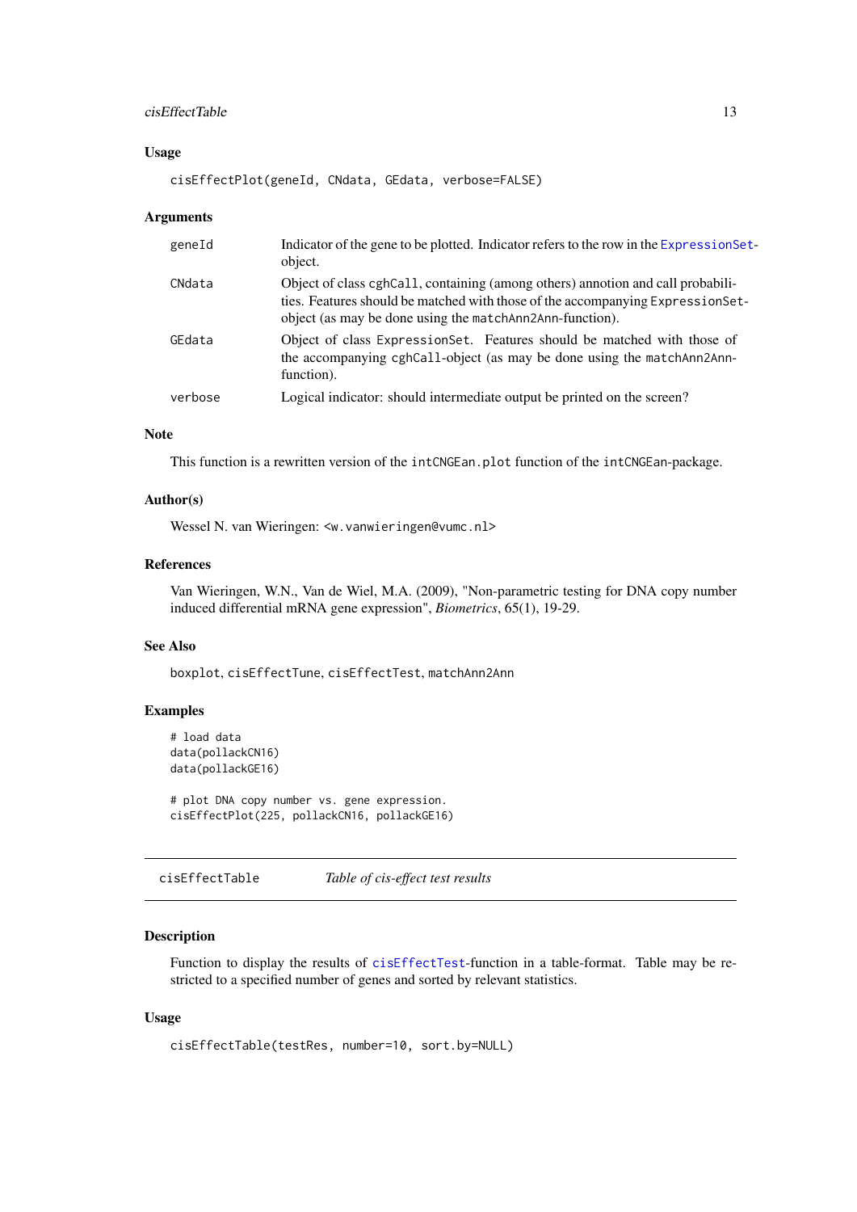### Usage

```
cisEffectPlot(geneId, CNdata, GEdata, verbose=FALSE)
```

### Arguments

| | |
|---|---|
| geneId | Indicator of the gene to be plotted. Indicator refers to the row in the ExpressionSet-object. |
| CNdata | Object of class cghCall, containing (among others) annotion and call probabilities. Features should be matched with those of the accompanying ExpressionSet-object (as may be done using the matchAnn2Ann-function). |
| GEdata | Object of class ExpressionSet. Features should be matched with those of the accompanying cghCall-object (as may be done using the matchAnn2Ann-function). |
| verbose | Logical indicator: should intermediate output be printed on the screen? |

### Note

This function is a rewritten version of the intCNGEan.plot function of the intCNGEan-package.

### Author(s)

Wessel N. van Wieringen: <w.vanwieringen@vumc.nl>

### References

Van Wieringen, W.N., Van de Wiel, M.A. (2009), "Non-parametric testing for DNA copy number induced differential mRNA gene expression", *Biometrics*, 65(1), 19-29.

### See Also

boxplot, cisEffectTune, cisEffectTest, matchAnn2Ann

### Examples

```
# load data
data(pollackCN16)
data(pollackGE16)

# plot DNA copy number vs. gene expression.
cisEffectPlot(225, pollackCN16, pollackGE16)
```

---

## cisEffectTable *Table of cis-effect test results*

### Description

Function to display the results of cisEffectTest-function in a table-format. Table may be restricted to a specified number of genes and sorted by relevant statistics.

### Usage

```
cisEffectTable(testRes, number=10, sort.by=NULL)
```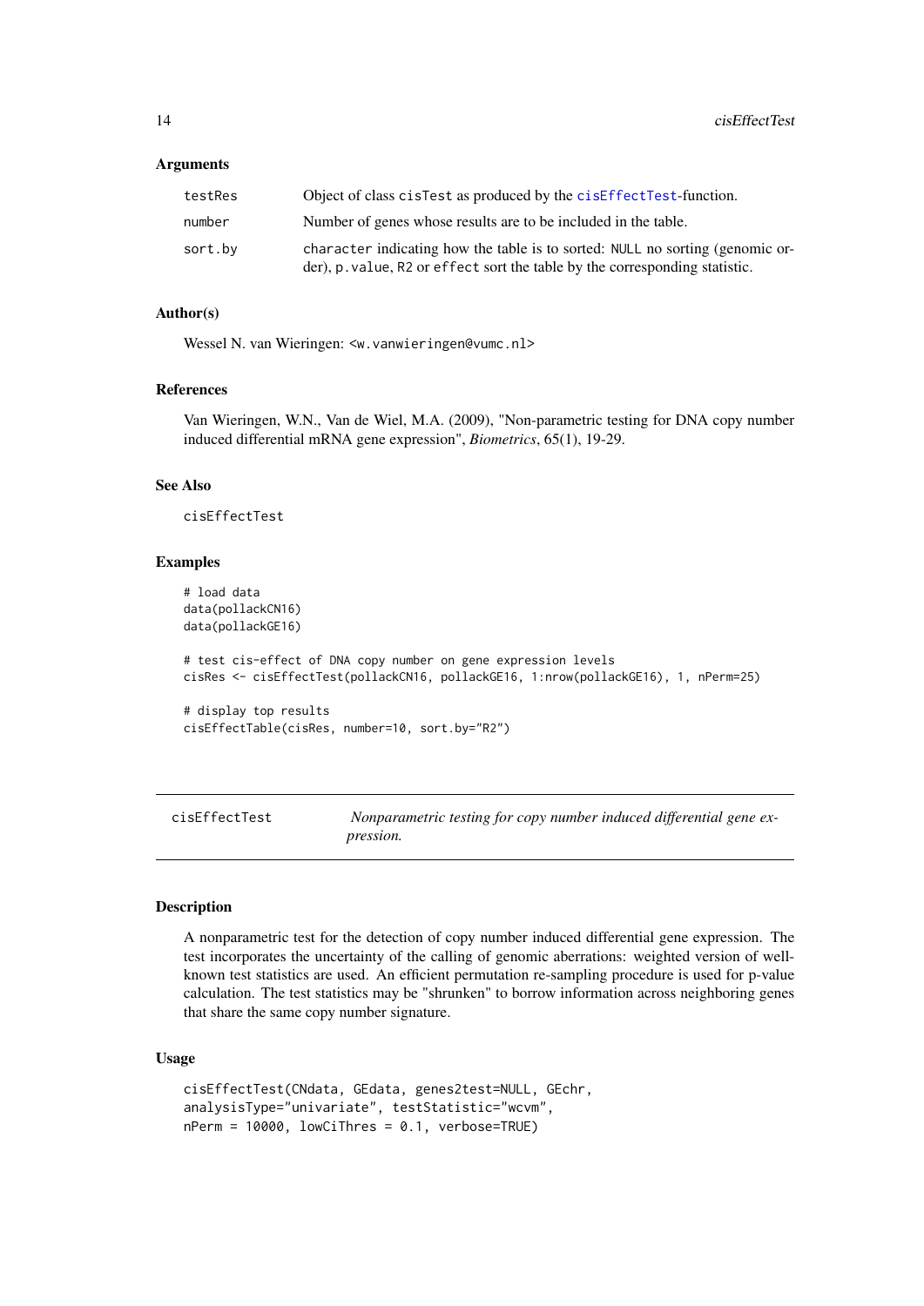### Arguments

| | |
|---|---|
| testRes | Object of class cisTest as produced by the cisEffectTest-function. |
| number | Number of genes whose results are to be included in the table. |
| sort.by | character indicating how the table is to sorted: NULL no sorting (genomic order), p.value, R2 or effect sort the table by the corresponding statistic. |

### Author(s)

Wessel N. van Wieringen: <w.vanwieringen@vumc.nl>

### References

Van Wieringen, W.N., Van de Wiel, M.A. (2009), "Non-parametric testing for DNA copy number induced differential mRNA gene expression", *Biometrics*, 65(1), 19-29.

### See Also

cisEffectTest

### Examples

```
# load data
data(pollackCN16)
data(pollackGE16)

# test cis-effect of DNA copy number on gene expression levels
cisRes <- cisEffectTest(pollackCN16, pollackGE16, 1:nrow(pollackGE16), 1, nPerm=25)

# display top results
cisEffectTable(cisRes, number=10, sort.by="R2")
```

---

## cisEffectTest — *Nonparametric testing for copy number induced differential gene expression.*

### Description

A nonparametric test for the detection of copy number induced differential gene expression. The test incorporates the uncertainty of the calling of genomic aberrations: weighted version of well-known test statistics are used. An efficient permutation re-sampling procedure is used for p-value calculation. The test statistics may be "shrunken" to borrow information across neighboring genes that share the same copy number signature.

### Usage

```
cisEffectTest(CNdata, GEdata, genes2test=NULL, GEchr,
analysisType="univariate", testStatistic="wcvm",
nPerm = 10000, lowCiThres = 0.1, verbose=TRUE)
```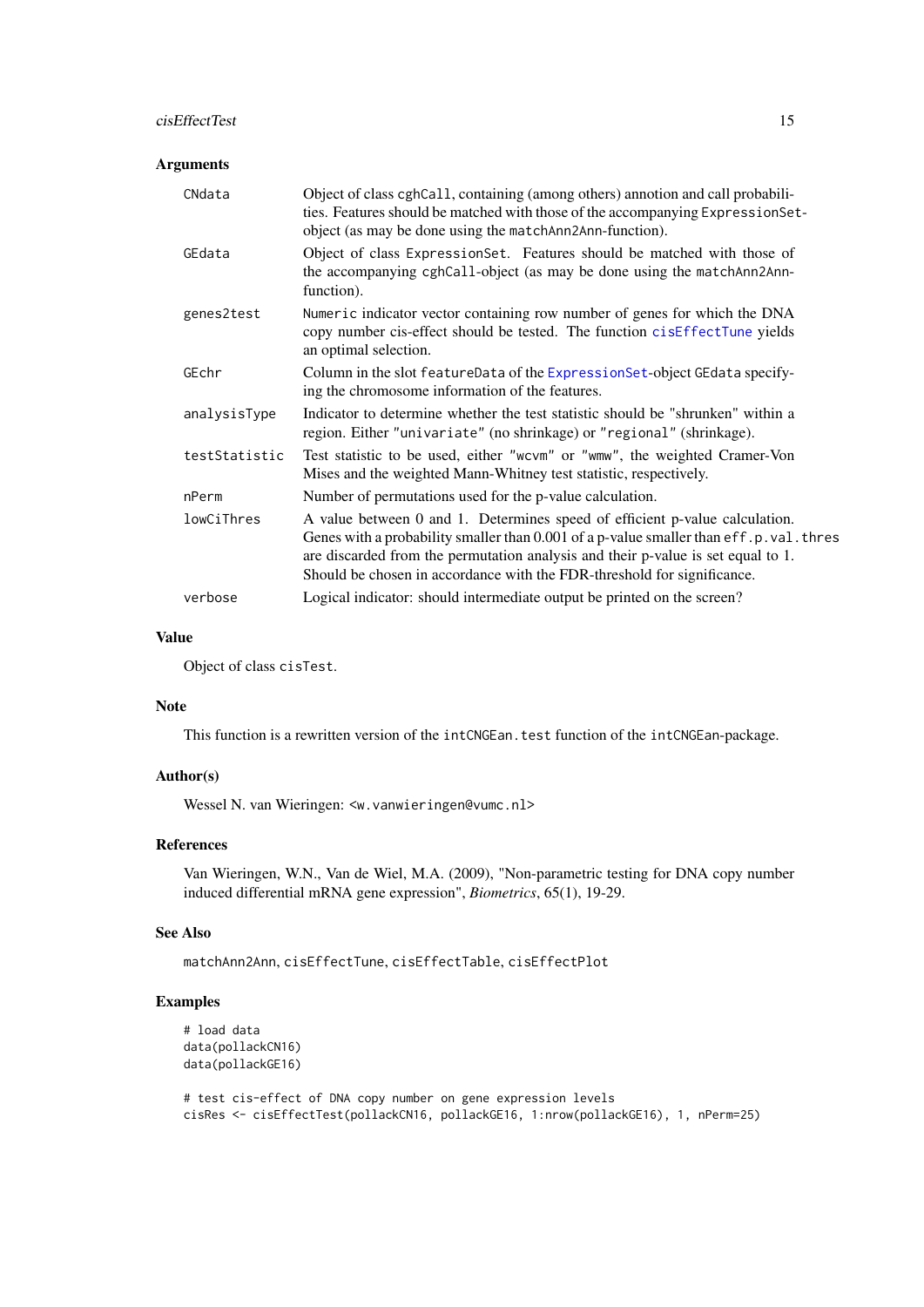## Arguments

| | |
|---|---|
| `CNdata` | Object of class `cghCall`, containing (among others) annotion and call probabilities. Features should be matched with those of the accompanying `ExpressionSet`-object (as may be done using the `matchAnn2Ann`-function). |
| `GEdata` | Object of class `ExpressionSet`. Features should be matched with those of the accompanying `cghCall`-object (as may be done using the `matchAnn2Ann`-function). |
| `genes2test` | `Numeric` indicator vector containing row number of genes for which the DNA copy number cis-effect should be tested. The function `cisEffectTune` yields an optimal selection. |
| `GEchr` | Column in the slot `featureData` of the `ExpressionSet`-object `GEdata` specifying the chromosome information of the features. |
| `analysisType` | Indicator to determine whether the test statistic should be "shrunken" within a region. Either `"univariate"` (no shrinkage) or `"regional"` (shrinkage). |
| `testStatistic` | Test statistic to be used, either `"wcvm"` or `"wmw"`, the weighted Cramer-Von Mises and the weighted Mann-Whitney test statistic, respectively. |
| `nPerm` | Number of permutations used for the p-value calculation. |
| `lowCiThres` | A value between 0 and 1. Determines speed of efficient p-value calculation. Genes with a probability smaller than 0.001 of a p-value smaller than `eff.p.val.thres` are discarded from the permutation analysis and their p-value is set equal to 1. Should be chosen in accordance with the FDR-threshold for significance. |
| `verbose` | Logical indicator: should intermediate output be printed on the screen? |

## Value

Object of class `cisTest`.

## Note

This function is a rewritten version of the `intCNGEan.test` function of the `intCNGEan`-package.

## Author(s)

Wessel N. van Wieringen: <w.vanwieringen@vumc.nl>

## References

Van Wieringen, W.N., Van de Wiel, M.A. (2009), "Non-parametric testing for DNA copy number induced differential mRNA gene expression", *Biometrics*, 65(1), 19-29.

## See Also

`matchAnn2Ann`, `cisEffectTune`, `cisEffectTable`, `cisEffectPlot`

## Examples

```
# load data
data(pollackCN16)
data(pollackGE16)

# test cis-effect of DNA copy number on gene expression levels
cisRes <- cisEffectTest(pollackCN16, pollackGE16, 1:nrow(pollackGE16), 1, nPerm=25)
```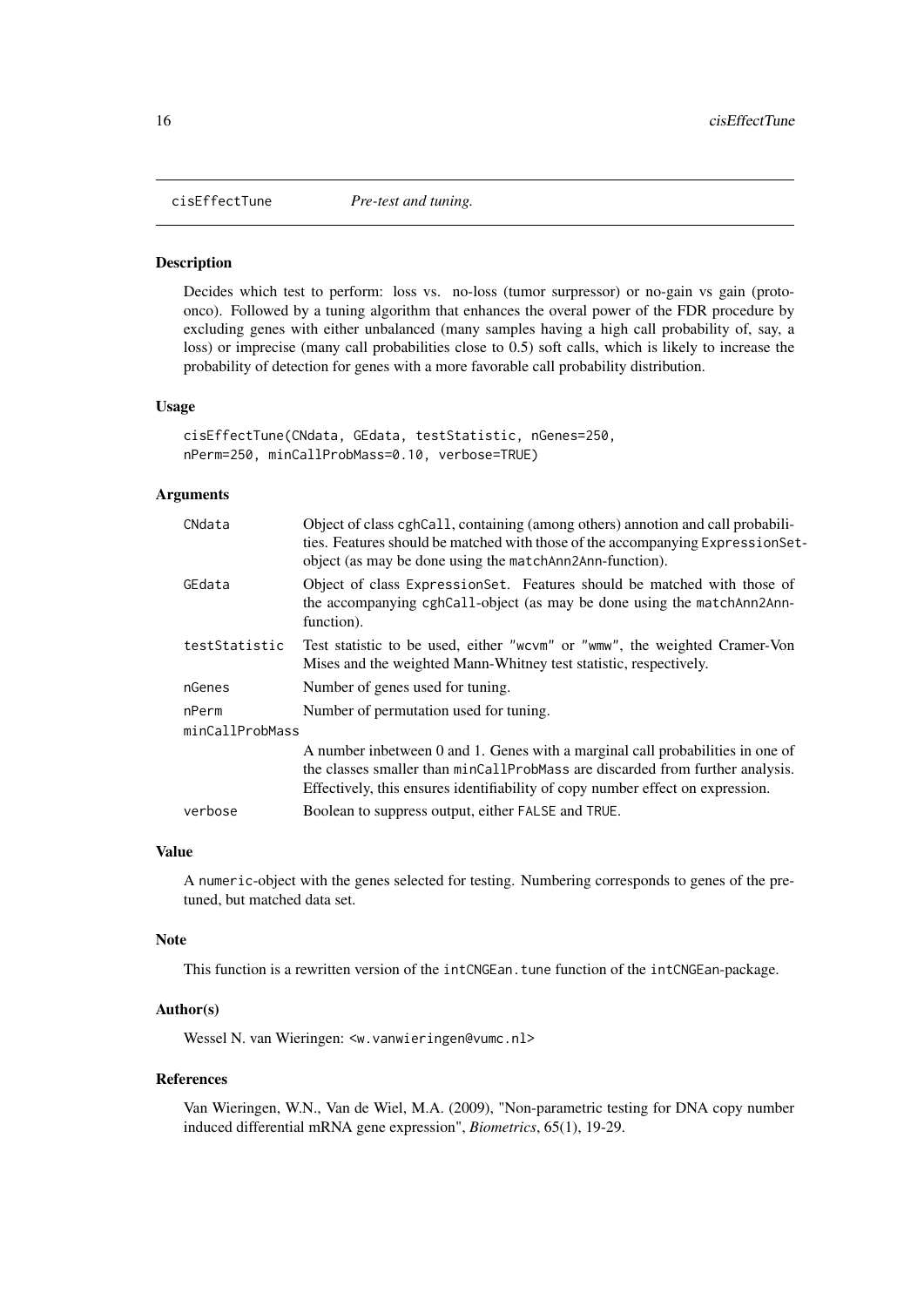cisEffectTune *Pre-test and tuning.*

### Description

Decides which test to perform: loss vs. no-loss (tumor surpressor) or no-gain vs gain (proto-onco). Followed by a tuning algorithm that enhances the overal power of the FDR procedure by excluding genes with either unbalanced (many samples having a high call probability of, say, a loss) or imprecise (many call probabilities close to 0.5) soft calls, which is likely to increase the probability of detection for genes with a more favorable call probability distribution.

### Usage

```
cisEffectTune(CNdata, GEdata, testStatistic, nGenes=250,
nPerm=250, minCallProbMass=0.10, verbose=TRUE)
```

### Arguments

| | |
|---|---|
| CNdata | Object of class cghCall, containing (among others) annotion and call probabilities. Features should be matched with those of the accompanying ExpressionSet-object (as may be done using the matchAnn2Ann-function). |
| GEdata | Object of class ExpressionSet. Features should be matched with those of the accompanying cghCall-object (as may be done using the matchAnn2Ann-function). |
| testStatistic | Test statistic to be used, either "wcvm" or "wmw", the weighted Cramer-Von Mises and the weighted Mann-Whitney test statistic, respectively. |
| nGenes | Number of genes used for tuning. |
| nPerm | Number of permutation used for tuning. |
| minCallProbMass | A number inbetween 0 and 1. Genes with a marginal call probabilities in one of the classes smaller than minCallProbMass are discarded from further analysis. Effectively, this ensures identifiability of copy number effect on expression. |
| verbose | Boolean to suppress output, either FALSE and TRUE. |

### Value

A numeric-object with the genes selected for testing. Numbering corresponds to genes of the pre-tuned, but matched data set.

### Note

This function is a rewritten version of the intCNGEan.tune function of the intCNGEan-package.

### Author(s)

Wessel N. van Wieringen: <w.vanwieringen@vumc.nl>

### References

Van Wieringen, W.N., Van de Wiel, M.A. (2009), "Non-parametric testing for DNA copy number induced differential mRNA gene expression", *Biometrics*, 65(1), 19-29.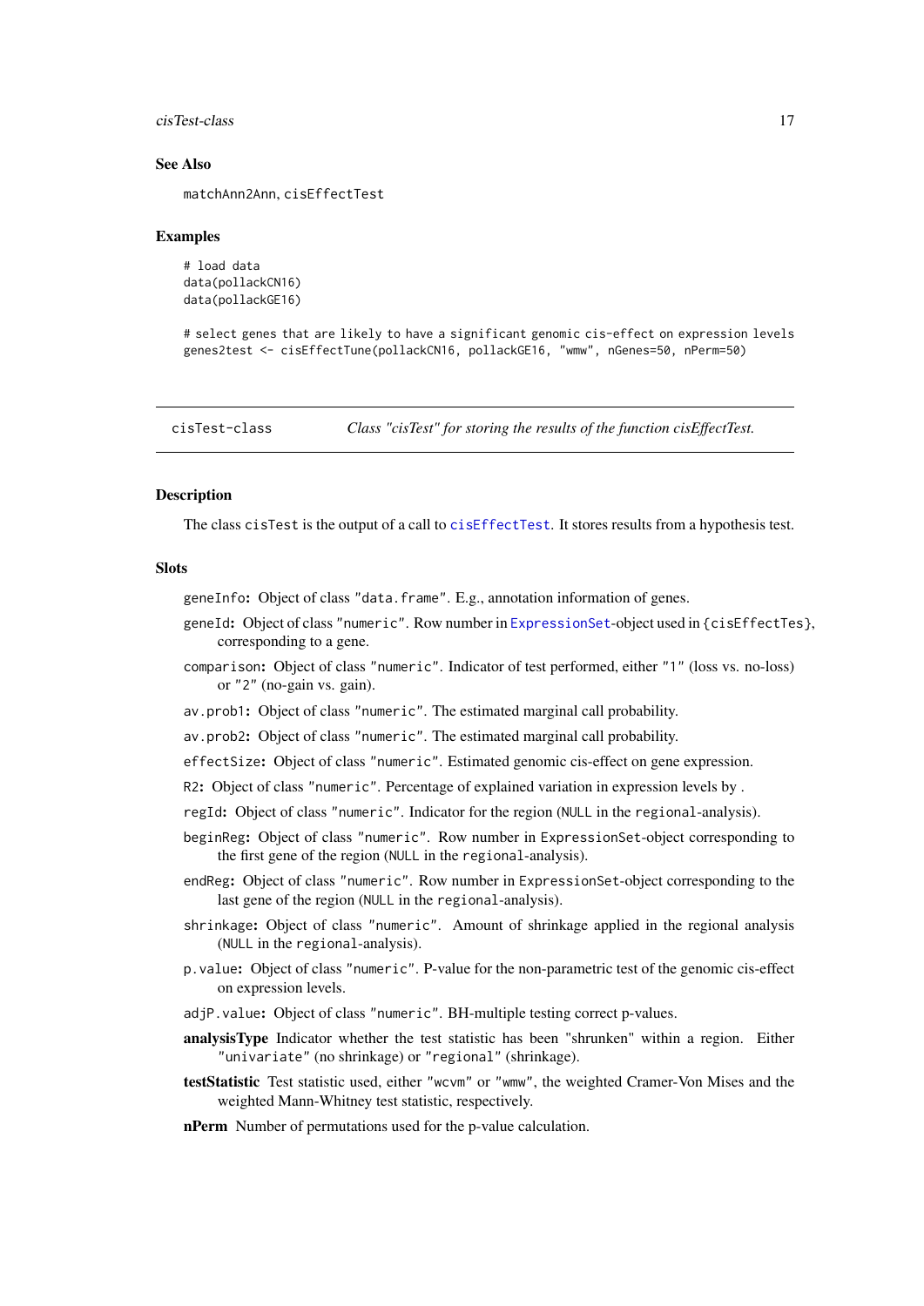### See Also

`matchAnn2Ann`, `cisEffectTest`

### Examples

```
# load data
data(pollackCN16)
data(pollackGE16)

# select genes that are likely to have a significant genomic cis-effect on expression levels
genes2test <- cisEffectTune(pollackCN16, pollackGE16, "wmw", nGenes=50, nPerm=50)
```

---

## cisTest-class — *Class "cisTest" for storing the results of the function cisEffectTest.*

---

### Description

The class `cisTest` is the output of a call to `cisEffectTest`. It stores results from a hypothesis test.

### Slots

- `geneInfo`: Object of class `"data.frame"`. E.g., annotation information of genes.
- `geneId`: Object of class `"numeric"`. Row number in `ExpressionSet`-object used in `{cisEffectTes}`, corresponding to a gene.
- `comparison`: Object of class `"numeric"`. Indicator of test performed, either `"1"` (loss vs. no-loss) or `"2"` (no-gain vs. gain).
- `av.prob1`: Object of class `"numeric"`. The estimated marginal call probability.
- `av.prob2`: Object of class `"numeric"`. The estimated marginal call probability.
- `effectSize`: Object of class `"numeric"`. Estimated genomic cis-effect on gene expression.
- `R2`: Object of class `"numeric"`. Percentage of explained variation in expression levels by .
- `regId`: Object of class `"numeric"`. Indicator for the region (`NULL` in the `regional`-analysis).
- `beginReg`: Object of class `"numeric"`. Row number in `ExpressionSet`-object corresponding to the first gene of the region (`NULL` in the `regional`-analysis).
- `endReg`: Object of class `"numeric"`. Row number in `ExpressionSet`-object corresponding to the last gene of the region (`NULL` in the `regional`-analysis).
- `shrinkage`: Object of class `"numeric"`. Amount of shrinkage applied in the regional analysis (`NULL` in the `regional`-analysis).
- `p.value`: Object of class `"numeric"`. P-value for the non-parametric test of the genomic cis-effect on expression levels.
- `adjP.value`: Object of class `"numeric"`. BH-multiple testing correct p-values.
- **analysisType** Indicator whether the test statistic has been "shrunken" within a region. Either `"univariate"` (no shrinkage) or `"regional"` (shrinkage).
- **testStatistic** Test statistic used, either `"wcvm"` or `"wmw"`, the weighted Cramer-Von Mises and the weighted Mann-Whitney test statistic, respectively.
- **nPerm** Number of permutations used for the p-value calculation.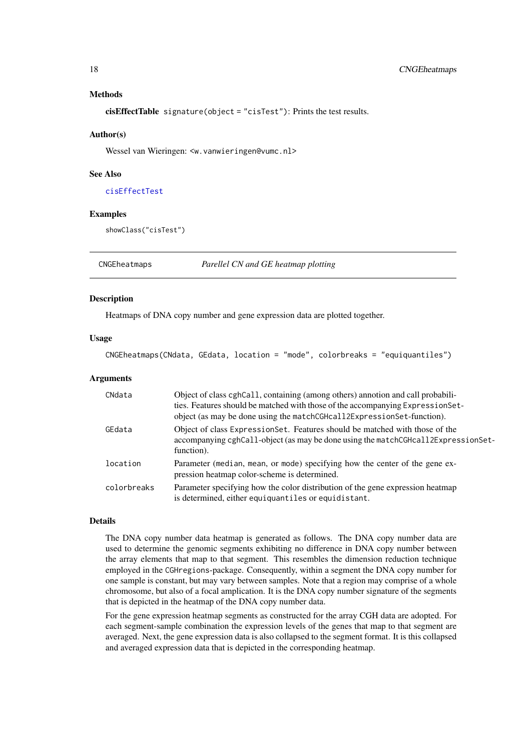### Methods

**cisEffectTable** `signature(object = "cisTest")`: Prints the test results.

### Author(s)

Wessel van Wieringen: <w.vanwieringen@vumc.nl>

### See Also

cisEffectTest

### Examples

```
showClass("cisTest")
```

---

## CNGEheatmaps — *Parellel CN and GE heatmap plotting*

---

### Description

Heatmaps of DNA copy number and gene expression data are plotted together.

### Usage

```
CNGEheatmaps(CNdata, GEdata, location = "mode", colorbreaks = "equiquantiles")
```

### Arguments

| | |
|---|---|
| CNdata | Object of class `cghCall`, containing (among others) annotion and call probabilities. Features should be matched with those of the accompanying `ExpressionSet`-object (as may be done using the `matchCGHcall2ExpressionSet`-function). |
| GEdata | Object of class `ExpressionSet`. Features should be matched with those of the accompanying `cghCall`-object (as may be done using the `matchCGHcall2ExpressionSet`-function). |
| location | Parameter (`median`, `mean`, or `mode`) specifying how the center of the gene expression heatmap color-scheme is determined. |
| colorbreaks | Parameter specifying how the color distribution of the gene expression heatmap is determined, either `equiquantiles` or `equidistant`. |

### Details

The DNA copy number data heatmap is generated as follows. The DNA copy number data are used to determine the genomic segments exhibiting no difference in DNA copy number between the array elements that map to that segment. This resembles the dimension reduction technique employed in the `CGHregions`-package. Consequently, within a segment the DNA copy number for one sample is constant, but may vary between samples. Note that a region may comprise of a whole chromosome, but also of a focal amplication. It is the DNA copy number signature of the segments that is depicted in the heatmap of the DNA copy number data.

For the gene expression heatmap segments as constructed for the array CGH data are adopted. For each segment-sample combination the expression levels of the genes that map to that segment are averaged. Next, the gene expression data is also collapsed to the segment format. It is this collapsed and averaged expression data that is depicted in the corresponding heatmap.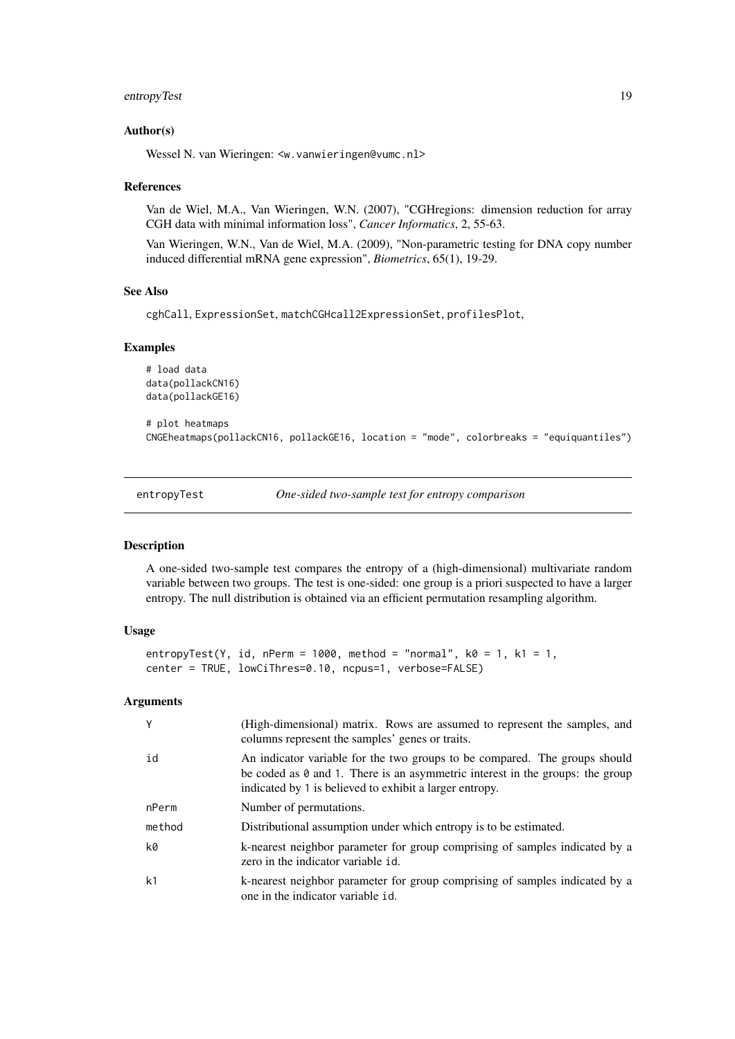### Author(s)

Wessel N. van Wieringen: <w.vanwieringen@vumc.nl>

### References

Van de Wiel, M.A., Van Wieringen, W.N. (2007), "CGHregions: dimension reduction for array CGH data with minimal information loss", *Cancer Informatics*, 2, 55-63.

Van Wieringen, W.N., Van de Wiel, M.A. (2009), "Non-parametric testing for DNA copy number induced differential mRNA gene expression", *Biometrics*, 65(1), 19-29.

### See Also

cghCall, ExpressionSet, matchCGHcall2ExpressionSet, profilesPlot,

### Examples

```
# load data
data(pollackCN16)
data(pollackGE16)

# plot heatmaps
CNGEheatmaps(pollackCN16, pollackGE16, location = "mode", colorbreaks = "equiquantiles")
```

---

## entropyTest — *One-sided two-sample test for entropy comparison*

---

### Description

A one-sided two-sample test compares the entropy of a (high-dimensional) multivariate random variable between two groups. The test is one-sided: one group is a priori suspected to have a larger entropy. The null distribution is obtained via an efficient permutation resampling algorithm.

### Usage

```
entropyTest(Y, id, nPerm = 1000, method = "normal", k0 = 1, k1 = 1,
center = TRUE, lowCiThres=0.10, ncpus=1, verbose=FALSE)
```

### Arguments

| | |
|---|---|
| Y | (High-dimensional) matrix. Rows are assumed to represent the samples, and columns represent the samples' genes or traits. |
| id | An indicator variable for the two groups to be compared. The groups should be coded as 0 and 1. There is an asymmetric interest in the groups: the group indicated by 1 is believed to exhibit a larger entropy. |
| nPerm | Number of permutations. |
| method | Distributional assumption under which entropy is to be estimated. |
| k0 | k-nearest neighbor parameter for group comprising of samples indicated by a zero in the indicator variable id. |
| k1 | k-nearest neighbor parameter for group comprising of samples indicated by a one in the indicator variable id. |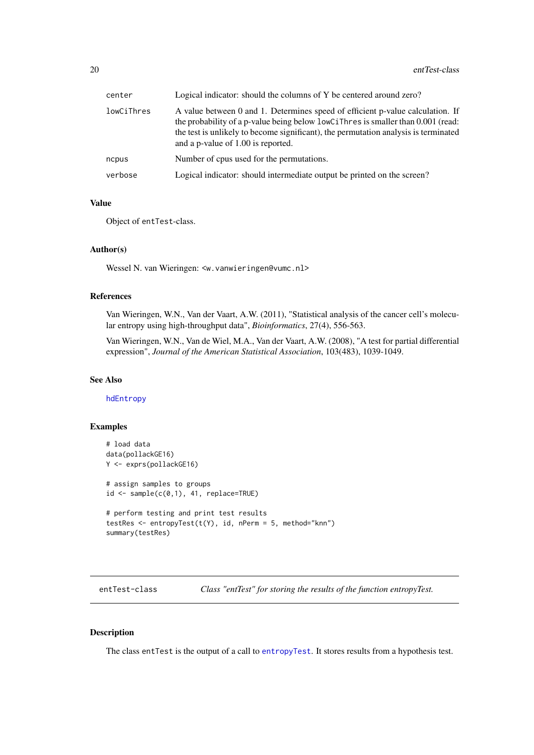| | |
|---|---|
| center | Logical indicator: should the columns of Y be centered around zero? |
| lowCiThres | A value between 0 and 1. Determines speed of efficient p-value calculation. If the probability of a p-value being below lowCiThres is smaller than 0.001 (read: the test is unlikely to become significant), the permutation analysis is terminated and a p-value of 1.00 is reported. |
| ncpus | Number of cpus used for the permutations. |
| verbose | Logical indicator: should intermediate output be printed on the screen? |

### Value

Object of entTest-class.

### Author(s)

Wessel N. van Wieringen: <w.vanwieringen@vumc.nl>

### References

Van Wieringen, W.N., Van der Vaart, A.W. (2011), "Statistical analysis of the cancer cell's molecular entropy using high-throughput data", *Bioinformatics*, 27(4), 556-563.

Van Wieringen, W.N., Van de Wiel, M.A., Van der Vaart, A.W. (2008), "A test for partial differential expression", *Journal of the American Statistical Association*, 103(483), 1039-1049.

### See Also

hdEntropy

### Examples

```
# load data
data(pollackGE16)
Y <- exprs(pollackGE16)

# assign samples to groups
id <- sample(c(0,1), 41, replace=TRUE)

# perform testing and print test results
testRes <- entropyTest(t(Y), id, nPerm = 5, method="knn")
summary(testRes)
```

---

## entTest-class — *Class "entTest" for storing the results of the function entropyTest.*

### Description

The class entTest is the output of a call to entropyTest. It stores results from a hypothesis test.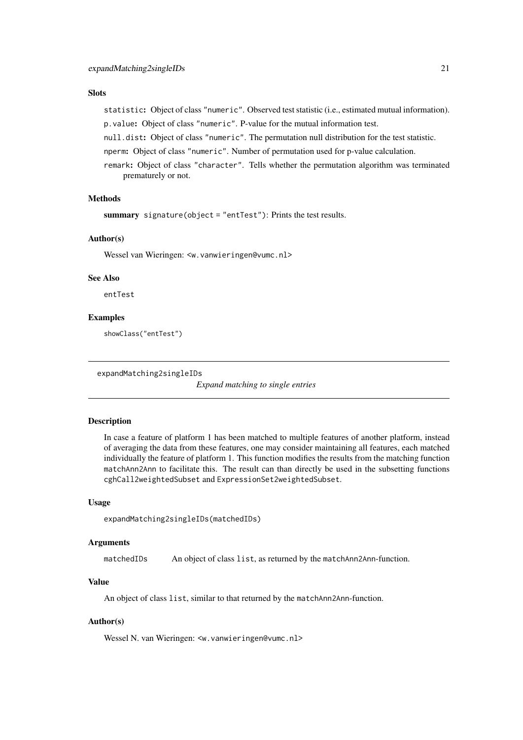### Slots

- `statistic`: Object of class `"numeric"`. Observed test statistic (i.e., estimated mutual information).
- `p.value`: Object of class `"numeric"`. P-value for the mutual information test.
- `null.dist`: Object of class `"numeric"`. The permutation null distribution for the test statistic.
- `nperm`: Object of class `"numeric"`. Number of permutation used for p-value calculation.
- `remark`: Object of class `"character"`. Tells whether the permutation algorithm was terminated prematurely or not.

### Methods

**summary** `signature(object = "entTest")`: Prints the test results.

### Author(s)

Wessel van Wieringen: <w.vanwieringen@vumc.nl>

### See Also

`entTest`

### Examples

```
showClass("entTest")
```

---

## expandMatching2singleIDs — *Expand matching to single entries*

---

### Description

In case a feature of platform 1 has been matched to multiple features of another platform, instead of averaging the data from these features, one may consider maintaining all features, each matched individually the feature of platform 1. This function modifies the results from the matching function `matchAnn2Ann` to facilitate this. The result can than directly be used in the subsetting functions `cghCall2weightedSubset` and `ExpressionSet2weightedSubset`.

### Usage

```
expandMatching2singleIDs(matchedIDs)
```

### Arguments

| | |
|---|---|
| `matchedIDs` | An object of class `list`, as returned by the `matchAnn2Ann`-function. |

### Value

An object of class `list`, similar to that returned by the `matchAnn2Ann`-function.

### Author(s)

Wessel N. van Wieringen: <w.vanwieringen@vumc.nl>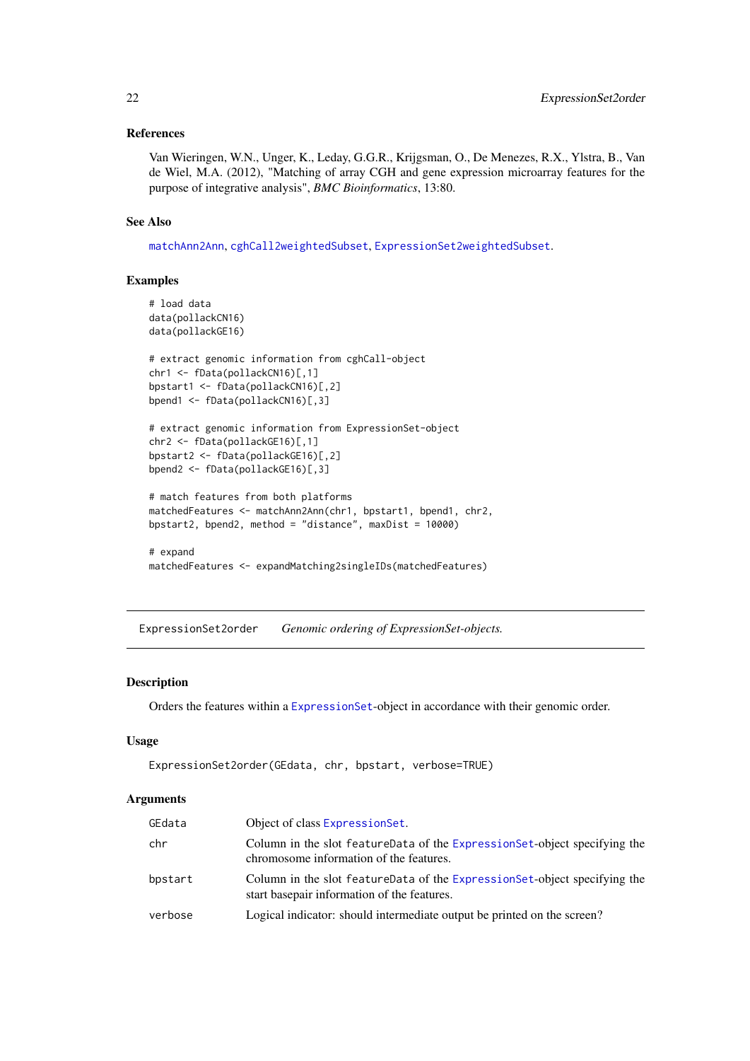### References

Van Wieringen, W.N., Unger, K., Leday, G.G.R., Krijgsman, O., De Menezes, R.X., Ylstra, B., Van de Wiel, M.A. (2012), "Matching of array CGH and gene expression microarray features for the purpose of integrative analysis", *BMC Bioinformatics*, 13:80.

### See Also

matchAnn2Ann, cghCall2weightedSubset, ExpressionSet2weightedSubset.

### Examples

```
# load data
data(pollackCN16)
data(pollackGE16)

# extract genomic information from cghCall-object
chr1 <- fData(pollackCN16)[,1]
bpstart1 <- fData(pollackCN16)[,2]
bpend1 <- fData(pollackCN16)[,3]

# extract genomic information from ExpressionSet-object
chr2 <- fData(pollackGE16)[,1]
bpstart2 <- fData(pollackGE16)[,2]
bpend2 <- fData(pollackGE16)[,3]

# match features from both platforms
matchedFeatures <- matchAnn2Ann(chr1, bpstart1, bpend1, chr2,
bpstart2, bpend2, method = "distance", maxDist = 10000)

# expand
matchedFeatures <- expandMatching2singleIDs(matchedFeatures)
```

---

## ExpressionSet2order    *Genomic ordering of ExpressionSet-objects.*

---

### Description

Orders the features within a ExpressionSet-object in accordance with their genomic order.

### Usage

```
ExpressionSet2order(GEdata, chr, bpstart, verbose=TRUE)
```

### Arguments

| | |
|---|---|
| GEdata | Object of class ExpressionSet. |
| chr | Column in the slot featureData of the ExpressionSet-object specifying the chromosome information of the features. |
| bpstart | Column in the slot featureData of the ExpressionSet-object specifying the start basepair information of the features. |
| verbose | Logical indicator: should intermediate output be printed on the screen? |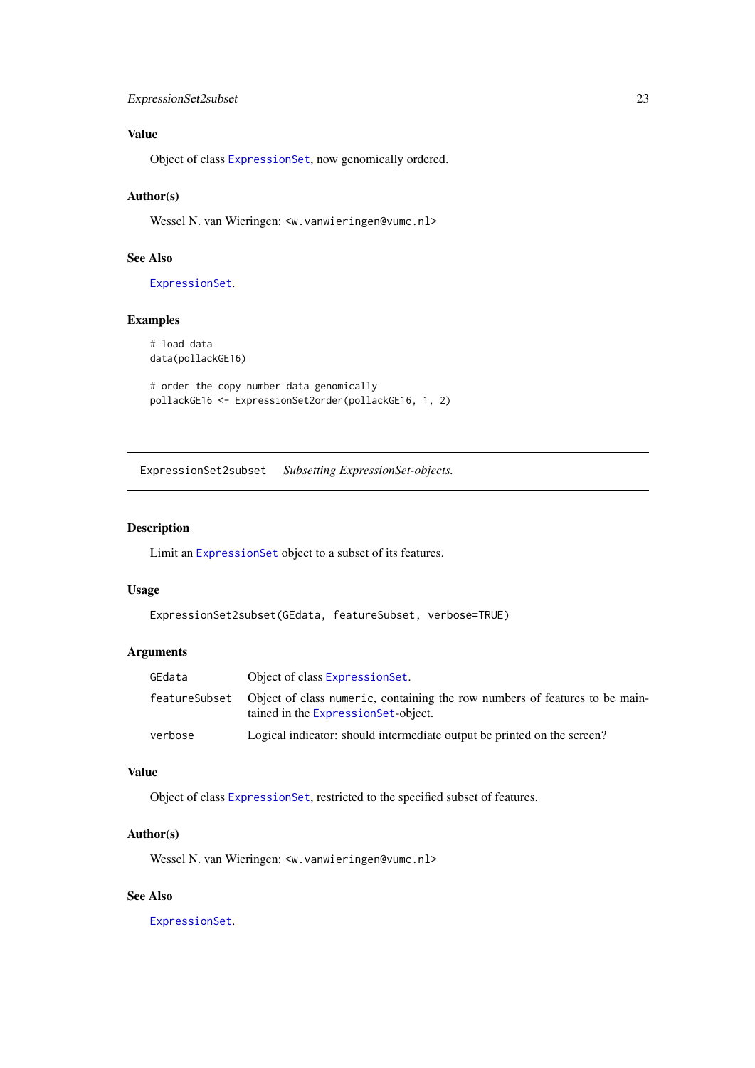### Value

Object of class `ExpressionSet`, now genomically ordered.

### Author(s)

Wessel N. van Wieringen: <w.vanwieringen@vumc.nl>

### See Also

`ExpressionSet`.

### Examples

```
# load data
data(pollackGE16)

# order the copy number data genomically
pollackGE16 <- ExpressionSet2order(pollackGE16, 1, 2)
```

---

## ExpressionSet2subset    *Subsetting ExpressionSet-objects.*

---

### Description

Limit an `ExpressionSet` object to a subset of its features.

### Usage

```
ExpressionSet2subset(GEdata, featureSubset, verbose=TRUE)
```

### Arguments

| | |
|---|---|
| `GEdata` | Object of class `ExpressionSet`. |
| `featureSubset` | Object of class `numeric`, containing the row numbers of features to be maintained in the `ExpressionSet`-object. |
| `verbose` | Logical indicator: should intermediate output be printed on the screen? |

### Value

Object of class `ExpressionSet`, restricted to the specified subset of features.

### Author(s)

Wessel N. van Wieringen: <w.vanwieringen@vumc.nl>

### See Also

`ExpressionSet`.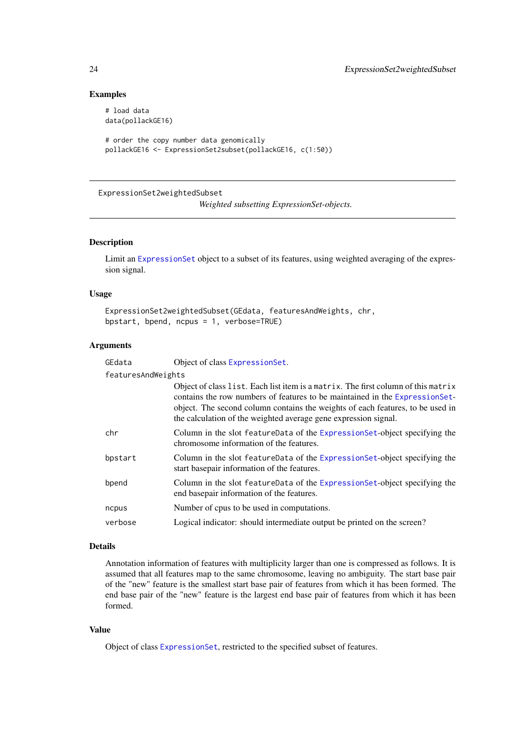## Examples

```
# load data
data(pollackGE16)

# order the copy number data genomically
pollackGE16 <- ExpressionSet2subset(pollackGE16, c(1:50))
```

---

# ExpressionSet2weightedSubset

*Weighted subsetting ExpressionSet-objects.*

---

### Description

Limit an ExpressionSet object to a subset of its features, using weighted averaging of the expression signal.

### Usage

```
ExpressionSet2weightedSubset(GEdata, featuresAndWeights, chr,
bpstart, bpend, ncpus = 1, verbose=TRUE)
```

### Arguments

| | |
|---|---|
| GEdata | Object of class ExpressionSet. |
| featuresAndWeights | Object of class list. Each list item is a matrix. The first column of this matrix contains the row numbers of features to be maintained in the ExpressionSet-object. The second column contains the weights of each features, to be used in the calculation of the weighted average gene expression signal. |
| chr | Column in the slot featureData of the ExpressionSet-object specifying the chromosome information of the features. |
| bpstart | Column in the slot featureData of the ExpressionSet-object specifying the start basepair information of the features. |
| bpend | Column in the slot featureData of the ExpressionSet-object specifying the end basepair information of the features. |
| ncpus | Number of cpus to be used in computations. |
| verbose | Logical indicator: should intermediate output be printed on the screen? |

### Details

Annotation information of features with multiplicity larger than one is compressed as follows. It is assumed that all features map to the same chromosome, leaving no ambiguity. The start base pair of the "new" feature is the smallest start base pair of features from which it has been formed. The end base pair of the "new" feature is the largest end base pair of features from which it has been formed.

### Value

Object of class ExpressionSet, restricted to the specified subset of features.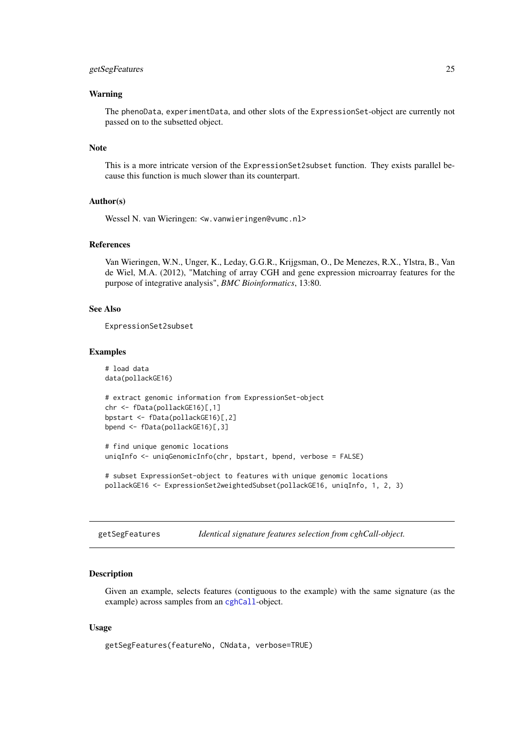### Warning

The phenoData, experimentData, and other slots of the ExpressionSet-object are currently not passed on to the subsetted object.

### Note

This is a more intricate version of the ExpressionSet2subset function. They exists parallel because this function is much slower than its counterpart.

### Author(s)

Wessel N. van Wieringen: <w.vanwieringen@vumc.nl>

### References

Van Wieringen, W.N., Unger, K., Leday, G.G.R., Krijgsman, O., De Menezes, R.X., Ylstra, B., Van de Wiel, M.A. (2012), "Matching of array CGH and gene expression microarray features for the purpose of integrative analysis", *BMC Bioinformatics*, 13:80.

### See Also

ExpressionSet2subset

### Examples

```
# load data
data(pollackGE16)

# extract genomic information from ExpressionSet-object
chr <- fData(pollackGE16)[,1]
bpstart <- fData(pollackGE16)[,2]
bpend <- fData(pollackGE16)[,3]

# find unique genomic locations
uniqInfo <- uniqGenomicInfo(chr, bpstart, bpend, verbose = FALSE)

# subset ExpressionSet-object to features with unique genomic locations
pollackGE16 <- ExpressionSet2weightedSubset(pollackGE16, uniqInfo, 1, 2, 3)
```

## getSegFeatures *Identical signature features selection from cghCall-object.*

### Description

Given an example, selects features (contiguous to the example) with the same signature (as the example) across samples from an cghCall-object.

### Usage

```
getSegFeatures(featureNo, CNdata, verbose=TRUE)
```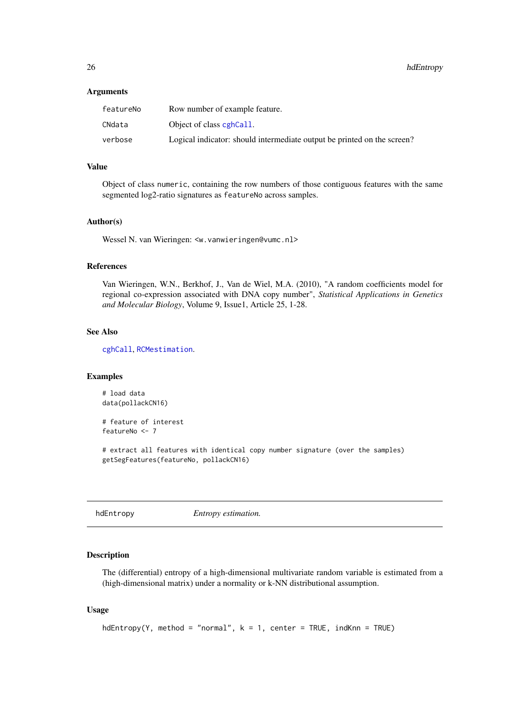### Arguments

| | |
|---|---|
| `featureNo` | Row number of example feature. |
| `CNdata` | Object of class `cghCall`. |
| `verbose` | Logical indicator: should intermediate output be printed on the screen? |

### Value

Object of class `numeric`, containing the row numbers of those contiguous features with the same segmented log2-ratio signatures as `featureNo` across samples.

### Author(s)

Wessel N. van Wieringen: <w.vanwieringen@vumc.nl>

### References

Van Wieringen, W.N., Berkhof, J., Van de Wiel, M.A. (2010), "A random coefficients model for regional co-expression associated with DNA copy number", *Statistical Applications in Genetics and Molecular Biology*, Volume 9, Issue1, Article 25, 1-28.

### See Also

`cghCall`, `RCMestimation`.

### Examples

```
# load data
data(pollackCN16)

# feature of interest
featureNo <- 7

# extract all features with identical copy number signature (over the samples)
getSegFeatures(featureNo, pollackCN16)
```

---

## hdEntropy — *Entropy estimation.*

---

### Description

The (differential) entropy of a high-dimensional multivariate random variable is estimated from a (high-dimensional matrix) under a normality or k-NN distributional assumption.

### Usage

```
hdEntropy(Y, method = "normal", k = 1, center = TRUE, indKnn = TRUE)
```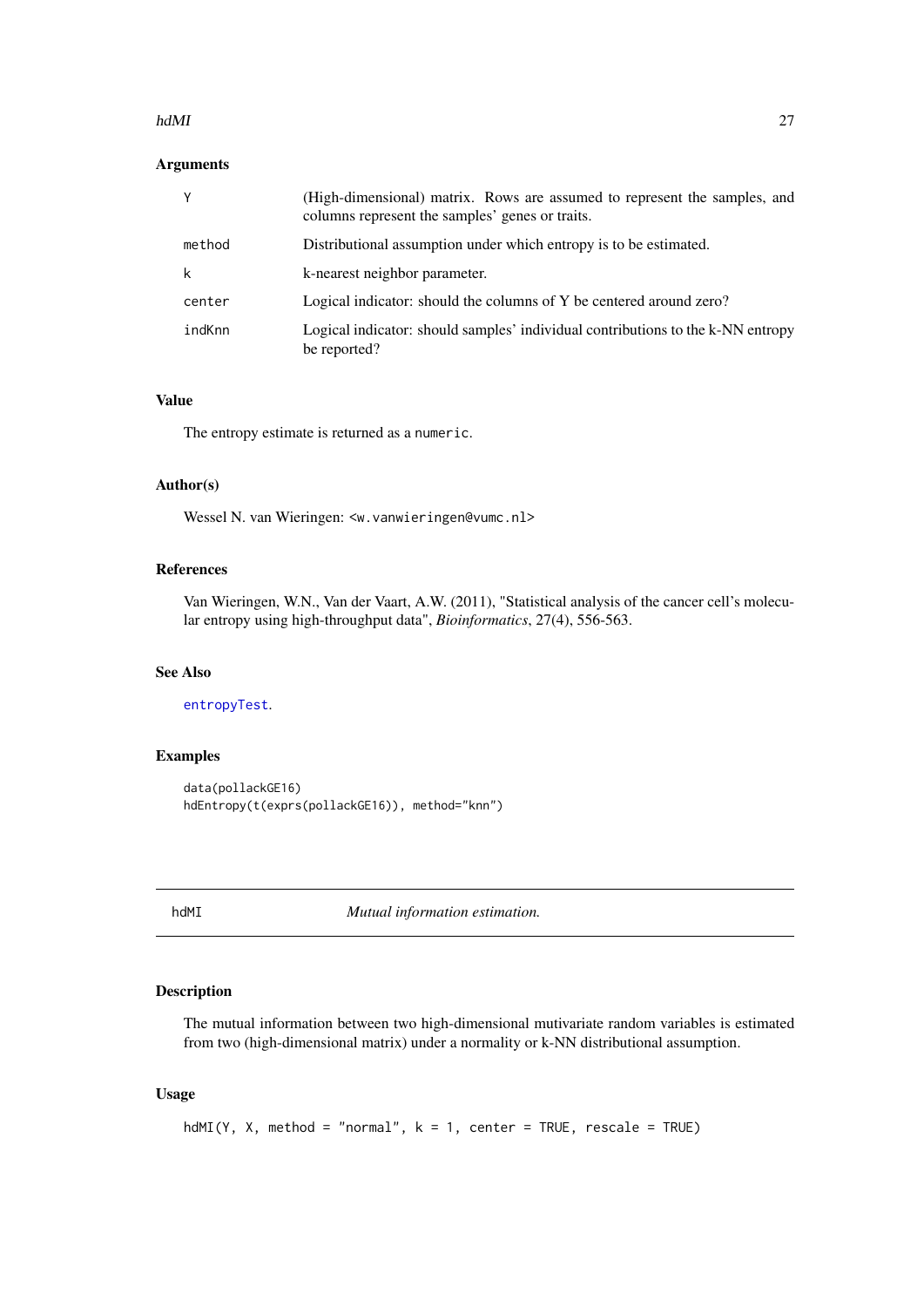### Arguments

| | |
|---|---|
| Y | (High-dimensional) matrix. Rows are assumed to represent the samples, and columns represent the samples' genes or traits. |
| method | Distributional assumption under which entropy is to be estimated. |
| k | k-nearest neighbor parameter. |
| center | Logical indicator: should the columns of Y be centered around zero? |
| indKnn | Logical indicator: should samples' individual contributions to the k-NN entropy be reported? |

### Value

The entropy estimate is returned as a `numeric`.

### Author(s)

Wessel N. van Wieringen: <w.vanwieringen@vumc.nl>

### References

Van Wieringen, W.N., Van der Vaart, A.W. (2011), "Statistical analysis of the cancer cell's molecular entropy using high-throughput data", *Bioinformatics*, 27(4), 556-563.

### See Also

`entropyTest`.

### Examples

```
data(pollackGE16)
hdEntropy(t(exprs(pollackGE16)), method="knn")
```

## hdMI — *Mutual information estimation.*

### Description

The mutual information between two high-dimensional mutivariate random variables is estimated from two (high-dimensional matrix) under a normality or k-NN distributional assumption.

### Usage

```
hdMI(Y, X, method = "normal", k = 1, center = TRUE, rescale = TRUE)
```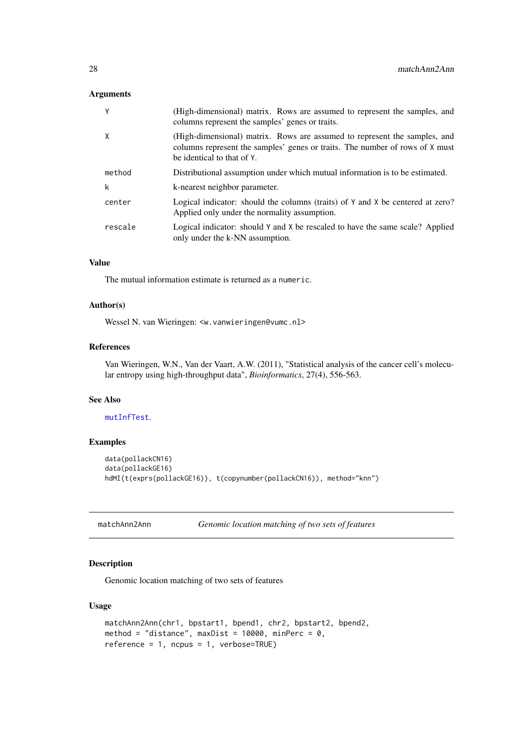### Arguments

| | |
|---|---|
| `Y` | (High-dimensional) matrix. Rows are assumed to represent the samples, and columns represent the samples' genes or traits. |
| `X` | (High-dimensional) matrix. Rows are assumed to represent the samples, and columns represent the samples' genes or traits. The number of rows of `X` must be identical to that of `Y`. |
| `method` | Distributional assumption under which mutual information is to be estimated. |
| `k` | k-nearest neighbor parameter. |
| `center` | Logical indicator: should the columns (traits) of `Y` and `X` be centered at zero? Applied only under the normality assumption. |
| `rescale` | Logical indicator: should `Y` and `X` be rescaled to have the same scale? Applied only under the k-NN assumption. |

### Value

The mutual information estimate is returned as a `numeric`.

### Author(s)

Wessel N. van Wieringen: <w.vanwieringen@vumc.nl>

### References

Van Wieringen, W.N., Van der Vaart, A.W. (2011), "Statistical analysis of the cancer cell's molecular entropy using high-throughput data", *Bioinformatics*, 27(4), 556-563.

### See Also

`mutInfTest`.

### Examples

```
data(pollackCN16)
data(pollackGE16)
hdMI(t(exprs(pollackGE16)), t(copynumber(pollackCN16)), method="knn")
```

---

## `matchAnn2Ann` — *Genomic location matching of two sets of features*

---

### Description

Genomic location matching of two sets of features

### Usage

```
matchAnn2Ann(chr1, bpstart1, bpend1, chr2, bpstart2, bpend2,
method = "distance", maxDist = 10000, minPerc = 0,
reference = 1, ncpus = 1, verbose=TRUE)
```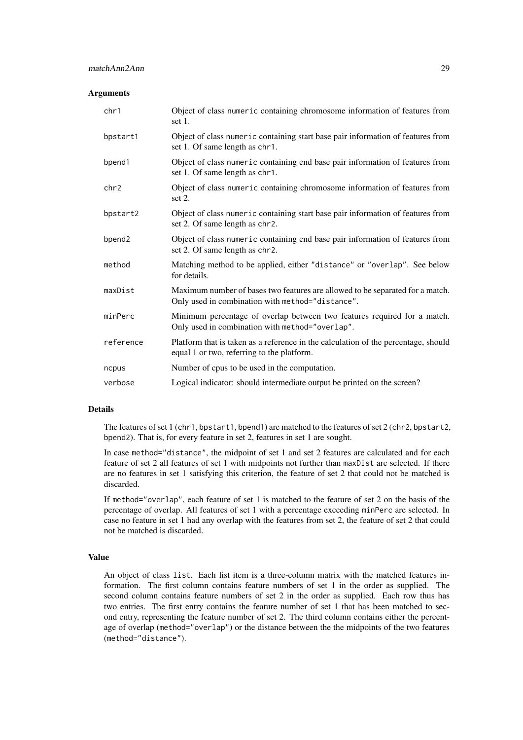### Arguments

| | |
|---|---|
| chr1 | Object of class numeric containing chromosome information of features from set 1. |
| bpstart1 | Object of class numeric containing start base pair information of features from set 1. Of same length as chr1. |
| bpend1 | Object of class numeric containing end base pair information of features from set 1. Of same length as chr1. |
| chr2 | Object of class numeric containing chromosome information of features from set 2. |
| bpstart2 | Object of class numeric containing start base pair information of features from set 2. Of same length as chr2. |
| bpend2 | Object of class numeric containing end base pair information of features from set 2. Of same length as chr2. |
| method | Matching method to be applied, either "distance" or "overlap". See below for details. |
| maxDist | Maximum number of bases two features are allowed to be separated for a match. Only used in combination with method="distance". |
| minPerc | Minimum percentage of overlap between two features required for a match. Only used in combination with method="overlap". |
| reference | Platform that is taken as a reference in the calculation of the percentage, should equal 1 or two, referring to the platform. |
| ncpus | Number of cpus to be used in the computation. |
| verbose | Logical indicator: should intermediate output be printed on the screen? |

### Details

The features of set 1 (chr1, bpstart1, bpend1) are matched to the features of set 2 (chr2, bpstart2, bpend2). That is, for every feature in set 2, features in set 1 are sought.

In case method="distance", the midpoint of set 1 and set 2 features are calculated and for each feature of set 2 all features of set 1 with midpoints not further than maxDist are selected. If there are no features in set 1 satisfying this criterion, the feature of set 2 that could not be matched is discarded.

If method="overlap", each feature of set 1 is matched to the feature of set 2 on the basis of the percentage of overlap. All features of set 1 with a percentage exceeding minPerc are selected. In case no feature in set 1 had any overlap with the features from set 2, the feature of set 2 that could not be matched is discarded.

### Value

An object of class list. Each list item is a three-column matrix with the matched features information. The first column contains feature numbers of set 1 in the order as supplied. The second column contains feature numbers of set 2 in the order as supplied. Each row thus has two entries. The first entry contains the feature number of set 1 that has been matched to second entry, representing the feature number of set 2. The third column contains either the percentage of overlap (method="overlap") or the distance between the the midpoints of the two features (method="distance").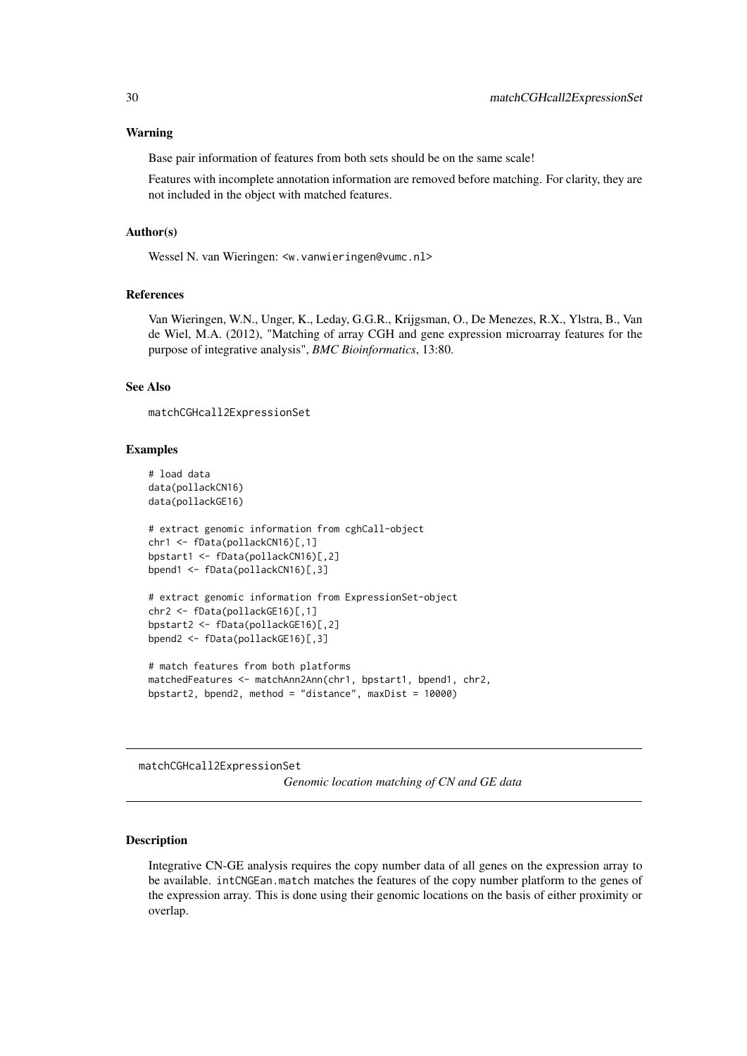### Warning

Base pair information of features from both sets should be on the same scale!

Features with incomplete annotation information are removed before matching. For clarity, they are not included in the object with matched features.

### Author(s)

Wessel N. van Wieringen: <w.vanwieringen@vumc.nl>

### References

Van Wieringen, W.N., Unger, K., Leday, G.G.R., Krijgsman, O., De Menezes, R.X., Ylstra, B., Van de Wiel, M.A. (2012), "Matching of array CGH and gene expression microarray features for the purpose of integrative analysis", *BMC Bioinformatics*, 13:80.

### See Also

matchCGHcall2ExpressionSet

### Examples

```
# load data
data(pollackCN16)
data(pollackGE16)

# extract genomic information from cghCall-object
chr1 <- fData(pollackCN16)[,1]
bpstart1 <- fData(pollackCN16)[,2]
bpend1 <- fData(pollackCN16)[,3]

# extract genomic information from ExpressionSet-object
chr2 <- fData(pollackGE16)[,1]
bpstart2 <- fData(pollackGE16)[,2]
bpend2 <- fData(pollackGE16)[,3]

# match features from both platforms
matchedFeatures <- matchAnn2Ann(chr1, bpstart1, bpend1, chr2,
bpstart2, bpend2, method = "distance", maxDist = 10000)
```

---

## matchCGHcall2ExpressionSet

*Genomic location matching of CN and GE data*

---

### Description

Integrative CN-GE analysis requires the copy number data of all genes on the expression array to be available. intCNGEan.match matches the features of the copy number platform to the genes of the expression array. This is done using their genomic locations on the basis of either proximity or overlap.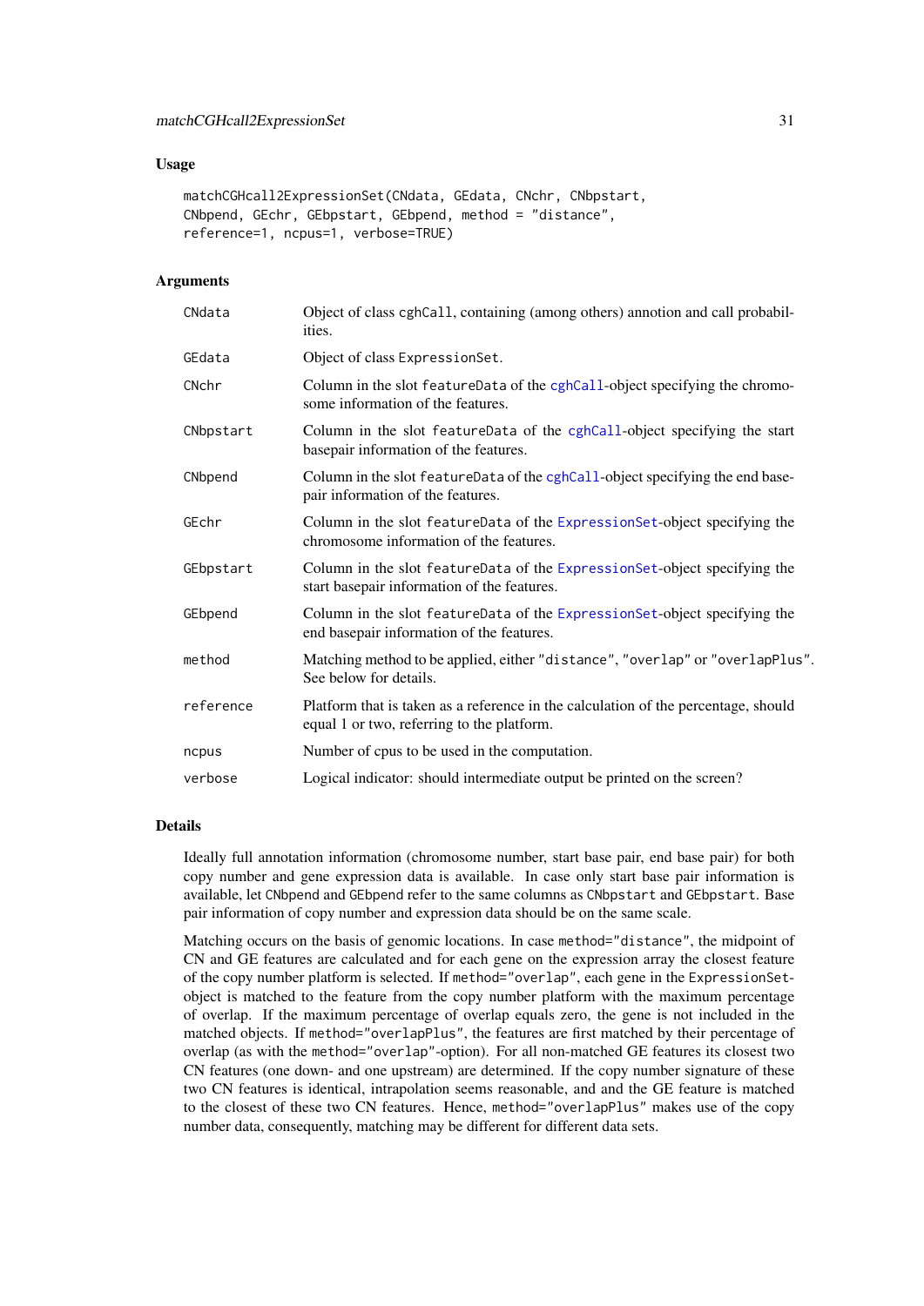### Usage

```
matchCGHcall2ExpressionSet(CNdata, GEdata, CNchr, CNbpstart,
CNbpend, GEchr, GEbpstart, GEbpend, method = "distance",
reference=1, ncpus=1, verbose=TRUE)
```

### Arguments

| | |
|---|---|
| CNdata | Object of class cghCall, containing (among others) annotion and call probabilities. |
| GEdata | Object of class ExpressionSet. |
| CNchr | Column in the slot featureData of the cghCall-object specifying the chromosome information of the features. |
| CNbpstart | Column in the slot featureData of the cghCall-object specifying the start basepair information of the features. |
| CNbpend | Column in the slot featureData of the cghCall-object specifying the end basepair information of the features. |
| GEchr | Column in the slot featureData of the ExpressionSet-object specifying the chromosome information of the features. |
| GEbpstart | Column in the slot featureData of the ExpressionSet-object specifying the start basepair information of the features. |
| GEbpend | Column in the slot featureData of the ExpressionSet-object specifying the end basepair information of the features. |
| method | Matching method to be applied, either "distance", "overlap" or "overlapPlus". See below for details. |
| reference | Platform that is taken as a reference in the calculation of the percentage, should equal 1 or two, referring to the platform. |
| ncpus | Number of cpus to be used in the computation. |
| verbose | Logical indicator: should intermediate output be printed on the screen? |

### Details

Ideally full annotation information (chromosome number, start base pair, end base pair) for both copy number and gene expression data is available. In case only start base pair information is available, let CNbpend and GEbpend refer to the same columns as CNbpstart and GEbpstart. Base pair information of copy number and expression data should be on the same scale.

Matching occurs on the basis of genomic locations. In case method="distance", the midpoint of CN and GE features are calculated and for each gene on the expression array the closest feature of the copy number platform is selected. If method="overlap", each gene in the ExpressionSet-object is matched to the feature from the copy number platform with the maximum percentage of overlap. If the maximum percentage of overlap equals zero, the gene is not included in the matched objects. If method="overlapPlus", the features are first matched by their percentage of overlap (as with the method="overlap"-option). For all non-matched GE features its closest two CN features (one down- and one upstream) are determined. If the copy number signature of these two CN features is identical, intrapolation seems reasonable, and and the GE feature is matched to the closest of these two CN features. Hence, method="overlapPlus" makes use of the copy number data, consequently, matching may be different for different data sets.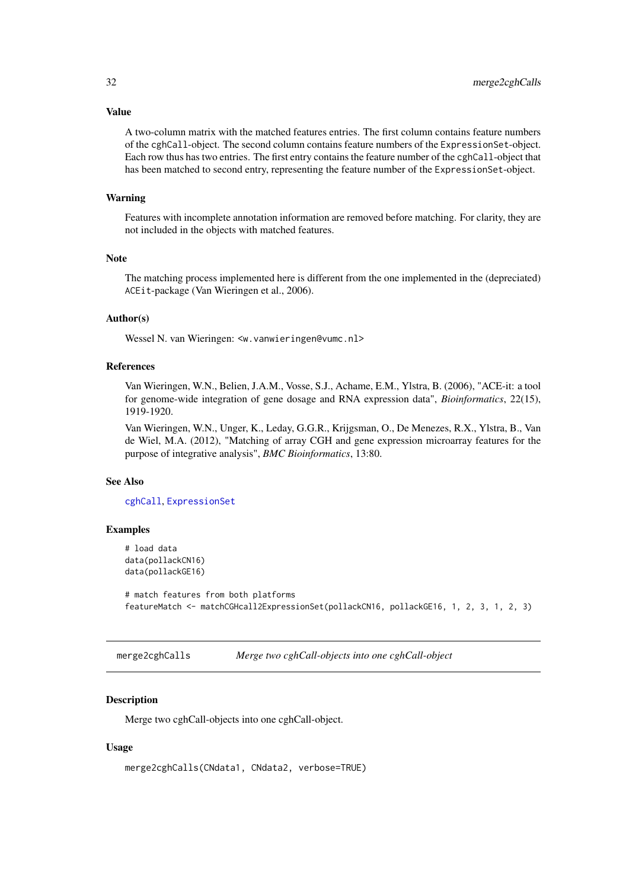## Value

A two-column matrix with the matched features entries. The first column contains feature numbers of the `cghCall`-object. The second column contains feature numbers of the `ExpressionSet`-object. Each row thus has two entries. The first entry contains the feature number of the `cghCall`-object that has been matched to second entry, representing the feature number of the `ExpressionSet`-object.

## Warning

Features with incomplete annotation information are removed before matching. For clarity, they are not included in the objects with matched features.

## Note

The matching process implemented here is different from the one implemented in the (depreciated) `ACEit`-package (Van Wieringen et al., 2006).

## Author(s)

Wessel N. van Wieringen: <w.vanwieringen@vumc.nl>

## References

Van Wieringen, W.N., Belien, J.A.M., Vosse, S.J., Achame, E.M., Ylstra, B. (2006), "ACE-it: a tool for genome-wide integration of gene dosage and RNA expression data", *Bioinformatics*, 22(15), 1919-1920.

Van Wieringen, W.N., Unger, K., Leday, G.G.R., Krijgsman, O., De Menezes, R.X., Ylstra, B., Van de Wiel, M.A. (2012), "Matching of array CGH and gene expression microarray features for the purpose of integrative analysis", *BMC Bioinformatics*, 13:80.

## See Also

`cghCall`, `ExpressionSet`

## Examples

```
# load data
data(pollackCN16)
data(pollackGE16)

# match features from both platforms
featureMatch <- matchCGHcall2ExpressionSet(pollackCN16, pollackGE16, 1, 2, 3, 1, 2, 3)
```

---

# merge2cghCalls *Merge two cghCall-objects into one cghCall-object*

## Description

Merge two cghCall-objects into one cghCall-object.

## Usage

```
merge2cghCalls(CNdata1, CNdata2, verbose=TRUE)
```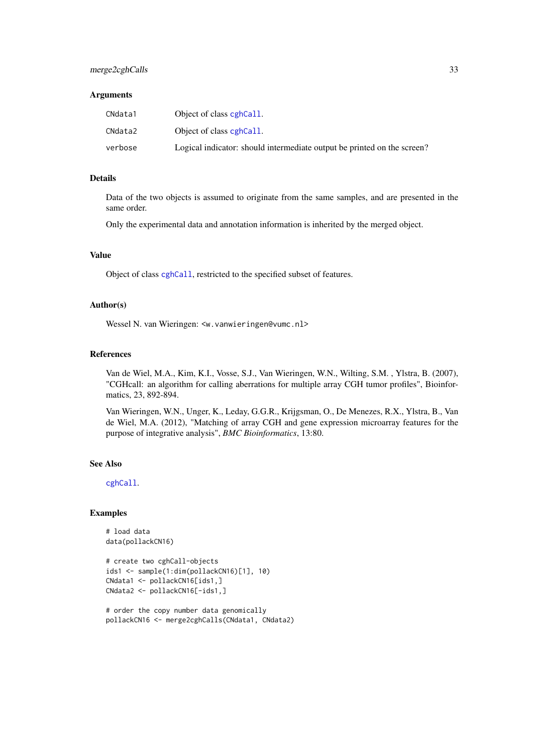## Arguments

| | |
|---|---|
| CNdata1 | Object of class `cghCall`. |
| CNdata2 | Object of class `cghCall`. |
| verbose | Logical indicator: should intermediate output be printed on the screen? |

## Details

Data of the two objects is assumed to originate from the same samples, and are presented in the same order.

Only the experimental data and annotation information is inherited by the merged object.

## Value

Object of class `cghCall`, restricted to the specified subset of features.

## Author(s)

Wessel N. van Wieringen: <w.vanwieringen@vumc.nl>

## References

Van de Wiel, M.A., Kim, K.I., Vosse, S.J., Van Wieringen, W.N., Wilting, S.M. , Ylstra, B. (2007), "CGHcall: an algorithm for calling aberrations for multiple array CGH tumor profiles", Bioinformatics, 23, 892-894.

Van Wieringen, W.N., Unger, K., Leday, G.G.R., Krijgsman, O., De Menezes, R.X., Ylstra, B., Van de Wiel, M.A. (2012), "Matching of array CGH and gene expression microarray features for the purpose of integrative analysis", *BMC Bioinformatics*, 13:80.

## See Also

`cghCall`.

## Examples

```
# load data
data(pollackCN16)

# create two cghCall-objects
ids1 <- sample(1:dim(pollackCN16)[1], 10)
CNdata1 <- pollackCN16[ids1,]
CNdata2 <- pollackCN16[-ids1,]

# order the copy number data genomically
pollackCN16 <- merge2cghCalls(CNdata1, CNdata2)
```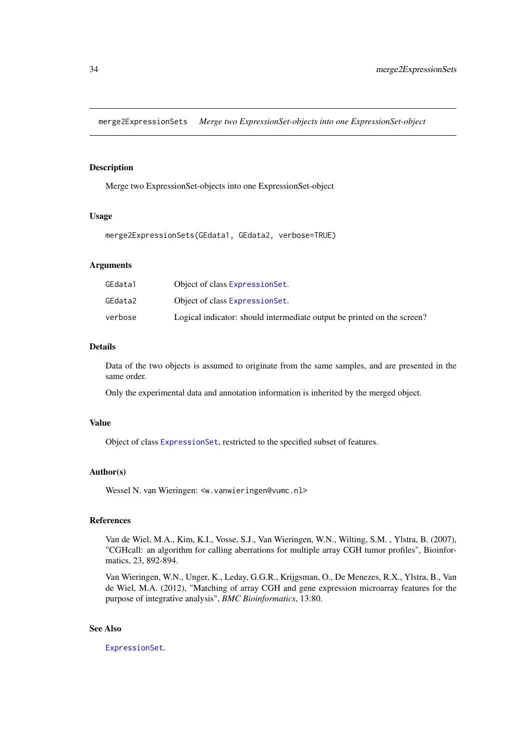merge2ExpressionSets    *Merge two ExpressionSet-objects into one ExpressionSet-object*

## Description

Merge two ExpressionSet-objects into one ExpressionSet-object

## Usage

```
merge2ExpressionSets(GEdata1, GEdata2, verbose=TRUE)
```

## Arguments

| | |
|---|---|
| GEdata1 | Object of class ExpressionSet. |
| GEdata2 | Object of class ExpressionSet. |
| verbose | Logical indicator: should intermediate output be printed on the screen? |

## Details

Data of the two objects is assumed to originate from the same samples, and are presented in the same order.

Only the experimental data and annotation information is inherited by the merged object.

## Value

Object of class ExpressionSet, restricted to the specified subset of features.

## Author(s)

Wessel N. van Wieringen: <w.vanwieringen@vumc.nl>

## References

Van de Wiel, M.A., Kim, K.I., Vosse, S.J., Van Wieringen, W.N., Wilting, S.M. , Ylstra, B. (2007), "CGHcall: an algorithm for calling aberrations for multiple array CGH tumor profiles", Bioinformatics, 23, 892-894.

Van Wieringen, W.N., Unger, K., Leday, G.G.R., Krijgsman, O., De Menezes, R.X., Ylstra, B., Van de Wiel, M.A. (2012), "Matching of array CGH and gene expression microarray features for the purpose of integrative analysis", *BMC Bioinformatics*, 13:80.

## See Also

ExpressionSet.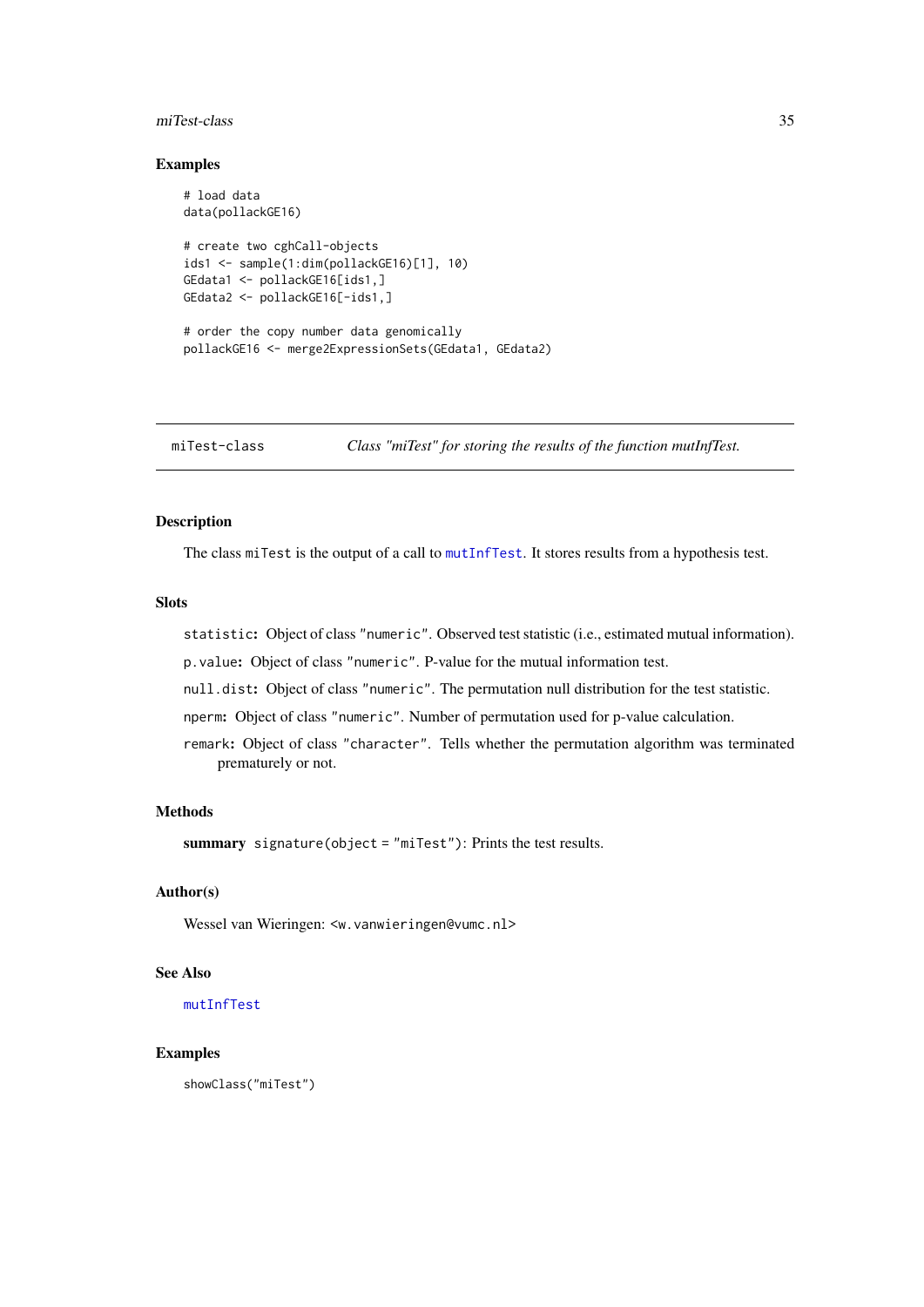## Examples

```
# load data
data(pollackGE16)

# create two cghCall-objects
ids1 <- sample(1:dim(pollackGE16)[1], 10)
GEdata1 <- pollackGE16[ids1,]
GEdata2 <- pollackGE16[-ids1,]

# order the copy number data genomically
pollackGE16 <- merge2ExpressionSets(GEdata1, GEdata2)
```

---

# miTest-class *Class "miTest" for storing the results of the function mutInfTest.*

---

## Description

The class `miTest` is the output of a call to `mutInfTest`. It stores results from a hypothesis test.

## Slots

`statistic`: Object of class `"numeric"`. Observed test statistic (i.e., estimated mutual information).

`p.value`: Object of class `"numeric"`. P-value for the mutual information test.

`null.dist`: Object of class `"numeric"`. The permutation null distribution for the test statistic.

`nperm`: Object of class `"numeric"`. Number of permutation used for p-value calculation.

`remark`: Object of class `"character"`. Tells whether the permutation algorithm was terminated prematurely or not.

## Methods

**summary** `signature(object = "miTest")`: Prints the test results.

## Author(s)

Wessel van Wieringen: `<w.vanwieringen@vumc.nl>`

## See Also

`mutInfTest`

## Examples

```
showClass("miTest")
```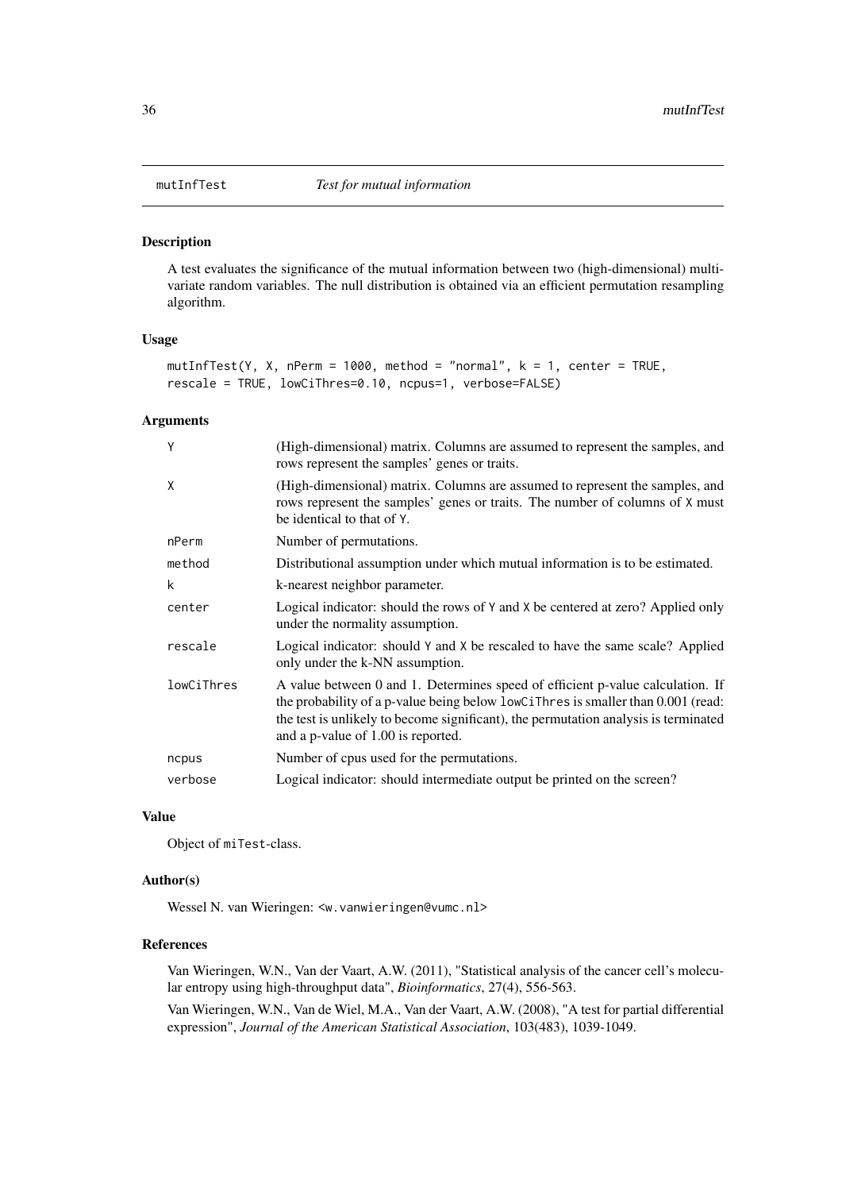# mutInfTest *Test for mutual information*

## Description

A test evaluates the significance of the mutual information between two (high-dimensional) multivariate random variables. The null distribution is obtained via an efficient permutation resampling algorithm.

## Usage

```
mutInfTest(Y, X, nPerm = 1000, method = "normal", k = 1, center = TRUE,
rescale = TRUE, lowCiThres=0.10, ncpus=1, verbose=FALSE)
```

## Arguments

| | |
|---|---|
| Y | (High-dimensional) matrix. Columns are assumed to represent the samples, and rows represent the samples' genes or traits. |
| X | (High-dimensional) matrix. Columns are assumed to represent the samples, and rows represent the samples' genes or traits. The number of columns of X must be identical to that of Y. |
| nPerm | Number of permutations. |
| method | Distributional assumption under which mutual information is to be estimated. |
| k | k-nearest neighbor parameter. |
| center | Logical indicator: should the rows of Y and X be centered at zero? Applied only under the normality assumption. |
| rescale | Logical indicator: should Y and X be rescaled to have the same scale? Applied only under the k-NN assumption. |
| lowCiThres | A value between 0 and 1. Determines speed of efficient p-value calculation. If the probability of a p-value being below lowCiThres is smaller than 0.001 (read: the test is unlikely to become significant), the permutation analysis is terminated and a p-value of 1.00 is reported. |
| ncpus | Number of cpus used for the permutations. |
| verbose | Logical indicator: should intermediate output be printed on the screen? |

## Value

Object of miTest-class.

## Author(s)

Wessel N. van Wieringen: <w.vanwieringen@vumc.nl>

## References

Van Wieringen, W.N., Van der Vaart, A.W. (2011), "Statistical analysis of the cancer cell's molecular entropy using high-throughput data", *Bioinformatics*, 27(4), 556-563.

Van Wieringen, W.N., Van de Wiel, M.A., Van der Vaart, A.W. (2008), "A test for partial differential expression", *Journal of the American Statistical Association*, 103(483), 1039-1049.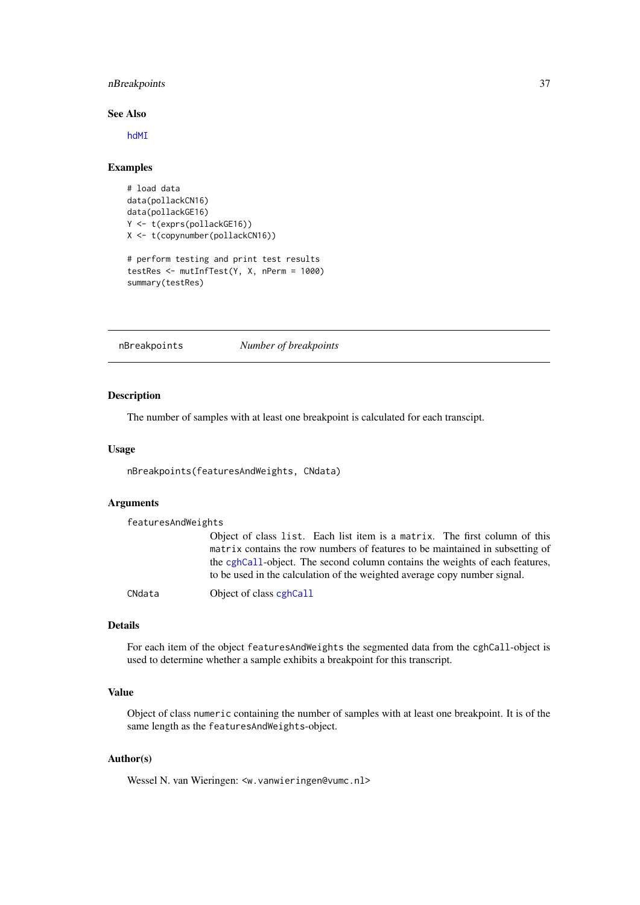### See Also

hdMI

### Examples

```
# load data
data(pollackCN16)
data(pollackGE16)
Y <- t(exprs(pollackGE16))
X <- t(copynumber(pollackCN16))

# perform testing and print test results
testRes <- mutInfTest(Y, X, nPerm = 1000)
summary(testRes)
```

---

## nBreakpoints *Number of breakpoints*

---

### Description

The number of samples with at least one breakpoint is calculated for each transcipt.

### Usage

```
nBreakpoints(featuresAndWeights, CNdata)
```

### Arguments

| | |
|---|---|
| featuresAndWeights | Object of class `list`. Each list item is a `matrix`. The first column of this `matrix` contains the row numbers of features to be maintained in subsetting of the `cghCall`-object. The second column contains the weights of each features, to be used in the calculation of the weighted average copy number signal. |
| CNdata | Object of class `cghCall` |

### Details

For each item of the object `featuresAndWeights` the segmented data from the `cghCall`-object is used to determine whether a sample exhibits a breakpoint for this transcript.

### Value

Object of class `numeric` containing the number of samples with at least one breakpoint. It is of the same length as the `featuresAndWeights`-object.

### Author(s)

Wessel N. van Wieringen: <w.vanwieringen@vumc.nl>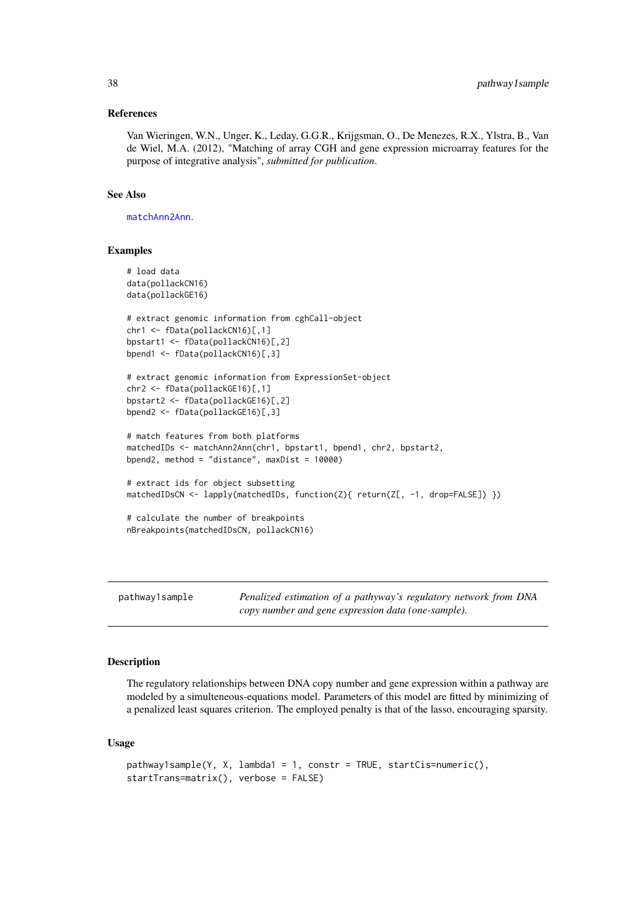### References

Van Wieringen, W.N., Unger, K., Leday, G.G.R., Krijgsman, O., De Menezes, R.X., Ylstra, B., Van de Wiel, M.A. (2012), "Matching of array CGH and gene expression microarray features for the purpose of integrative analysis", *submitted for publication*.

### See Also

matchAnn2Ann.

### Examples

```
# load data
data(pollackCN16)
data(pollackGE16)

# extract genomic information from cghCall-object
chr1 <- fData(pollackCN16)[,1]
bpstart1 <- fData(pollackCN16)[,2]
bpend1 <- fData(pollackCN16)[,3]

# extract genomic information from ExpressionSet-object
chr2 <- fData(pollackGE16)[,1]
bpstart2 <- fData(pollackGE16)[,2]
bpend2 <- fData(pollackGE16)[,3]

# match features from both platforms
matchedIDs <- matchAnn2Ann(chr1, bpstart1, bpend1, chr2, bpstart2,
bpend2, method = "distance", maxDist = 10000)

# extract ids for object subsetting
matchedIDsCN <- lapply(matchedIDs, function(Z){ return(Z[, -1, drop=FALSE]) })

# calculate the number of breakpoints
nBreakpoints(matchedIDsCN, pollackCN16)
```

---

## pathway1sample — *Penalized estimation of a pathyway's regulatory network from DNA copy number and gene expression data (one-sample).*

---

### Description

The regulatory relationships between DNA copy number and gene expression within a pathway are modeled by a simulteneous-equations model. Parameters of this model are fitted by minimizing of a penalized least squares criterion. The employed penalty is that of the lasso, encouraging sparsity.

### Usage

```
pathway1sample(Y, X, lambda1 = 1, constr = TRUE, startCis=numeric(),
startTrans=matrix(), verbose = FALSE)
```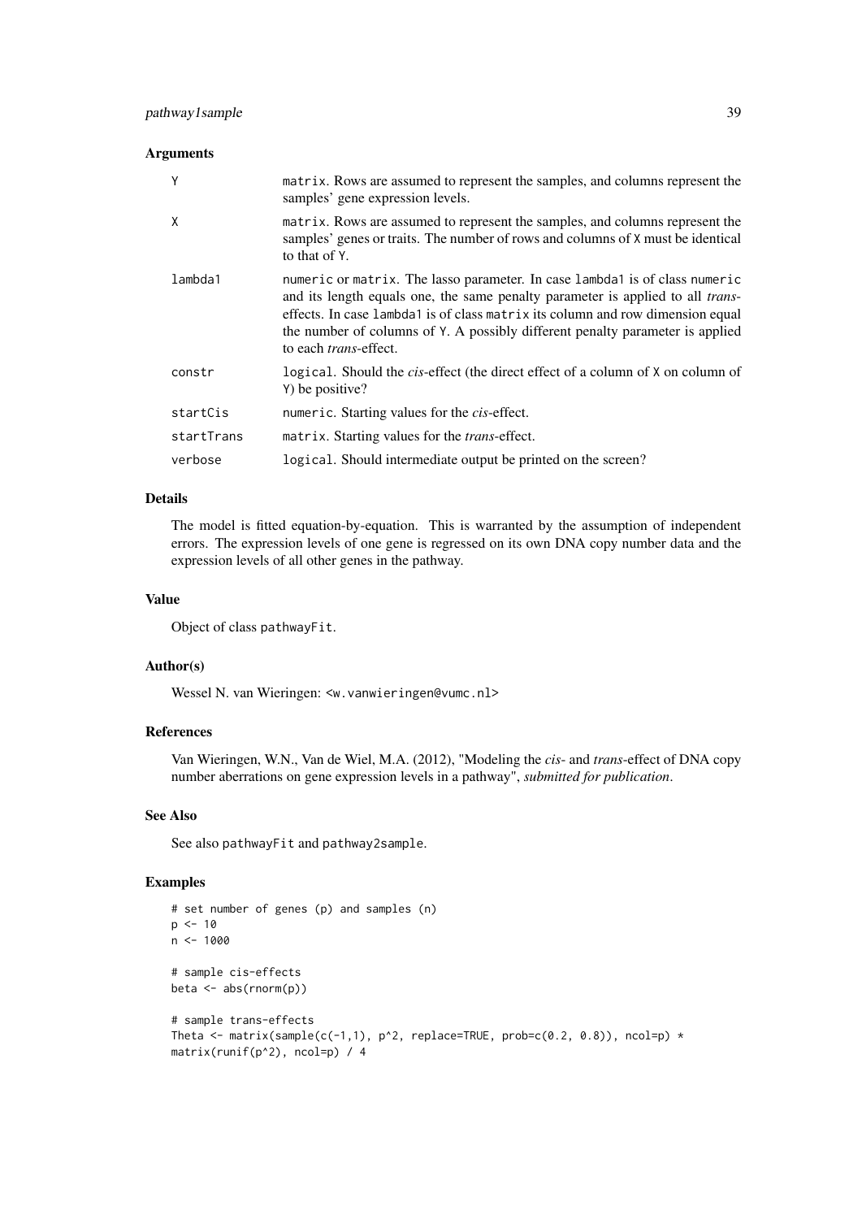### Arguments

| | |
|---|---|
| Y | matrix. Rows are assumed to represent the samples, and columns represent the samples' gene expression levels. |
| X | matrix. Rows are assumed to represent the samples, and columns represent the samples' genes or traits. The number of rows and columns of X must be identical to that of Y. |
| lambda1 | numeric or matrix. The lasso parameter. In case lambda1 is of class numeric and its length equals one, the same penalty parameter is applied to all *trans*-effects. In case lambda1 is of class matrix its column and row dimension equal the number of columns of Y. A possibly different penalty parameter is applied to each *trans*-effect. |
| constr | logical. Should the *cis*-effect (the direct effect of a column of X on column of Y) be positive? |
| startCis | numeric. Starting values for the *cis*-effect. |
| startTrans | matrix. Starting values for the *trans*-effect. |
| verbose | logical. Should intermediate output be printed on the screen? |

### Details

The model is fitted equation-by-equation. This is warranted by the assumption of independent errors. The expression levels of one gene is regressed on its own DNA copy number data and the expression levels of all other genes in the pathway.

### Value

Object of class pathwayFit.

### Author(s)

Wessel N. van Wieringen: <w.vanwieringen@vumc.nl>

### References

Van Wieringen, W.N., Van de Wiel, M.A. (2012), "Modeling the *cis*- and *trans*-effect of DNA copy number aberrations on gene expression levels in a pathway", *submitted for publication*.

### See Also

See also pathwayFit and pathway2sample.

### Examples

```
# set number of genes (p) and samples (n)
p <- 10
n <- 1000

# sample cis-effects
beta <- abs(rnorm(p))

# sample trans-effects
Theta <- matrix(sample(c(-1,1), p^2, replace=TRUE, prob=c(0.2, 0.8)), ncol=p) *
matrix(runif(p^2), ncol=p) / 4
```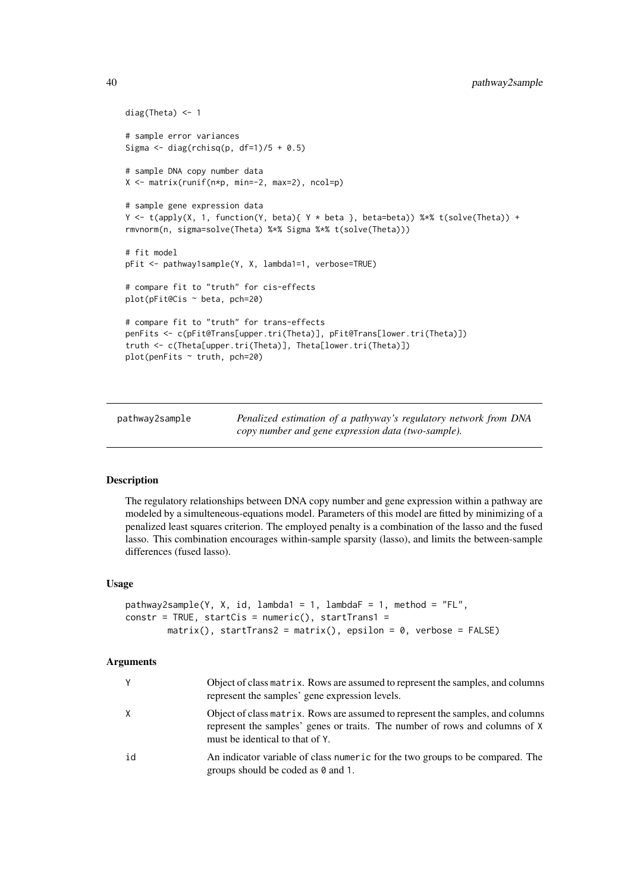```
diag(Theta) <- 1

# sample error variances
Sigma <- diag(rchisq(p, df=1)/5 + 0.5)

# sample DNA copy number data
X <- matrix(runif(n*p, min=-2, max=2), ncol=p)

# sample gene expression data
Y <- t(apply(X, 1, function(Y, beta){ Y * beta }, beta=beta)) %*% t(solve(Theta)) +
rmvnorm(n, sigma=solve(Theta) %*% Sigma %*% t(solve(Theta)))

# fit model
pFit <- pathway1sample(Y, X, lambda1=1, verbose=TRUE)

# compare fit to "truth" for cis-effects
plot(pFit@Cis ~ beta, pch=20)

# compare fit to "truth" for trans-effects
penFits <- c(pFit@Trans[upper.tri(Theta)], pFit@Trans[lower.tri(Theta)])
truth <- c(Theta[upper.tri(Theta)], Theta[lower.tri(Theta)])
plot(penFits ~ truth, pch=20)
```

---

## pathway2sample

*Penalized estimation of a pathyway's regulatory network from DNA copy number and gene expression data (two-sample).*

### Description

The regulatory relationships between DNA copy number and gene expression within a pathway are modeled by a simulteneous-equations model. Parameters of this model are fitted by minimizing of a penalized least squares criterion. The employed penalty is a combination of the lasso and the fused lasso. This combination encourages within-sample sparsity (lasso), and limits the between-sample differences (fused lasso).

### Usage

```
pathway2sample(Y, X, id, lambda1 = 1, lambdaF = 1, method = "FL",
constr = TRUE, startCis = numeric(), startTrans1 =
        matrix(), startTrans2 = matrix(), epsilon = 0, verbose = FALSE)
```

### Arguments

| | |
|---|---|
| Y | Object of class `matrix`. Rows are assumed to represent the samples, and columns represent the samples' gene expression levels. |
| X | Object of class `matrix`. Rows are assumed to represent the samples, and columns represent the samples' genes or traits. The number of rows and columns of X must be identical to that of Y. |
| id | An indicator variable of class `numeric` for the two groups to be compared. The groups should be coded as 0 and 1. |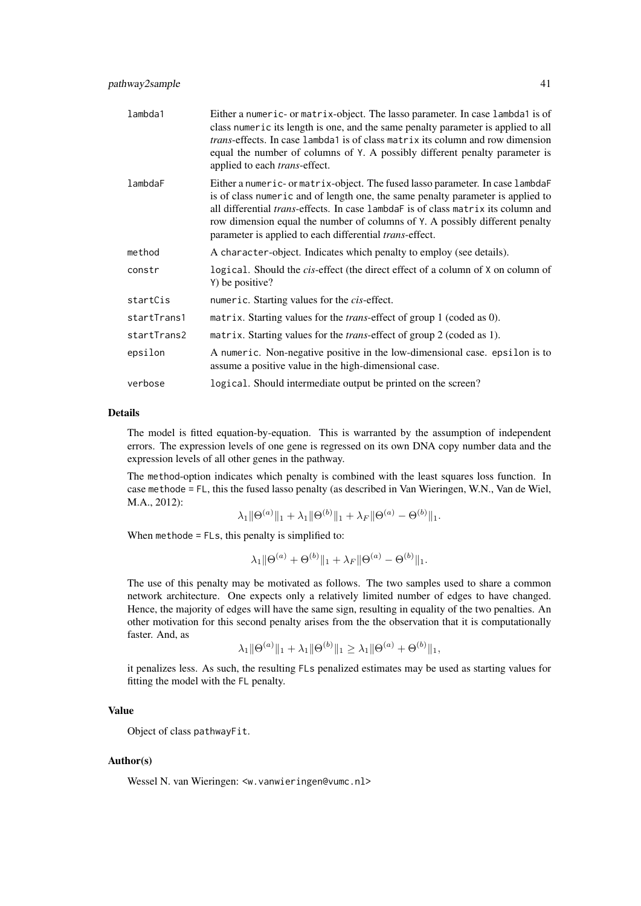| | |
|---|---|
| `lambda1` | Either a `numeric`- or `matrix`-object. The lasso parameter. In case `lambda1` is of class `numeric` its length is one, and the same penalty parameter is applied to all *trans*-effects. In case `lambda1` is of class `matrix` its column and row dimension equal the number of columns of `Y`. A possibly different penalty parameter is applied to each *trans*-effect. |
| `lambdaF` | Either a `numeric`- or `matrix`-object. The fused lasso parameter. In case `lambdaF` is of class `numeric` and of length one, the same penalty parameter is applied to all differential *trans*-effects. In case `lambdaF` is of class `matrix` its column and row dimension equal the number of columns of `Y`. A possibly different penalty parameter is applied to each differential *trans*-effect. |
| `method` | A `character`-object. Indicates which penalty to employ (see details). |
| `constr` | `logical`. Should the *cis*-effect (the direct effect of a column of `X` on column of `Y`) be positive? |
| `startCis` | `numeric`. Starting values for the *cis*-effect. |
| `startTrans1` | `matrix`. Starting values for the *trans*-effect of group 1 (coded as 0). |
| `startTrans2` | `matrix`. Starting values for the *trans*-effect of group 2 (coded as 1). |
| `epsilon` | A `numeric`. Non-negative positive in the low-dimensional case. `epsilon` is to assume a positive value in the high-dimensional case. |
| `verbose` | `logical`. Should intermediate output be printed on the screen? |

## Details

The model is fitted equation-by-equation. This is warranted by the assumption of independent errors. The expression levels of one gene is regressed on its own DNA copy number data and the expression levels of all other genes in the pathway.

The `method`-option indicates which penalty is combined with the least squares loss function. In case `methode = FL`, this the fused lasso penalty (as described in Van Wieringen, W.N., Van de Wiel, M.A., 2012):

$$\lambda_1 \|\Theta^{(a)}\|_1 + \lambda_1 \|\Theta^{(b)}\|_1 + \lambda_F \|\Theta^{(a)} - \Theta^{(b)}\|_1.$$

When `methode = FLs`, this penalty is simplified to:

$$\lambda_1 \|\Theta^{(a)} + \Theta^{(b)}\|_1 + \lambda_F \|\Theta^{(a)} - \Theta^{(b)}\|_1.$$

The use of this penalty may be motivated as follows. The two samples used to share a common network architecture. One expects only a relatively limited number of edges to have changed. Hence, the majority of edges will have the same sign, resulting in equality of the two penalties. An other motivation for this second penalty arises from the the observation that it is computationally faster. And, as

$$\lambda_1 \|\Theta^{(a)}\|_1 + \lambda_1 \|\Theta^{(b)}\|_1 \geq \lambda_1 \|\Theta^{(a)} + \Theta^{(b)}\|_1,$$

it penalizes less. As such, the resulting `FLs` penalized estimates may be used as starting values for fitting the model with the `FL` penalty.

## Value

Object of class `pathwayFit`.

## Author(s)

Wessel N. van Wieringen: <w.vanwieringen@vumc.nl>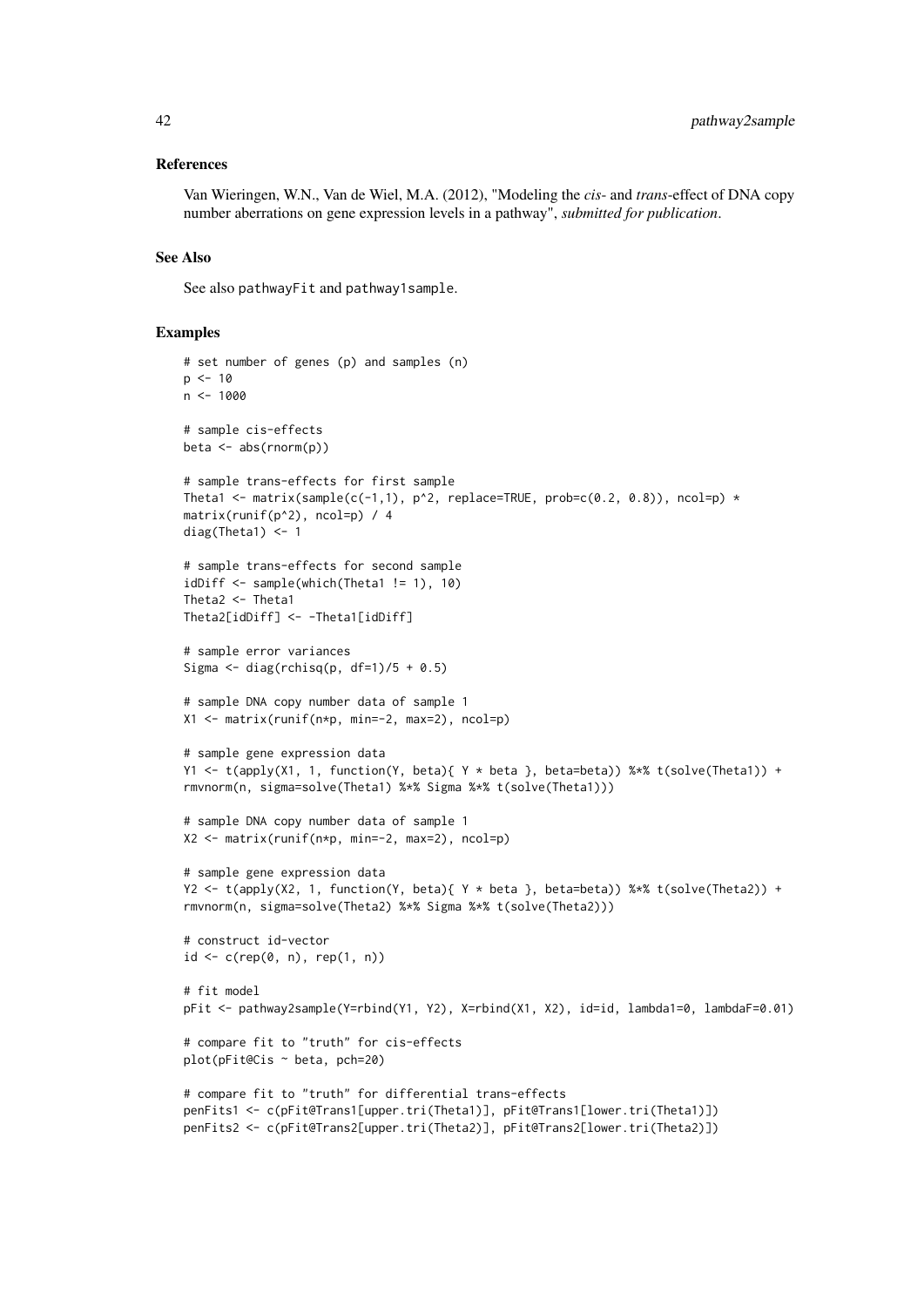## References

Van Wieringen, W.N., Van de Wiel, M.A. (2012), "Modeling the *cis*- and *trans*-effect of DNA copy number aberrations on gene expression levels in a pathway", *submitted for publication*.

## See Also

See also pathwayFit and pathway1sample.

## Examples

```
# set number of genes (p) and samples (n)
p <- 10
n <- 1000

# sample cis-effects
beta <- abs(rnorm(p))

# sample trans-effects for first sample
Theta1 <- matrix(sample(c(-1,1), p^2, replace=TRUE, prob=c(0.2, 0.8)), ncol=p) *
matrix(runif(p^2), ncol=p) / 4
diag(Theta1) <- 1

# sample trans-effects for second sample
idDiff <- sample(which(Theta1 != 1), 10)
Theta2 <- Theta1
Theta2[idDiff] <- -Theta1[idDiff]

# sample error variances
Sigma <- diag(rchisq(p, df=1)/5 + 0.5)

# sample DNA copy number data of sample 1
X1 <- matrix(runif(n*p, min=-2, max=2), ncol=p)

# sample gene expression data
Y1 <- t(apply(X1, 1, function(Y, beta){ Y * beta }, beta=beta)) %*% t(solve(Theta1)) +
rmvnorm(n, sigma=solve(Theta1) %*% Sigma %*% t(solve(Theta1)))

# sample DNA copy number data of sample 1
X2 <- matrix(runif(n*p, min=-2, max=2), ncol=p)

# sample gene expression data
Y2 <- t(apply(X2, 1, function(Y, beta){ Y * beta }, beta=beta)) %*% t(solve(Theta2)) +
rmvnorm(n, sigma=solve(Theta2) %*% Sigma %*% t(solve(Theta2)))

# construct id-vector
id <- c(rep(0, n), rep(1, n))

# fit model
pFit <- pathway2sample(Y=rbind(Y1, Y2), X=rbind(X1, X2), id=id, lambda1=0, lambdaF=0.01)

# compare fit to "truth" for cis-effects
plot(pFit@Cis ~ beta, pch=20)

# compare fit to "truth" for differential trans-effects
penFits1 <- c(pFit@Trans1[upper.tri(Theta1)], pFit@Trans1[lower.tri(Theta1)])
penFits2 <- c(pFit@Trans2[upper.tri(Theta2)], pFit@Trans2[lower.tri(Theta2)])
```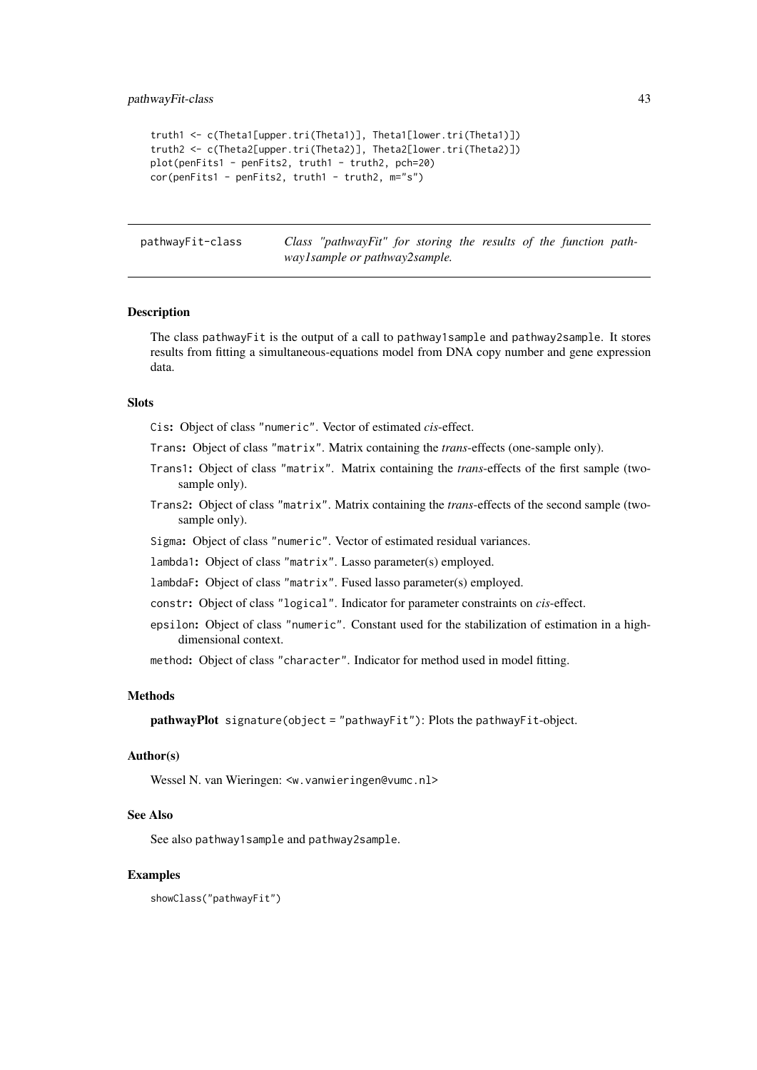```
truth1 <- c(Theta1[upper.tri(Theta1)], Theta1[lower.tri(Theta1)])
truth2 <- c(Theta2[upper.tri(Theta2)], Theta2[lower.tri(Theta2)])
plot(penFits1 - penFits2, truth1 - truth2, pch=20)
cor(penFits1 - penFits2, truth1 - truth2, m="s")
```

---

## pathwayFit-class — *Class "pathwayFit" for storing the results of the function pathway1sample or pathway2sample.*

---

### Description

The class pathwayFit is the output of a call to pathway1sample and pathway2sample. It stores results from fitting a simultaneous-equations model from DNA copy number and gene expression data.

### Slots

- Cis**:** Object of class "numeric". Vector of estimated *cis*-effect.
- Trans**:** Object of class "matrix". Matrix containing the *trans*-effects (one-sample only).
- Trans1**:** Object of class "matrix". Matrix containing the *trans*-effects of the first sample (two-sample only).
- Trans2**:** Object of class "matrix". Matrix containing the *trans*-effects of the second sample (two-sample only).
- Sigma**:** Object of class "numeric". Vector of estimated residual variances.
- lambda1**:** Object of class "matrix". Lasso parameter(s) employed.
- lambdaF**:** Object of class "matrix". Fused lasso parameter(s) employed.
- constr**:** Object of class "logical". Indicator for parameter constraints on *cis*-effect.
- epsilon**:** Object of class "numeric". Constant used for the stabilization of estimation in a high-dimensional context.
- method**:** Object of class "character". Indicator for method used in model fitting.

### Methods

**pathwayPlot** signature(object = "pathwayFit"): Plots the pathwayFit-object.

### Author(s)

Wessel N. van Wieringen: <w.vanwieringen@vumc.nl>

### See Also

See also pathway1sample and pathway2sample.

### Examples

```
showClass("pathwayFit")
```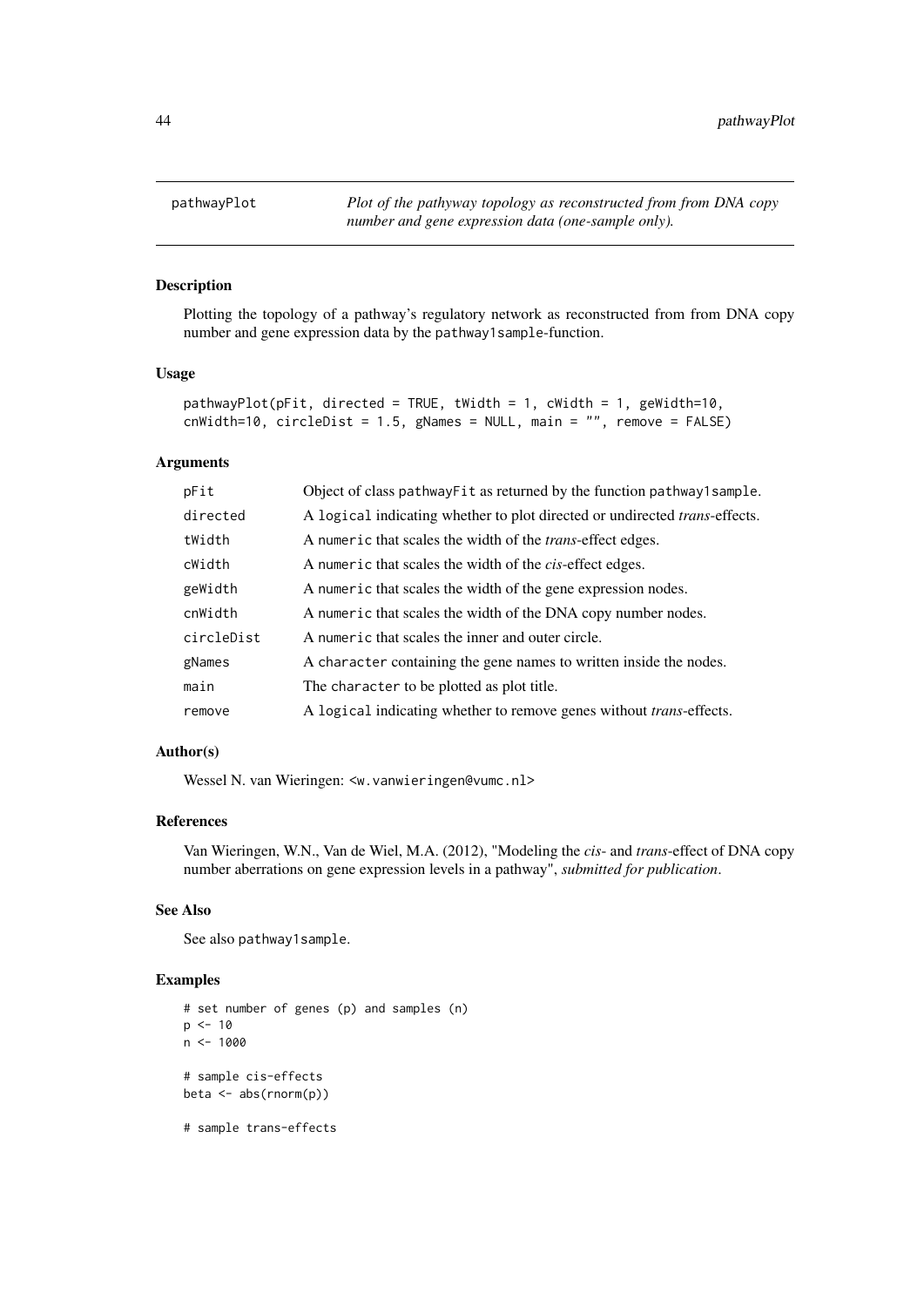pathwayPlot — *Plot of the pathyway topology as reconstructed from from DNA copy number and gene expression data (one-sample only).*

## Description

Plotting the topology of a pathway's regulatory network as reconstructed from from DNA copy number and gene expression data by the `pathway1sample`-function.

## Usage

```
pathwayPlot(pFit, directed = TRUE, tWidth = 1, cWidth = 1, geWidth=10,
cnWidth=10, circleDist = 1.5, gNames = NULL, main = "", remove = FALSE)
```

## Arguments

| | |
|---|---|
| `pFit` | Object of class `pathwayFit` as returned by the function `pathway1sample`. |
| `directed` | A `logical` indicating whether to plot directed or undirected *trans*-effects. |
| `tWidth` | A `numeric` that scales the width of the *trans*-effect edges. |
| `cWidth` | A `numeric` that scales the width of the *cis*-effect edges. |
| `geWidth` | A `numeric` that scales the width of the gene expression nodes. |
| `cnWidth` | A `numeric` that scales the width of the DNA copy number nodes. |
| `circleDist` | A `numeric` that scales the inner and outer circle. |
| `gNames` | A `character` containing the gene names to written inside the nodes. |
| `main` | The `character` to be plotted as plot title. |
| `remove` | A `logical` indicating whether to remove genes without *trans*-effects. |

## Author(s)

Wessel N. van Wieringen: <w.vanwieringen@vumc.nl>

## References

Van Wieringen, W.N., Van de Wiel, M.A. (2012), "Modeling the *cis*- and *trans*-effect of DNA copy number aberrations on gene expression levels in a pathway", *submitted for publication*.

## See Also

See also `pathway1sample`.

## Examples

```
# set number of genes (p) and samples (n)
p <- 10
n <- 1000

# sample cis-effects
beta <- abs(rnorm(p))

# sample trans-effects
```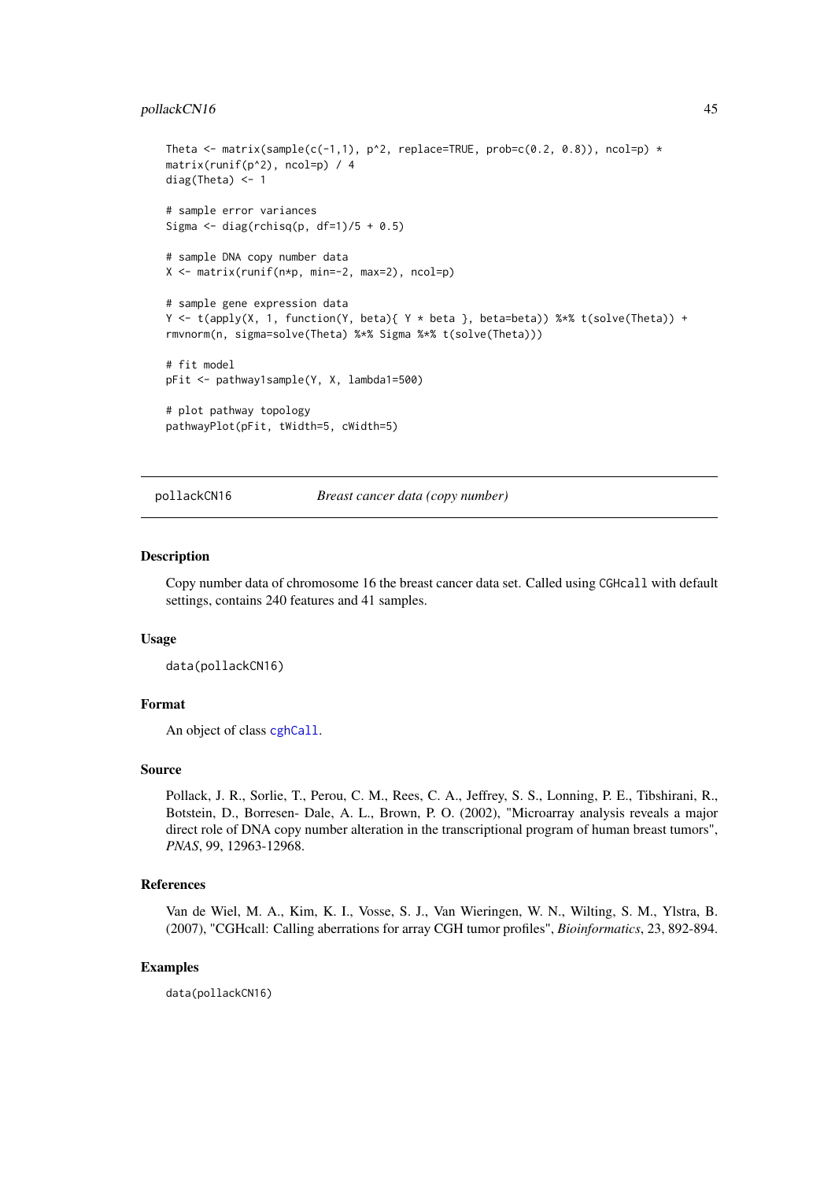```
Theta <- matrix(sample(c(-1,1), p^2, replace=TRUE, prob=c(0.2, 0.8)), ncol=p) *
matrix(runif(p^2), ncol=p) / 4
diag(Theta) <- 1

# sample error variances
Sigma <- diag(rchisq(p, df=1)/5 + 0.5)

# sample DNA copy number data
X <- matrix(runif(n*p, min=-2, max=2), ncol=p)

# sample gene expression data
Y <- t(apply(X, 1, function(Y, beta){ Y * beta }, beta=beta)) %*% t(solve(Theta)) +
rmvnorm(n, sigma=solve(Theta) %*% Sigma %*% t(solve(Theta)))

# fit model
pFit <- pathway1sample(Y, X, lambda1=500)

# plot pathway topology
pathwayPlot(pFit, tWidth=5, cWidth=5)
```

---

## pollackCN16 — *Breast cancer data (copy number)*

---

### Description

Copy number data of chromosome 16 the breast cancer data set. Called using `CGHcall` with default settings, contains 240 features and 41 samples.

### Usage

```
data(pollackCN16)
```

### Format

An object of class `cghCall`.

### Source

Pollack, J. R., Sorlie, T., Perou, C. M., Rees, C. A., Jeffrey, S. S., Lonning, P. E., Tibshirani, R., Botstein, D., Borresen- Dale, A. L., Brown, P. O. (2002), "Microarray analysis reveals a major direct role of DNA copy number alteration in the transcriptional program of human breast tumors", *PNAS*, 99, 12963-12968.

### References

Van de Wiel, M. A., Kim, K. I., Vosse, S. J., Van Wieringen, W. N., Wilting, S. M., Ylstra, B. (2007), "CGHcall: Calling aberrations for array CGH tumor profiles", *Bioinformatics*, 23, 892-894.

### Examples

```
data(pollackCN16)
```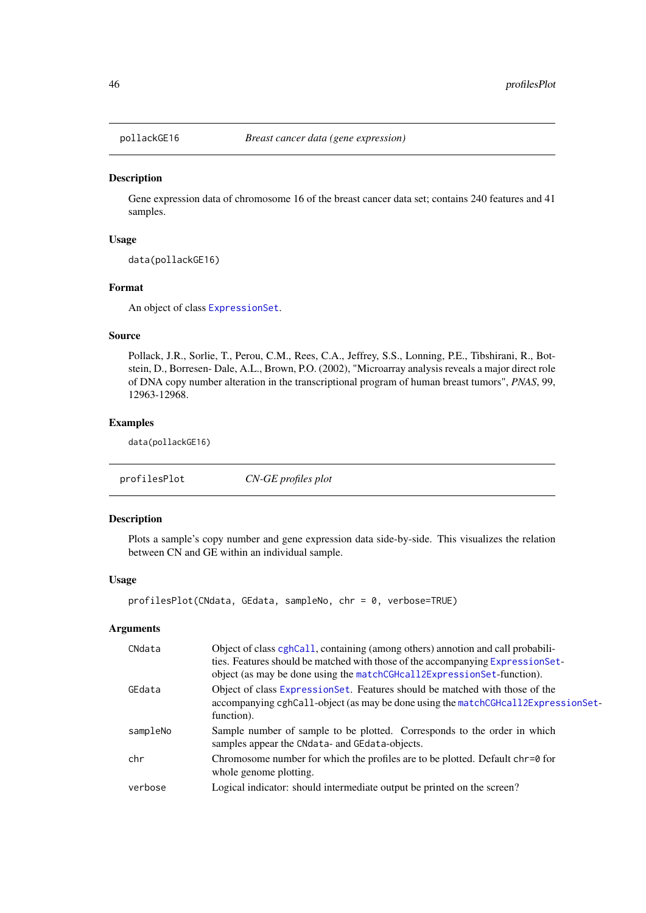## pollackGE16 — *Breast cancer data (gene expression)*

### Description

Gene expression data of chromosome 16 of the breast cancer data set; contains 240 features and 41 samples.

### Usage

```
data(pollackGE16)
```

### Format

An object of class ExpressionSet.

### Source

Pollack, J.R., Sorlie, T., Perou, C.M., Rees, C.A., Jeffrey, S.S., Lonning, P.E., Tibshirani, R., Botstein, D., Borresen- Dale, A.L., Brown, P.O. (2002), "Microarray analysis reveals a major direct role of DNA copy number alteration in the transcriptional program of human breast tumors", *PNAS*, 99, 12963-12968.

### Examples

```
data(pollackGE16)
```

## profilesPlot — *CN-GE profiles plot*

### Description

Plots a sample's copy number and gene expression data side-by-side. This visualizes the relation between CN and GE within an individual sample.

### Usage

```
profilesPlot(CNdata, GEdata, sampleNo, chr = 0, verbose=TRUE)
```

### Arguments

| | |
|---|---|
| CNdata | Object of class cghCall, containing (among others) annotion and call probabilities. Features should be matched with those of the accompanying ExpressionSet-object (as may be done using the matchCGHcall2ExpressionSet-function). |
| GEdata | Object of class ExpressionSet. Features should be matched with those of the accompanying cghCall-object (as may be done using the matchCGHcall2ExpressionSet-function). |
| sampleNo | Sample number of sample to be plotted. Corresponds to the order in which samples appear the CNdata- and GEdata-objects. |
| chr | Chromosome number for which the profiles are to be plotted. Default chr=0 for whole genome plotting. |
| verbose | Logical indicator: should intermediate output be printed on the screen? |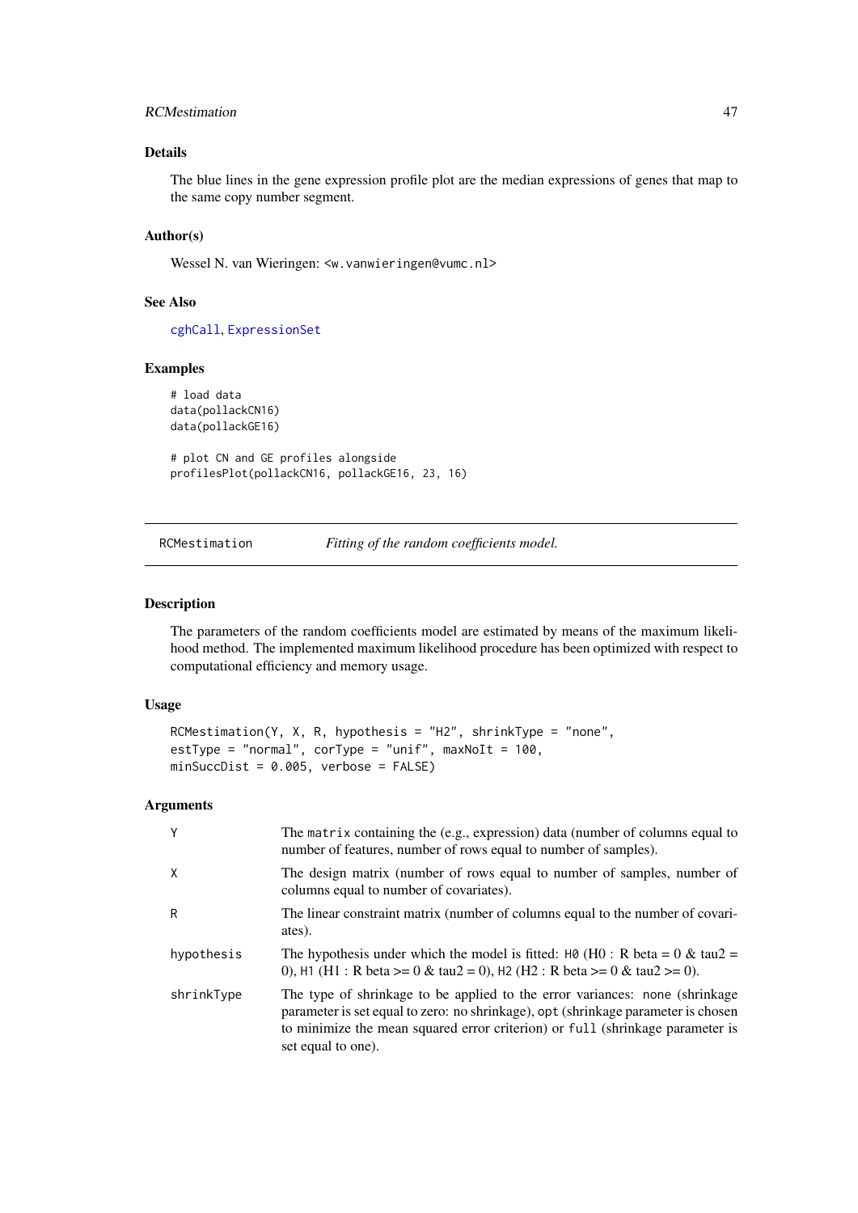### Details

The blue lines in the gene expression profile plot are the median expressions of genes that map to the same copy number segment.

### Author(s)

Wessel N. van Wieringen: <w.vanwieringen@vumc.nl>

### See Also

cghCall, ExpressionSet

### Examples

```
# load data
data(pollackCN16)
data(pollackGE16)

# plot CN and GE profiles alongside
profilesPlot(pollackCN16, pollackGE16, 23, 16)
```

---

## RCMestimation — *Fitting of the random coefficients model.*

---

### Description

The parameters of the random coefficients model are estimated by means of the maximum likelihood method. The implemented maximum likelihood procedure has been optimized with respect to computational efficiency and memory usage.

### Usage

```
RCMestimation(Y, X, R, hypothesis = "H2", shrinkType = "none",
estType = "normal", corType = "unif", maxNoIt = 100,
minSuccDist = 0.005, verbose = FALSE)
```

### Arguments

| | |
|---|---|
| Y | The `matrix` containing the (e.g., expression) data (number of columns equal to number of features, number of rows equal to number of samples). |
| X | The design matrix (number of rows equal to number of samples, number of columns equal to number of covariates). |
| R | The linear constraint matrix (number of columns equal to the number of covariates). |
| hypothesis | The hypothesis under which the model is fitted: `H0` (H0 : R beta = 0 & tau2 = 0), `H1` (H1 : R beta >= 0 & tau2 = 0), `H2` (H2 : R beta >= 0 & tau2 >= 0). |
| shrinkType | The type of shrinkage to be applied to the error variances: `none` (shrinkage parameter is set equal to zero: no shrinkage), `opt` (shrinkage parameter is chosen to minimize the mean squared error criterion) or `full` (shrinkage parameter is set equal to one). |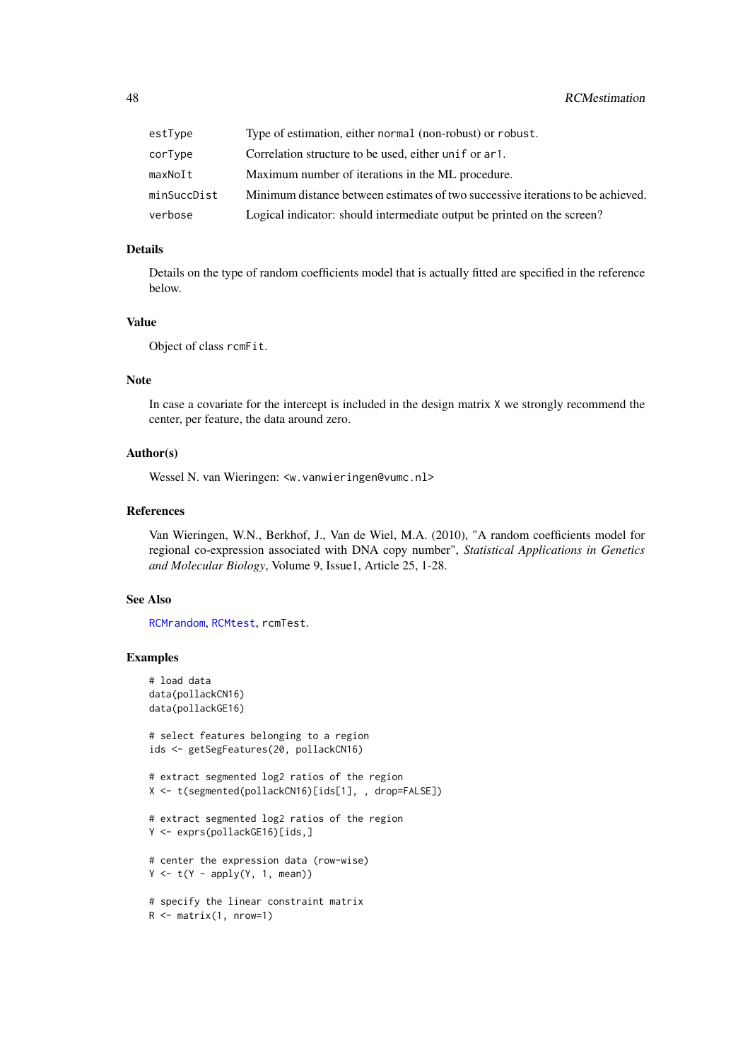| | |
|---|---|
| estType | Type of estimation, either normal (non-robust) or robust. |
| corType | Correlation structure to be used, either unif or ar1. |
| maxNoIt | Maximum number of iterations in the ML procedure. |
| minSuccDist | Minimum distance between estimates of two successive iterations to be achieved. |
| verbose | Logical indicator: should intermediate output be printed on the screen? |

### Details

Details on the type of random coefficients model that is actually fitted are specified in the reference below.

### Value

Object of class rcmFit.

### Note

In case a covariate for the intercept is included in the design matrix X we strongly recommend the center, per feature, the data around zero.

### Author(s)

Wessel N. van Wieringen: <w.vanwieringen@vumc.nl>

### References

Van Wieringen, W.N., Berkhof, J., Van de Wiel, M.A. (2010), "A random coefficients model for regional co-expression associated with DNA copy number", *Statistical Applications in Genetics and Molecular Biology*, Volume 9, Issue1, Article 25, 1-28.

### See Also

RCMrandom, RCMtest, rcmTest.

### Examples

```
# load data
data(pollackCN16)
data(pollackGE16)

# select features belonging to a region
ids <- getSegFeatures(20, pollackCN16)

# extract segmented log2 ratios of the region
X <- t(segmented(pollackCN16)[ids[1], , drop=FALSE])

# extract segmented log2 ratios of the region
Y <- exprs(pollackGE16)[ids,]

# center the expression data (row-wise)
Y <- t(Y - apply(Y, 1, mean))

# specify the linear constraint matrix
R <- matrix(1, nrow=1)
```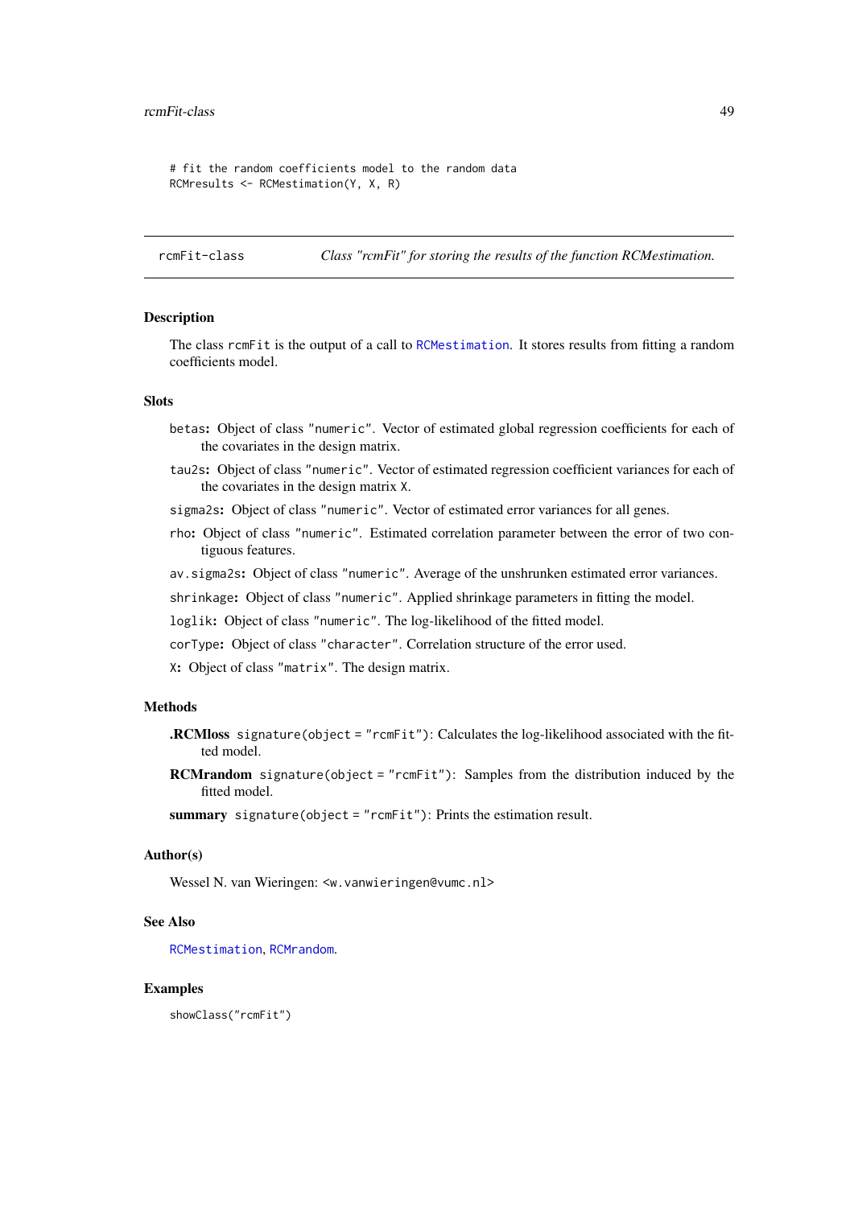```
# fit the random coefficients model to the random data
RCMresults <- RCMestimation(Y, X, R)
```

---

## rcmFit-class — *Class "rcmFit" for storing the results of the function RCMestimation.*

### Description

The class `rcmFit` is the output of a call to `RCMestimation`. It stores results from fitting a random coefficients model.

### Slots

- `betas`: Object of class `"numeric"`. Vector of estimated global regression coefficients for each of the covariates in the design matrix.
- `tau2s`: Object of class `"numeric"`. Vector of estimated regression coefficient variances for each of the covariates in the design matrix `X`.
- `sigma2s`: Object of class `"numeric"`. Vector of estimated error variances for all genes.
- `rho`: Object of class `"numeric"`. Estimated correlation parameter between the error of two contiguous features.
- `av.sigma2s`: Object of class `"numeric"`. Average of the unshrunken estimated error variances.
- `shrinkage`: Object of class `"numeric"`. Applied shrinkage parameters in fitting the model.
- `loglik`: Object of class `"numeric"`. The log-likelihood of the fitted model.
- `corType`: Object of class `"character"`. Correlation structure of the error used.
- `X`: Object of class `"matrix"`. The design matrix.

### Methods

- **.RCMloss** `signature(object = "rcmFit")`: Calculates the log-likelihood associated with the fitted model.
- **RCMrandom** `signature(object = "rcmFit")`: Samples from the distribution induced by the fitted model.
- **summary** `signature(object = "rcmFit")`: Prints the estimation result.

### Author(s)

Wessel N. van Wieringen: <w.vanwieringen@vumc.nl>

### See Also

`RCMestimation`, `RCMrandom`.

### Examples

```
showClass("rcmFit")
```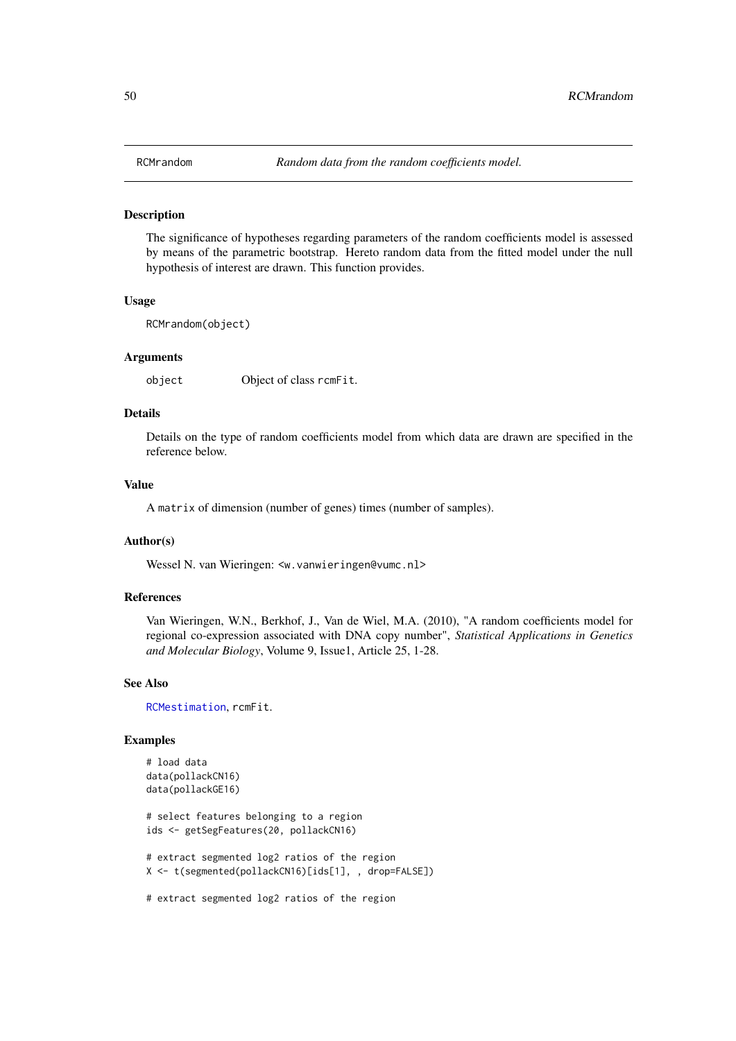# RCMrandom — *Random data from the random coefficients model.*

## Description

The significance of hypotheses regarding parameters of the random coefficients model is assessed by means of the parametric bootstrap. Hereto random data from the fitted model under the null hypothesis of interest are drawn. This function provides.

## Usage

```
RCMrandom(object)
```

## Arguments

| | |
|---|---|
| `object` | Object of class `rcmFit`. |

## Details

Details on the type of random coefficients model from which data are drawn are specified in the reference below.

## Value

A `matrix` of dimension (number of genes) times (number of samples).

## Author(s)

Wessel N. van Wieringen: <w.vanwieringen@vumc.nl>

## References

Van Wieringen, W.N., Berkhof, J., Van de Wiel, M.A. (2010), "A random coefficients model for regional co-expression associated with DNA copy number", *Statistical Applications in Genetics and Molecular Biology*, Volume 9, Issue1, Article 25, 1-28.

## See Also

`RCMestimation`, `rcmFit`.

## Examples

```
# load data
data(pollackCN16)
data(pollackGE16)

# select features belonging to a region
ids <- getSegFeatures(20, pollackCN16)

# extract segmented log2 ratios of the region
X <- t(segmented(pollackCN16)[ids[1], , drop=FALSE])

# extract segmented log2 ratios of the region
```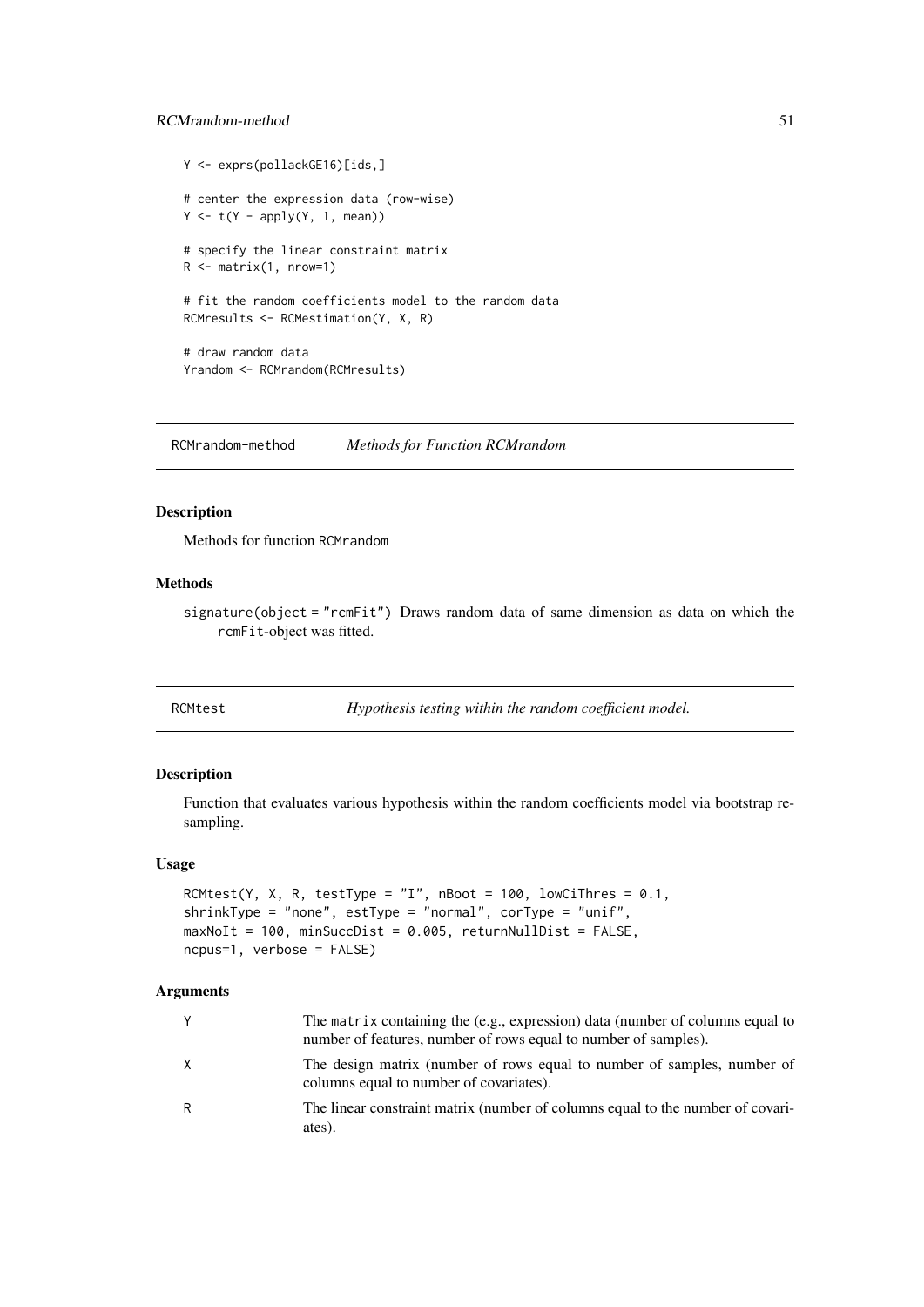```
Y <- exprs(pollackGE16)[ids,]

# center the expression data (row-wise)
Y <- t(Y - apply(Y, 1, mean))

# specify the linear constraint matrix
R <- matrix(1, nrow=1)

# fit the random coefficients model to the random data
RCMresults <- RCMestimation(Y, X, R)

# draw random data
Yrandom <- RCMrandom(RCMresults)
```

## RCMrandom-method    *Methods for Function RCMrandom*

### Description

Methods for function `RCMrandom`

### Methods

`signature(object = "rcmFit")` Draws random data of same dimension as data on which the `rcmFit`-object was fitted.

## RCMtest    *Hypothesis testing within the random coefficient model.*

### Description

Function that evaluates various hypothesis within the random coefficients model via bootstrap resampling.

### Usage

```
RCMtest(Y, X, R, testType = "I", nBoot = 100, lowCiThres = 0.1,
shrinkType = "none", estType = "normal", corType = "unif",
maxNoIt = 100, minSuccDist = 0.005, returnNullDist = FALSE,
ncpus=1, verbose = FALSE)
```

### Arguments

| | |
|---|---|
| Y | The `matrix` containing the (e.g., expression) data (number of columns equal to number of features, number of rows equal to number of samples). |
| X | The design matrix (number of rows equal to number of samples, number of columns equal to number of covariates). |
| R | The linear constraint matrix (number of columns equal to the number of covariates). |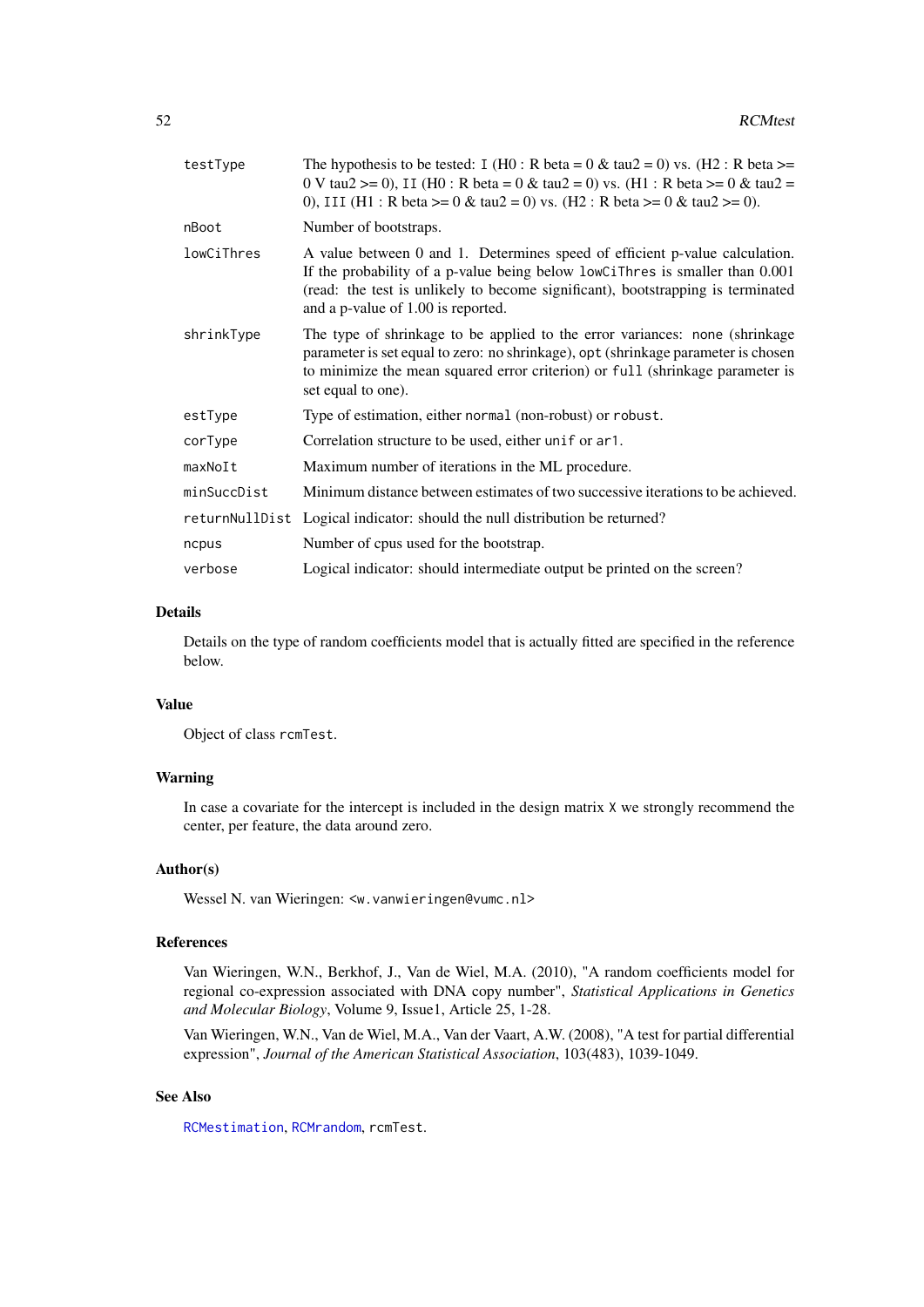| | |
|---|---|
| `testType` | The hypothesis to be tested: `I` (H0 : R beta = 0 & tau2 = 0) vs. (H2 : R beta >= 0 V tau2 >= 0), `II` (H0 : R beta = 0 & tau2 = 0) vs. (H1 : R beta >= 0 & tau2 = 0), `III` (H1 : R beta >= 0 & tau2 = 0) vs. (H2 : R beta >= 0 & tau2 >= 0). |
| `nBoot` | Number of bootstraps. |
| `lowCiThres` | A value between 0 and 1. Determines speed of efficient p-value calculation. If the probability of a p-value being below `lowCiThres` is smaller than 0.001 (read: the test is unlikely to become significant), bootstrapping is terminated and a p-value of 1.00 is reported. |
| `shrinkType` | The type of shrinkage to be applied to the error variances: `none` (shrinkage parameter is set equal to zero: no shrinkage), `opt` (shrinkage parameter is chosen to minimize the mean squared error criterion) or `full` (shrinkage parameter is set equal to one). |
| `estType` | Type of estimation, either `normal` (non-robust) or `robust`. |
| `corType` | Correlation structure to be used, either `unif` or `ar1`. |
| `maxNoIt` | Maximum number of iterations in the ML procedure. |
| `minSuccDist` | Minimum distance between estimates of two successive iterations to be achieved. |
| `returnNullDist` | Logical indicator: should the null distribution be returned? |
| `ncpus` | Number of cpus used for the bootstrap. |
| `verbose` | Logical indicator: should intermediate output be printed on the screen? |

## Details

Details on the type of random coefficients model that is actually fitted are specified in the reference below.

## Value

Object of class `rcmTest`.

## Warning

In case a covariate for the intercept is included in the design matrix `X` we strongly recommend the center, per feature, the data around zero.

## Author(s)

Wessel N. van Wieringen: `<w.vanwieringen@vumc.nl>`

## References

Van Wieringen, W.N., Berkhof, J., Van de Wiel, M.A. (2010), "A random coefficients model for regional co-expression associated with DNA copy number", *Statistical Applications in Genetics and Molecular Biology*, Volume 9, Issue1, Article 25, 1-28.

Van Wieringen, W.N., Van de Wiel, M.A., Van der Vaart, A.W. (2008), "A test for partial differential expression", *Journal of the American Statistical Association*, 103(483), 1039-1049.

## See Also

`RCMestimation`, `RCMrandom`, `rcmTest`.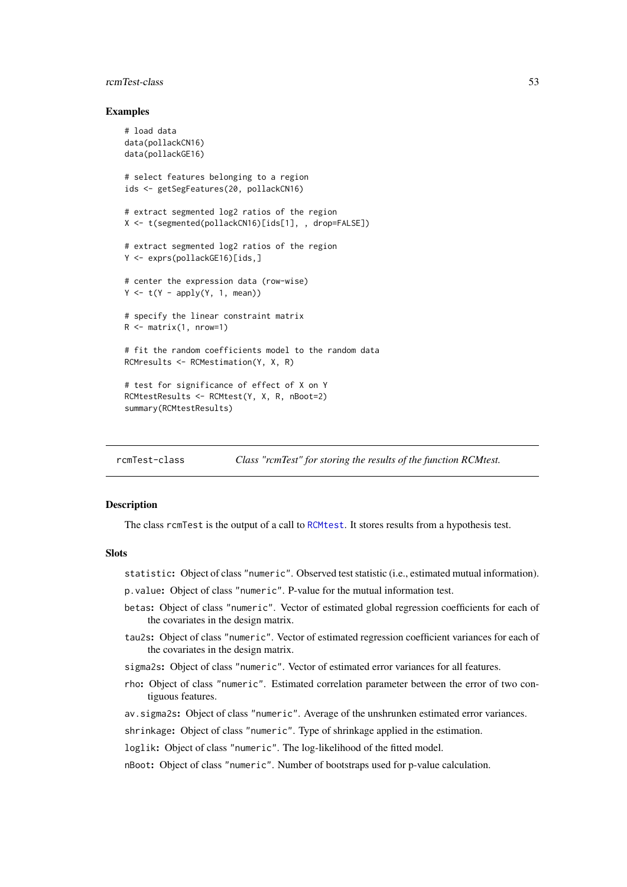## Examples

```
# load data
data(pollackCN16)
data(pollackGE16)

# select features belonging to a region
ids <- getSegFeatures(20, pollackCN16)

# extract segmented log2 ratios of the region
X <- t(segmented(pollackCN16)[ids[1], , drop=FALSE])

# extract segmented log2 ratios of the region
Y <- exprs(pollackGE16)[ids,]

# center the expression data (row-wise)
Y <- t(Y - apply(Y, 1, mean))

# specify the linear constraint matrix
R <- matrix(1, nrow=1)

# fit the random coefficients model to the random data
RCMresults <- RCMestimation(Y, X, R)

# test for significance of effect of X on Y
RCMtestResults <- RCMtest(Y, X, R, nBoot=2)
summary(RCMtestResults)
```

---

rcmTest-class &nbsp;&nbsp;&nbsp;&nbsp; *Class "rcmTest" for storing the results of the function RCMtest.*

---

## Description

The class rcmTest is the output of a call to RCMtest. It stores results from a hypothesis test.

## Slots

- **statistic:** Object of class "numeric". Observed test statistic (i.e., estimated mutual information).
- **p.value:** Object of class "numeric". P-value for the mutual information test.
- **betas:** Object of class "numeric". Vector of estimated global regression coefficients for each of the covariates in the design matrix.
- **tau2s:** Object of class "numeric". Vector of estimated regression coefficient variances for each of the covariates in the design matrix.
- **sigma2s:** Object of class "numeric". Vector of estimated error variances for all features.
- **rho:** Object of class "numeric". Estimated correlation parameter between the error of two contiguous features.
- **av.sigma2s:** Object of class "numeric". Average of the unshrunken estimated error variances.
- **shrinkage:** Object of class "numeric". Type of shrinkage applied in the estimation.
- **loglik:** Object of class "numeric". The log-likelihood of the fitted model.
- **nBoot:** Object of class "numeric". Number of bootstraps used for p-value calculation.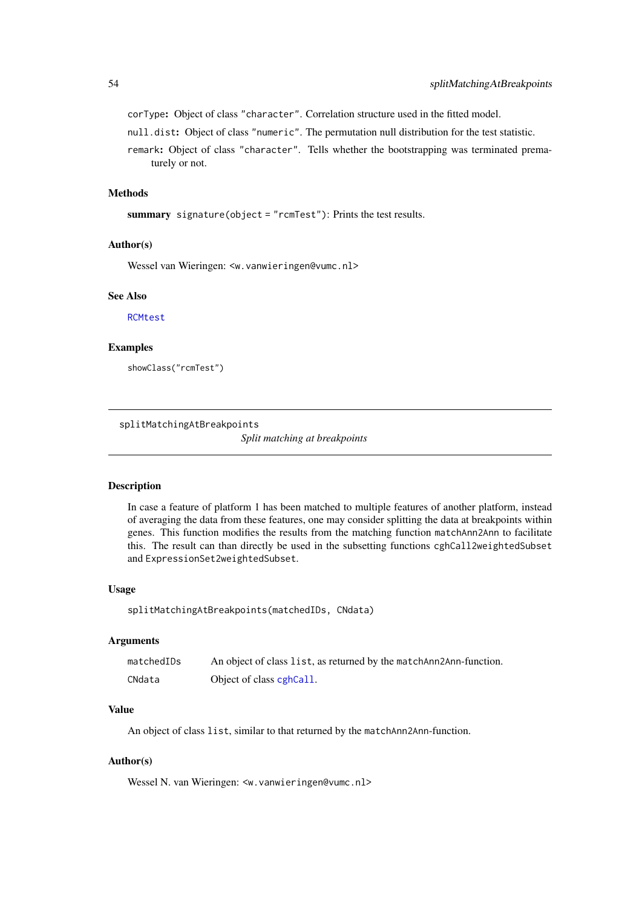corType: Object of class "character". Correlation structure used in the fitted model.

null.dist: Object of class "numeric". The permutation null distribution for the test statistic.

remark: Object of class "character". Tells whether the bootstrapping was terminated prematurely or not.

### Methods

**summary** `signature(object = "rcmTest")`: Prints the test results.

### Author(s)

Wessel van Wieringen: <w.vanwieringen@vumc.nl>

### See Also

RCMtest

### Examples

```
showClass("rcmTest")
```

---

## splitMatchingAtBreakpoints

*Split matching at breakpoints*

### Description

In case a feature of platform 1 has been matched to multiple features of another platform, instead of averaging the data from these features, one may consider splitting the data at breakpoints within genes. This function modifies the results from the matching function `matchAnn2Ann` to facilitate this. The result can than directly be used in the subsetting functions `cghCall2weightedSubset` and `ExpressionSet2weightedSubset`.

### Usage

```
splitMatchingAtBreakpoints(matchedIDs, CNdata)
```

### Arguments

| | |
|---|---|
| matchedIDs | An object of class `list`, as returned by the `matchAnn2Ann`-function. |
| CNdata | Object of class `cghCall`. |

### Value

An object of class `list`, similar to that returned by the `matchAnn2Ann`-function.

### Author(s)

Wessel N. van Wieringen: <w.vanwieringen@vumc.nl>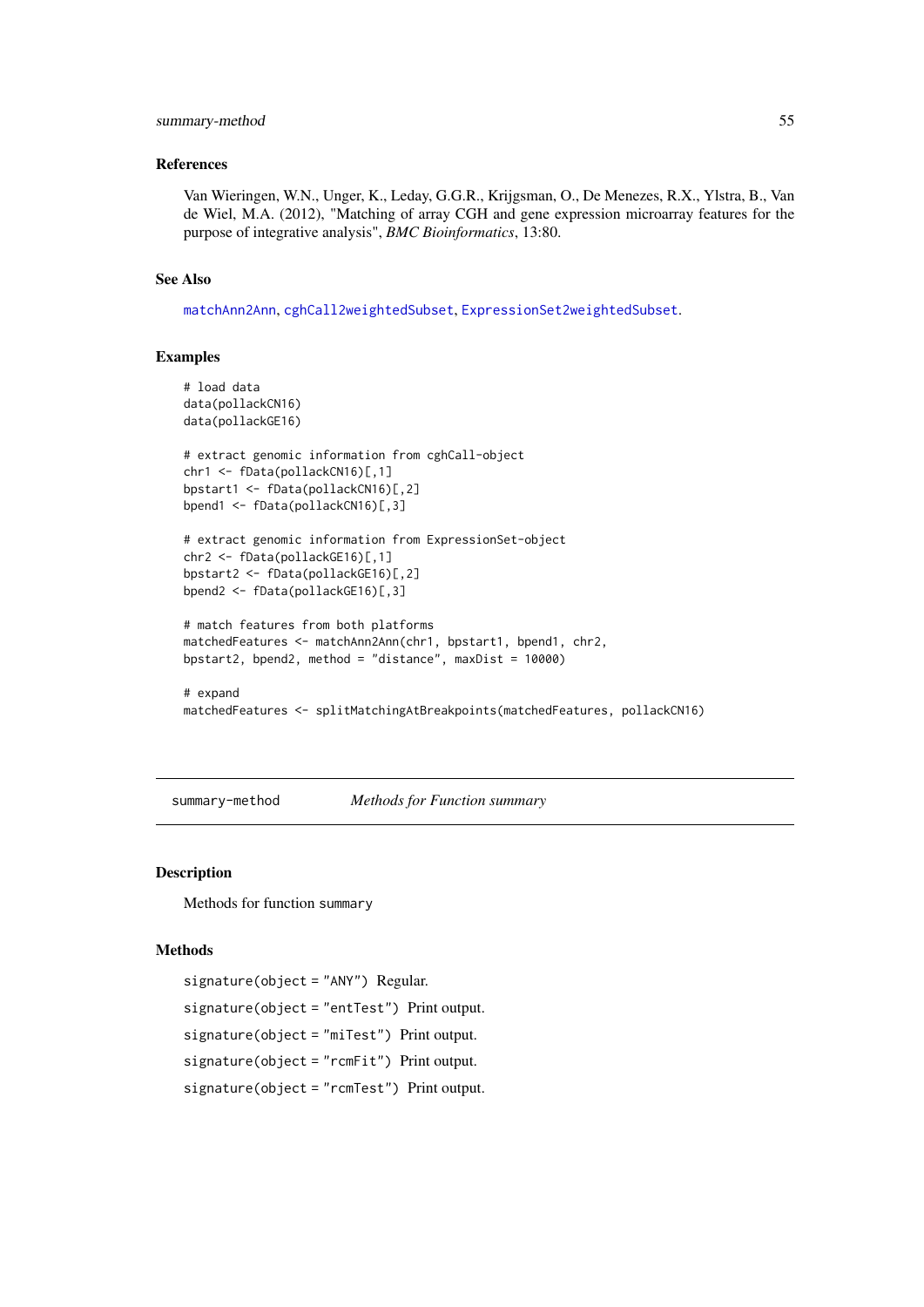### References

Van Wieringen, W.N., Unger, K., Leday, G.G.R., Krijgsman, O., De Menezes, R.X., Ylstra, B., Van de Wiel, M.A. (2012), "Matching of array CGH and gene expression microarray features for the purpose of integrative analysis", *BMC Bioinformatics*, 13:80.

### See Also

matchAnn2Ann, cghCall2weightedSubset, ExpressionSet2weightedSubset.

### Examples

```
# load data
data(pollackCN16)
data(pollackGE16)

# extract genomic information from cghCall-object
chr1 <- fData(pollackCN16)[,1]
bpstart1 <- fData(pollackCN16)[,2]
bpend1 <- fData(pollackCN16)[,3]

# extract genomic information from ExpressionSet-object
chr2 <- fData(pollackGE16)[,1]
bpstart2 <- fData(pollackGE16)[,2]
bpend2 <- fData(pollackGE16)[,3]

# match features from both platforms
matchedFeatures <- matchAnn2Ann(chr1, bpstart1, bpend1, chr2,
bpstart2, bpend2, method = "distance", maxDist = 10000)

# expand
matchedFeatures <- splitMatchingAtBreakpoints(matchedFeatures, pollackCN16)
```

---

## summary-method — *Methods for Function summary*

### Description

Methods for function `summary`

### Methods

`signature(object = "ANY")` Regular.

`signature(object = "entTest")` Print output.

`signature(object = "miTest")` Print output.

`signature(object = "rcmFit")` Print output.

`signature(object = "rcmTest")` Print output.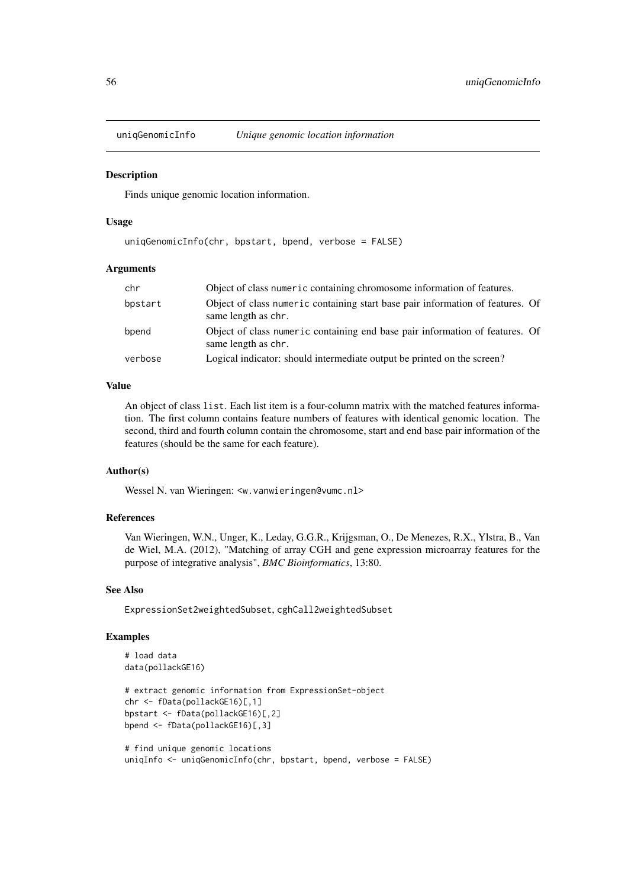# uniqGenomicInfo *Unique genomic location information*

## Description

Finds unique genomic location information.

## Usage

```
uniqGenomicInfo(chr, bpstart, bpend, verbose = FALSE)
```

## Arguments

| | |
|---|---|
| chr | Object of class numeric containing chromosome information of features. |
| bpstart | Object of class numeric containing start base pair information of features. Of same length as chr. |
| bpend | Object of class numeric containing end base pair information of features. Of same length as chr. |
| verbose | Logical indicator: should intermediate output be printed on the screen? |

## Value

An object of class list. Each list item is a four-column matrix with the matched features information. The first column contains feature numbers of features with identical genomic location. The second, third and fourth column contain the chromosome, start and end base pair information of the features (should be the same for each feature).

## Author(s)

Wessel N. van Wieringen: <w.vanwieringen@vumc.nl>

## References

Van Wieringen, W.N., Unger, K., Leday, G.G.R., Krijgsman, O., De Menezes, R.X., Ylstra, B., Van de Wiel, M.A. (2012), "Matching of array CGH and gene expression microarray features for the purpose of integrative analysis", *BMC Bioinformatics*, 13:80.

## See Also

ExpressionSet2weightedSubset, cghCall2weightedSubset

## Examples

```
# load data
data(pollackGE16)

# extract genomic information from ExpressionSet-object
chr <- fData(pollackGE16)[,1]
bpstart <- fData(pollackGE16)[,2]
bpend <- fData(pollackGE16)[,3]

# find unique genomic locations
uniqInfo <- uniqGenomicInfo(chr, bpstart, bpend, verbose = FALSE)
```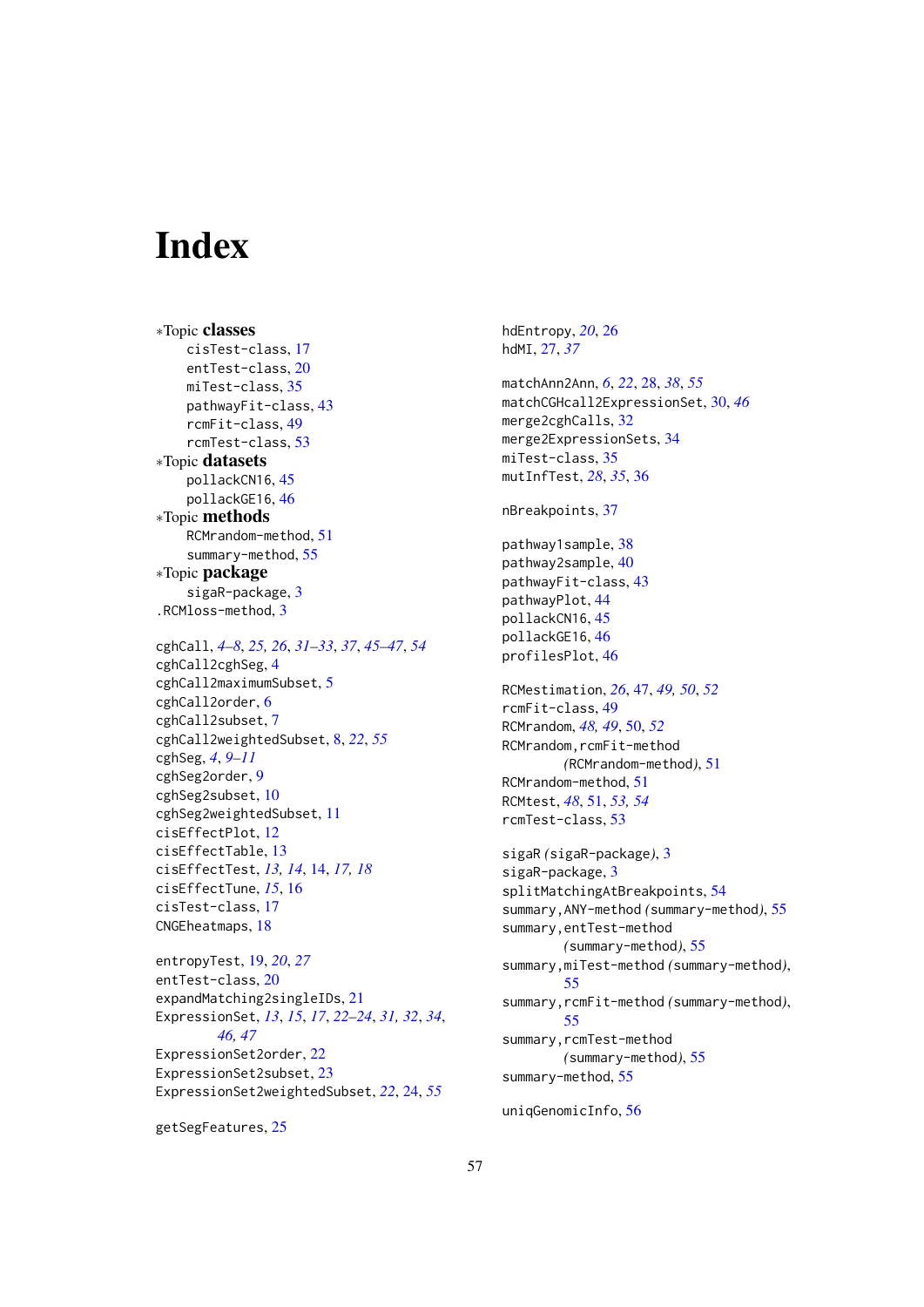# Index

∗Topic **classes**
- cisTest-class, 17
- entTest-class, 20
- miTest-class, 35
- pathwayFit-class, 43
- rcmFit-class, 49
- rcmTest-class, 53

∗Topic **datasets**
- pollackCN16, 45
- pollackGE16, 46

∗Topic **methods**
- RCMrandom-method, 51
- summary-method, 55

∗Topic **package**
- sigaR-package, 3

.RCMloss-method, 3

cghCall, *4–8*, *25, 26*, *31–33*, *37*, *45–47*, *54*
cghCall2cghSeg, 4
cghCall2maximumSubset, 5
cghCall2order, 6
cghCall2subset, 7
cghCall2weightedSubset, 8, *22*, *55*
cghSeg, *4*, *9–11*
cghSeg2order, 9
cghSeg2subset, 10
cghSeg2weightedSubset, 11
cisEffectPlot, 12
cisEffectTable, 13
cisEffectTest, *13, 14*, 14, *17, 18*
cisEffectTune, *15*, 16
cisTest-class, 17
CNGEheatmaps, 18

entropyTest, 19, *20*, *27*
entTest-class, 20
expandMatching2singleIDs, 21
ExpressionSet, *13*, *15*, *17*, *22–24*, *31, 32*, *34*, *46, 47*
ExpressionSet2order, 22
ExpressionSet2subset, 23
ExpressionSet2weightedSubset, *22*, 24, *55*

getSegFeatures, 25

hdEntropy, *20*, 26
hdMI, 27, *37*

matchAnn2Ann, *6*, *22*, 28, *38*, *55*
matchCGHcall2ExpressionSet, 30, *46*
merge2cghCalls, 32
merge2ExpressionSets, 34
miTest-class, 35
mutInfTest, *28*, *35*, 36

nBreakpoints, 37

pathway1sample, 38
pathway2sample, 40
pathwayFit-class, 43
pathwayPlot, 44
pollackCN16, 45
pollackGE16, 46
profilesPlot, 46

RCMestimation, *26*, 47, *49, 50*, *52*
rcmFit-class, 49
RCMrandom, *48, 49*, 50, *52*
RCMrandom,rcmFit-method *(RCMrandom-method)*, 51
RCMrandom-method, 51
RCMtest, *48*, 51, *53, 54*
rcmTest-class, 53

sigaR *(sigaR-package)*, 3
sigaR-package, 3
splitMatchingAtBreakpoints, 54
summary,ANY-method *(summary-method)*, 55
summary,entTest-method *(summary-method)*, 55
summary,miTest-method *(summary-method)*, 55
summary,rcmFit-method *(summary-method)*, 55
summary,rcmTest-method *(summary-method)*, 55
summary-method, 55

uniqGenomicInfo, 56